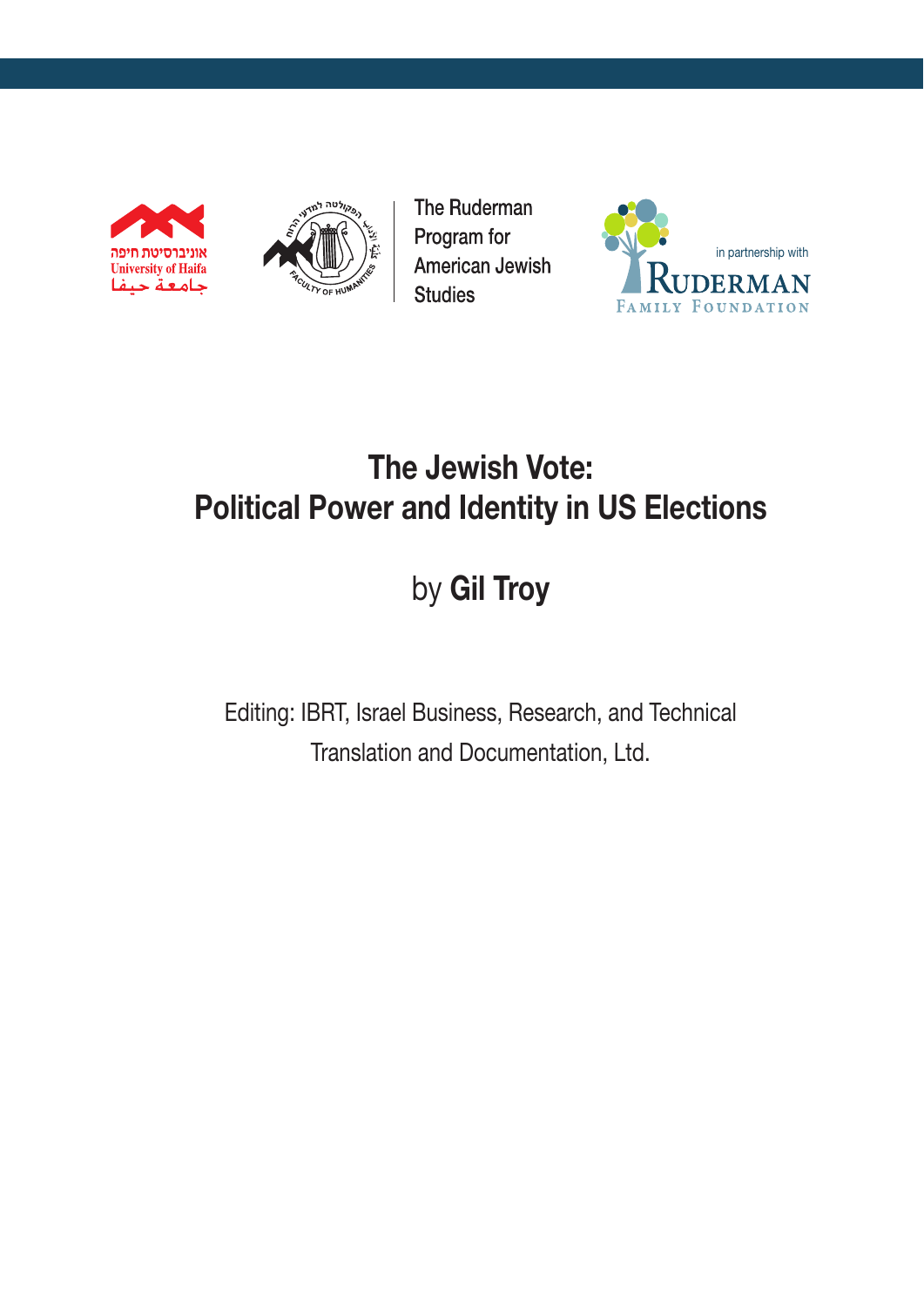אוניברסיטת חיפה
University of Haifa
جامعة حيفا

The Ruderman Program for American Jewish Studies

in partnership with RUDERMAN FAMILY FOUNDATION

# The Jewish Vote:
# Political Power and Identity in US Elections

## by **Gil Troy**

Editing: IBRT, Israel Business, Research, and Technical Translation and Documentation, Ltd.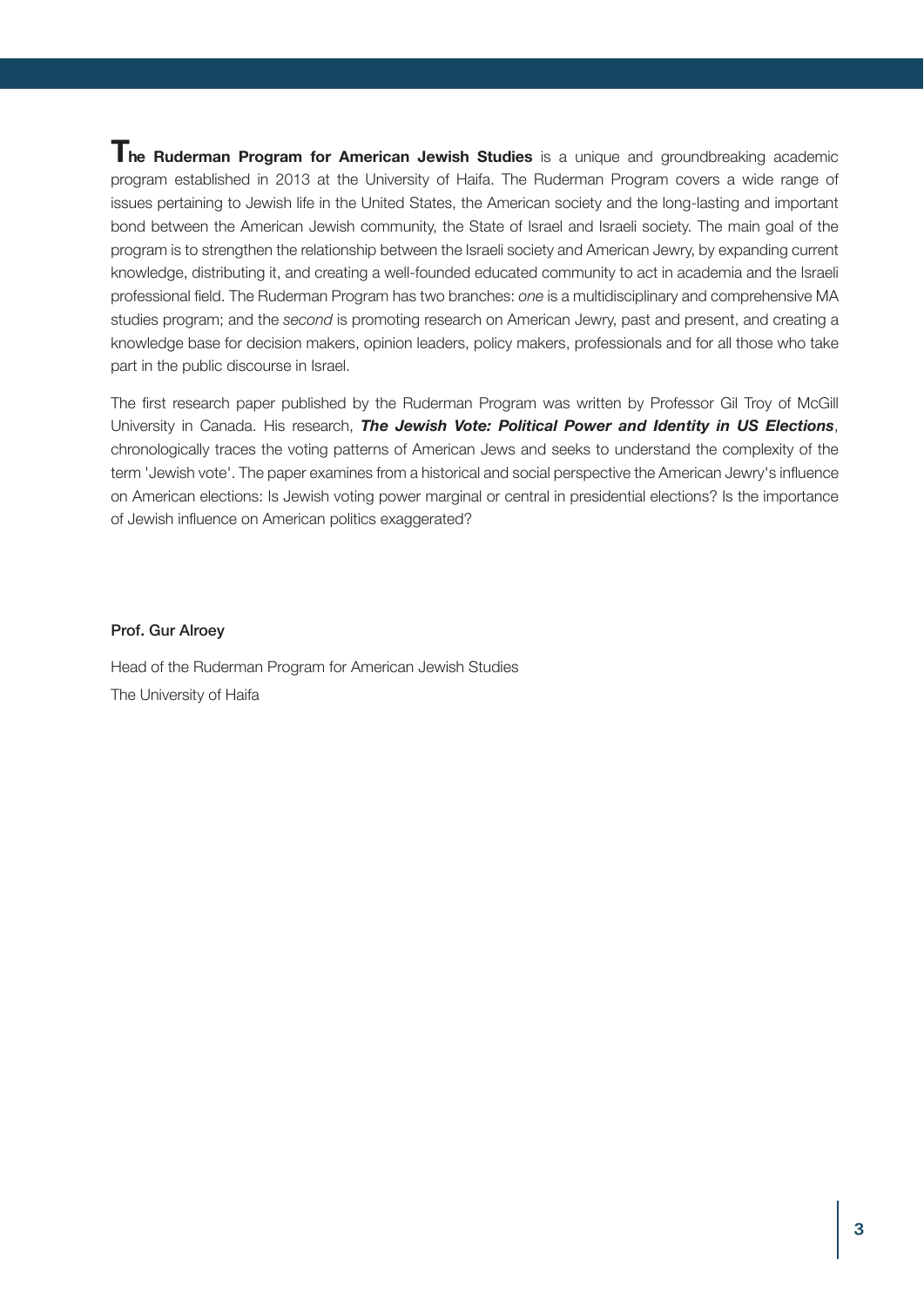**The Ruderman Program for American Jewish Studies** is a unique and groundbreaking academic program established in 2013 at the University of Haifa. The Ruderman Program covers a wide range of issues pertaining to Jewish life in the United States, the American society and the long-lasting and important bond between the American Jewish community, the State of Israel and Israeli society. The main goal of the program is to strengthen the relationship between the Israeli society and American Jewry, by expanding current knowledge, distributing it, and creating a well-founded educated community to act in academia and the Israeli professional field. The Ruderman Program has two branches: *one* is a multidisciplinary and comprehensive MA studies program; and the *second* is promoting research on American Jewry, past and present, and creating a knowledge base for decision makers, opinion leaders, policy makers, professionals and for all those who take part in the public discourse in Israel.

The first research paper published by the Ruderman Program was written by Professor Gil Troy of McGill University in Canada. His research, ***The Jewish Vote: Political Power and Identity in US Elections***, chronologically traces the voting patterns of American Jews and seeks to understand the complexity of the term 'Jewish vote'. The paper examines from a historical and social perspective the American Jewry's influence on American elections: Is Jewish voting power marginal or central in presidential elections? Is the importance of Jewish influence on American politics exaggerated?

**Prof. Gur Alroey**

Head of the Ruderman Program for American Jewish Studies

The University of Haifa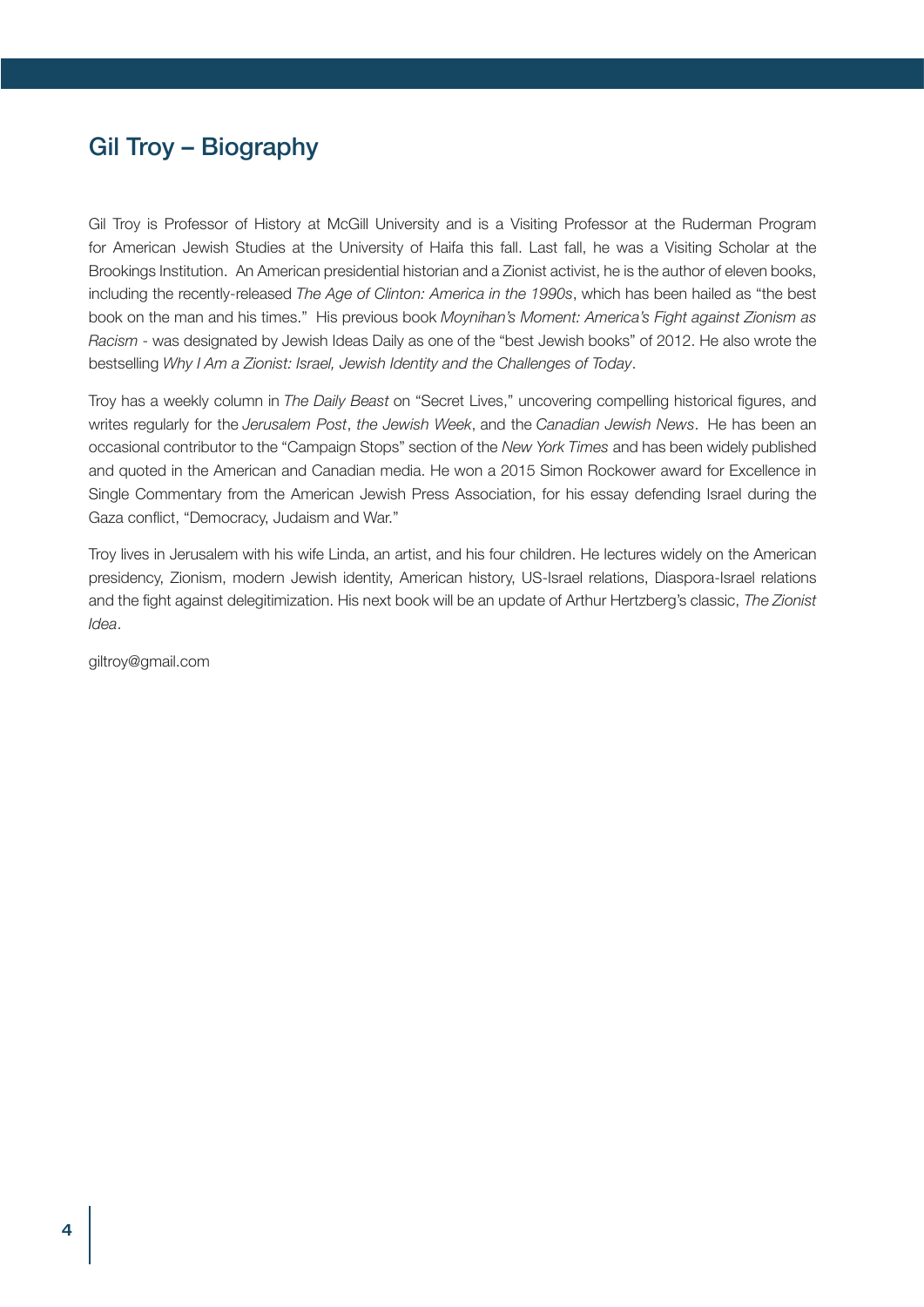## Gil Troy – Biography

Gil Troy is Professor of History at McGill University and is a Visiting Professor at the Ruderman Program for American Jewish Studies at the University of Haifa this fall. Last fall, he was a Visiting Scholar at the Brookings Institution. An American presidential historian and a Zionist activist, he is the author of eleven books, including the recently-released *The Age of Clinton: America in the 1990s*, which has been hailed as "the best book on the man and his times." His previous book *Moynihan's Moment: America's Fight against Zionism as Racism* - was designated by Jewish Ideas Daily as one of the "best Jewish books" of 2012. He also wrote the bestselling *Why I Am a Zionist: Israel, Jewish Identity and the Challenges of Today*.

Troy has a weekly column in *The Daily Beast* on "Secret Lives," uncovering compelling historical figures, and writes regularly for the *Jerusalem Post*, *the Jewish Week*, and the *Canadian Jewish News*. He has been an occasional contributor to the "Campaign Stops" section of the *New York Times* and has been widely published and quoted in the American and Canadian media. He won a 2015 Simon Rockower award for Excellence in Single Commentary from the American Jewish Press Association, for his essay defending Israel during the Gaza conflict, "Democracy, Judaism and War."

Troy lives in Jerusalem with his wife Linda, an artist, and his four children. He lectures widely on the American presidency, Zionism, modern Jewish identity, American history, US-Israel relations, Diaspora-Israel relations and the fight against delegitimization. His next book will be an update of Arthur Hertzberg's classic, *The Zionist Idea*.

giltroy@gmail.com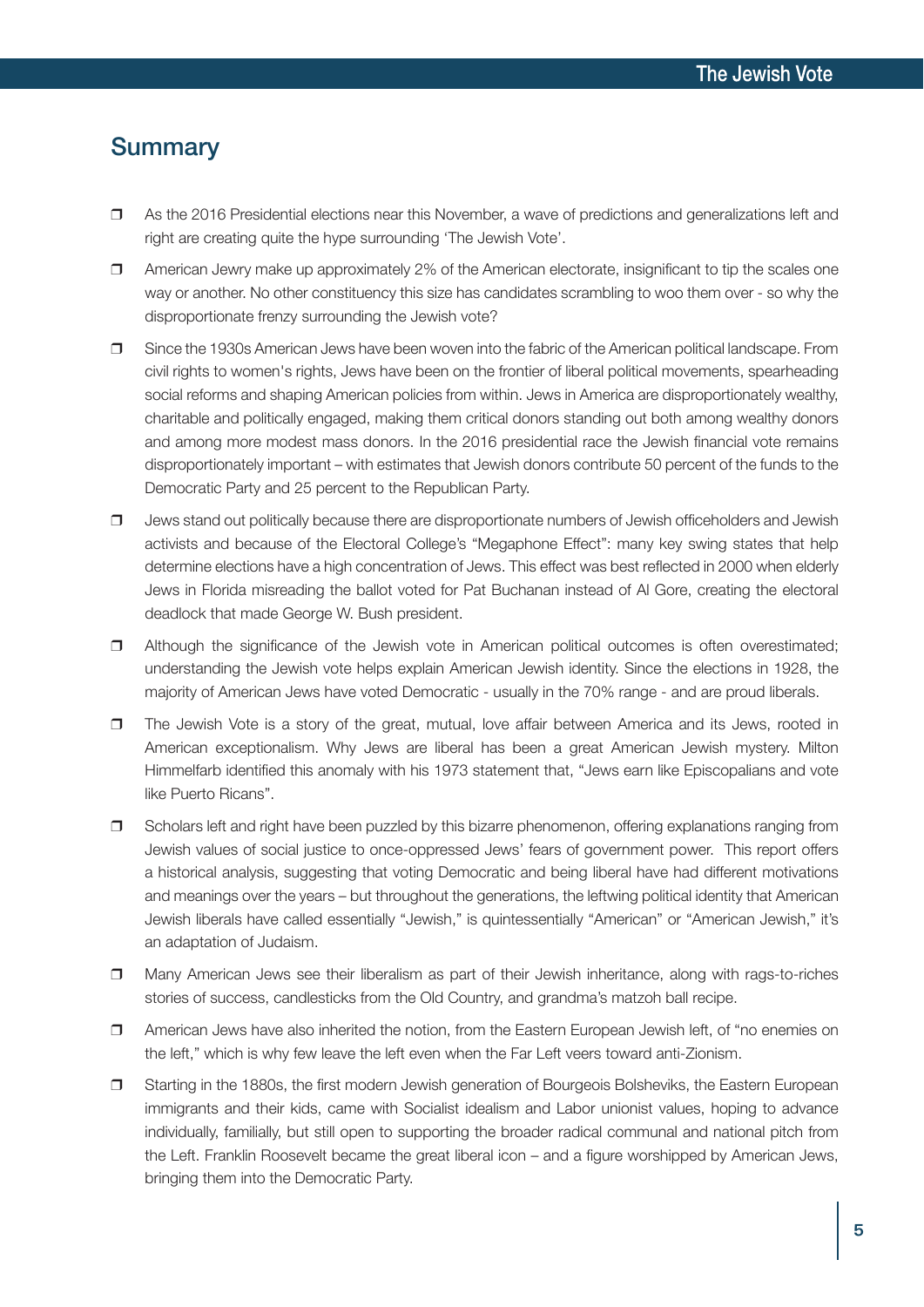## Summary

- As the 2016 Presidential elections near this November, a wave of predictions and generalizations left and right are creating quite the hype surrounding 'The Jewish Vote'.
- American Jewry make up approximately 2% of the American electorate, insignificant to tip the scales one way or another. No other constituency this size has candidates scrambling to woo them over - so why the disproportionate frenzy surrounding the Jewish vote?
- Since the 1930s American Jews have been woven into the fabric of the American political landscape. From civil rights to women's rights, Jews have been on the frontier of liberal political movements, spearheading social reforms and shaping American policies from within. Jews in America are disproportionately wealthy, charitable and politically engaged, making them critical donors standing out both among wealthy donors and among more modest mass donors. In the 2016 presidential race the Jewish financial vote remains disproportionately important – with estimates that Jewish donors contribute 50 percent of the funds to the Democratic Party and 25 percent to the Republican Party.
- Jews stand out politically because there are disproportionate numbers of Jewish officeholders and Jewish activists and because of the Electoral College's "Megaphone Effect": many key swing states that help determine elections have a high concentration of Jews. This effect was best reflected in 2000 when elderly Jews in Florida misreading the ballot voted for Pat Buchanan instead of Al Gore, creating the electoral deadlock that made George W. Bush president.
- Although the significance of the Jewish vote in American political outcomes is often overestimated; understanding the Jewish vote helps explain American Jewish identity. Since the elections in 1928, the majority of American Jews have voted Democratic - usually in the 70% range - and are proud liberals.
- The Jewish Vote is a story of the great, mutual, love affair between America and its Jews, rooted in American exceptionalism. Why Jews are liberal has been a great American Jewish mystery. Milton Himmelfarb identified this anomaly with his 1973 statement that, "Jews earn like Episcopalians and vote like Puerto Ricans".
- Scholars left and right have been puzzled by this bizarre phenomenon, offering explanations ranging from Jewish values of social justice to once-oppressed Jews' fears of government power. This report offers a historical analysis, suggesting that voting Democratic and being liberal have had different motivations and meanings over the years – but throughout the generations, the leftwing political identity that American Jewish liberals have called essentially "Jewish," is quintessentially "American" or "American Jewish," it's an adaptation of Judaism.
- Many American Jews see their liberalism as part of their Jewish inheritance, along with rags-to-riches stories of success, candlesticks from the Old Country, and grandma's matzoh ball recipe.
- American Jews have also inherited the notion, from the Eastern European Jewish left, of "no enemies on the left," which is why few leave the left even when the Far Left veers toward anti-Zionism.
- Starting in the 1880s, the first modern Jewish generation of Bourgeois Bolsheviks, the Eastern European immigrants and their kids, came with Socialist idealism and Labor unionist values, hoping to advance individually, familially, but still open to supporting the broader radical communal and national pitch from the Left. Franklin Roosevelt became the great liberal icon – and a figure worshipped by American Jews, bringing them into the Democratic Party.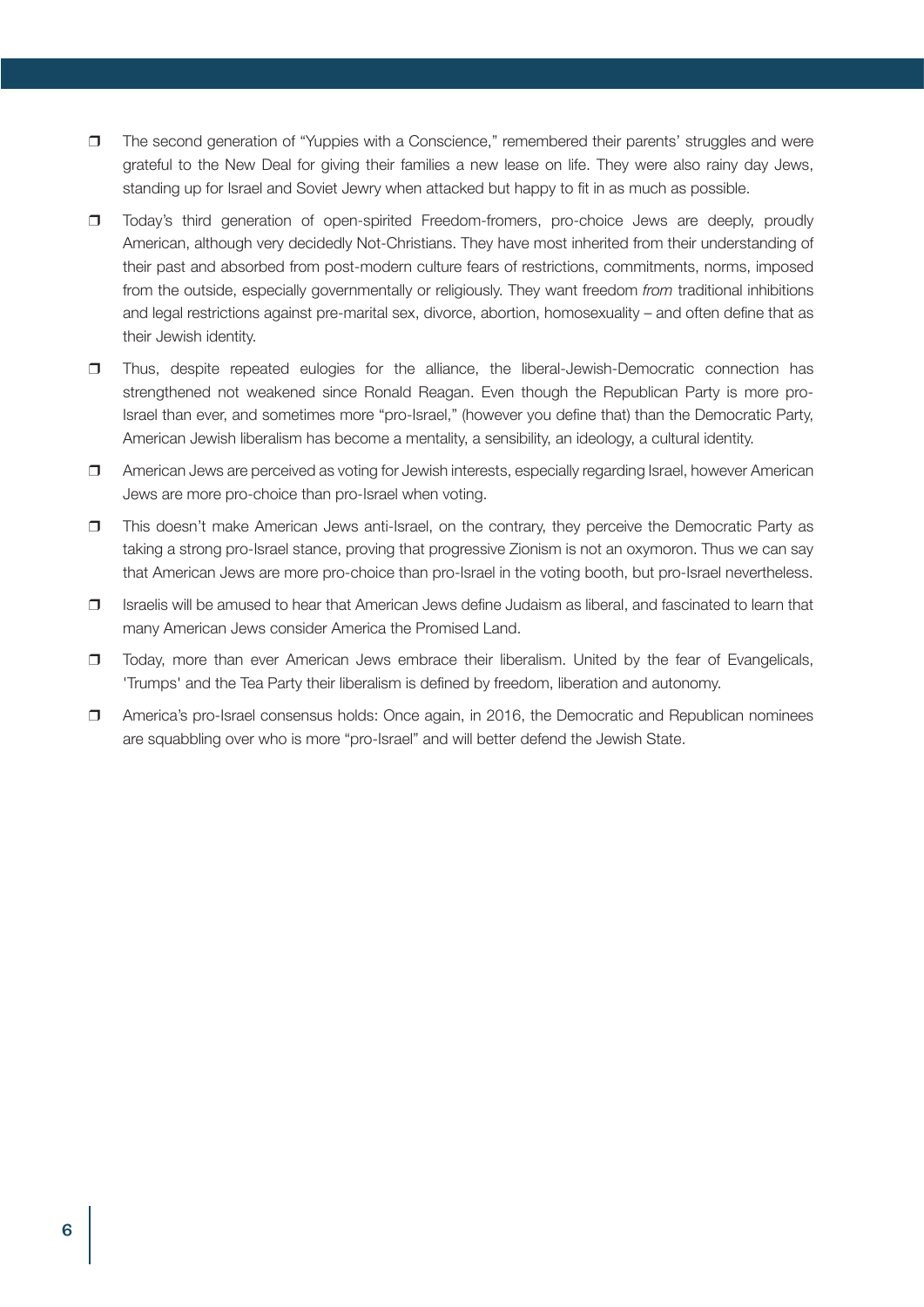- The second generation of "Yuppies with a Conscience," remembered their parents' struggles and were grateful to the New Deal for giving their families a new lease on life. They were also rainy day Jews, standing up for Israel and Soviet Jewry when attacked but happy to fit in as much as possible.
- Today's third generation of open-spirited Freedom-fromers, pro-choice Jews are deeply, proudly American, although very decidedly Not-Christians. They have most inherited from their understanding of their past and absorbed from post-modern culture fears of restrictions, commitments, norms, imposed from the outside, especially governmentally or religiously. They want freedom *from* traditional inhibitions and legal restrictions against pre-marital sex, divorce, abortion, homosexuality – and often define that as their Jewish identity.
- Thus, despite repeated eulogies for the alliance, the liberal-Jewish-Democratic connection has strengthened not weakened since Ronald Reagan. Even though the Republican Party is more pro-Israel than ever, and sometimes more "pro-Israel," (however you define that) than the Democratic Party, American Jewish liberalism has become a mentality, a sensibility, an ideology, a cultural identity.
- American Jews are perceived as voting for Jewish interests, especially regarding Israel, however American Jews are more pro-choice than pro-Israel when voting.
- This doesn't make American Jews anti-Israel, on the contrary, they perceive the Democratic Party as taking a strong pro-Israel stance, proving that progressive Zionism is not an oxymoron. Thus we can say that American Jews are more pro-choice than pro-Israel in the voting booth, but pro-Israel nevertheless.
- Israelis will be amused to hear that American Jews define Judaism as liberal, and fascinated to learn that many American Jews consider America the Promised Land.
- Today, more than ever American Jews embrace their liberalism. United by the fear of Evangelicals, 'Trumps' and the Tea Party their liberalism is defined by freedom, liberation and autonomy.
- America's pro-Israel consensus holds: Once again, in 2016, the Democratic and Republican nominees are squabbling over who is more "pro-Israel" and will better defend the Jewish State.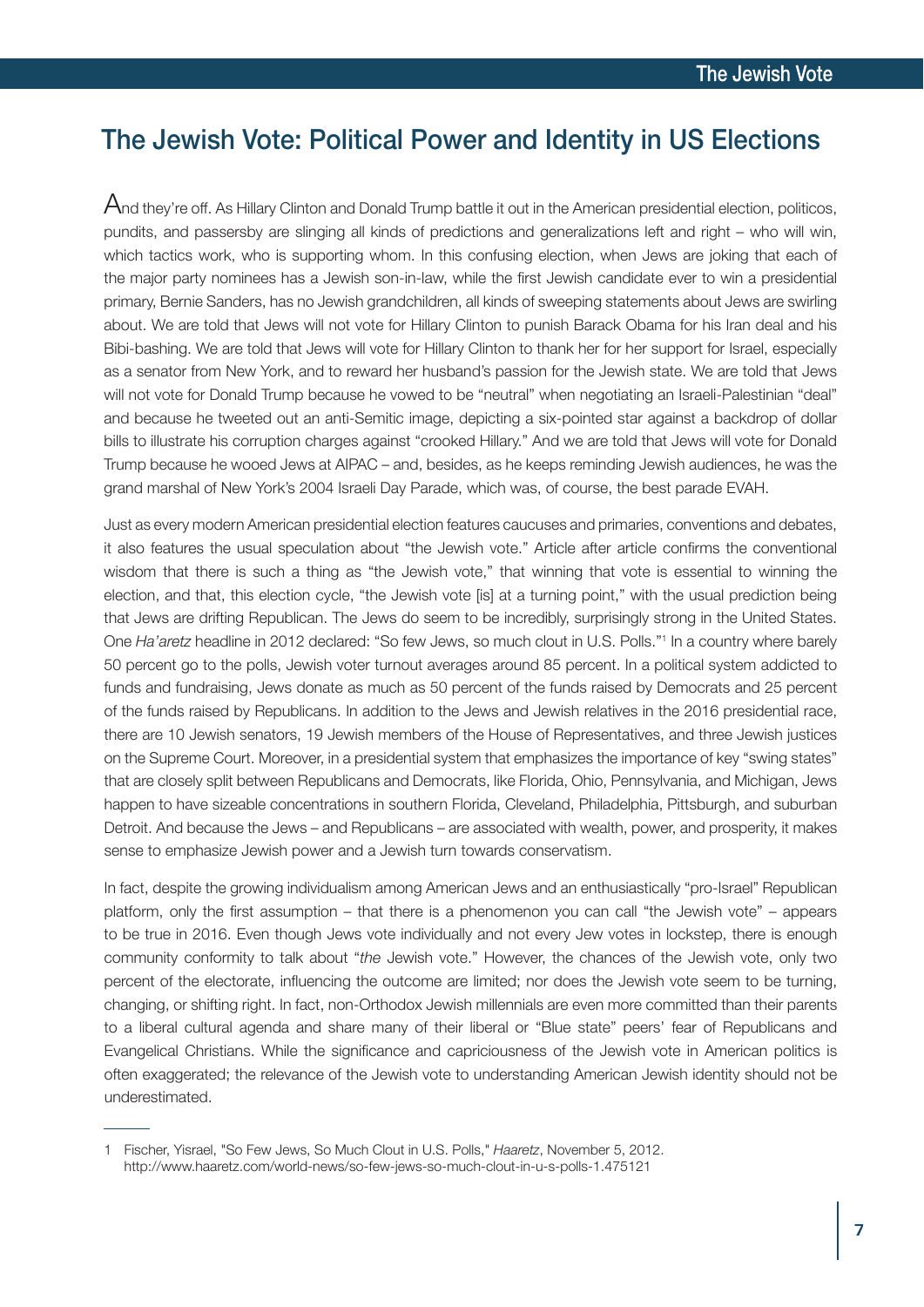# The Jewish Vote: Political Power and Identity in US Elections

And they're off. As Hillary Clinton and Donald Trump battle it out in the American presidential election, politicos, pundits, and passersby are slinging all kinds of predictions and generalizations left and right – who will win, which tactics work, who is supporting whom. In this confusing election, when Jews are joking that each of the major party nominees has a Jewish son-in-law, while the first Jewish candidate ever to win a presidential primary, Bernie Sanders, has no Jewish grandchildren, all kinds of sweeping statements about Jews are swirling about. We are told that Jews will not vote for Hillary Clinton to punish Barack Obama for his Iran deal and his Bibi-bashing. We are told that Jews will vote for Hillary Clinton to thank her for her support for Israel, especially as a senator from New York, and to reward her husband's passion for the Jewish state. We are told that Jews will not vote for Donald Trump because he vowed to be "neutral" when negotiating an Israeli-Palestinian "deal" and because he tweeted out an anti-Semitic image, depicting a six-pointed star against a backdrop of dollar bills to illustrate his corruption charges against "crooked Hillary." And we are told that Jews will vote for Donald Trump because he wooed Jews at AIPAC – and, besides, as he keeps reminding Jewish audiences, he was the grand marshal of New York's 2004 Israeli Day Parade, which was, of course, the best parade EVAH.

Just as every modern American presidential election features caucuses and primaries, conventions and debates, it also features the usual speculation about "the Jewish vote." Article after article confirms the conventional wisdom that there is such a thing as "the Jewish vote," that winning that vote is essential to winning the election, and that, this election cycle, "the Jewish vote [is] at a turning point," with the usual prediction being that Jews are drifting Republican. The Jews do seem to be incredibly, surprisingly strong in the United States. One *Ha'aretz* headline in 2012 declared: "So few Jews, so much clout in U.S. Polls."[1] In a country where barely 50 percent go to the polls, Jewish voter turnout averages around 85 percent. In a political system addicted to funds and fundraising, Jews donate as much as 50 percent of the funds raised by Democrats and 25 percent of the funds raised by Republicans. In addition to the Jews and Jewish relatives in the 2016 presidential race, there are 10 Jewish senators, 19 Jewish members of the House of Representatives, and three Jewish justices on the Supreme Court. Moreover, in a presidential system that emphasizes the importance of key "swing states" that are closely split between Republicans and Democrats, like Florida, Ohio, Pennsylvania, and Michigan, Jews happen to have sizeable concentrations in southern Florida, Cleveland, Philadelphia, Pittsburgh, and suburban Detroit. And because the Jews – and Republicans – are associated with wealth, power, and prosperity, it makes sense to emphasize Jewish power and a Jewish turn towards conservatism.

In fact, despite the growing individualism among American Jews and an enthusiastically "pro-Israel" Republican platform, only the first assumption – that there is a phenomenon you can call "the Jewish vote" – appears to be true in 2016. Even though Jews vote individually and not every Jew votes in lockstep, there is enough community conformity to talk about "*the* Jewish vote." However, the chances of the Jewish vote, only two percent of the electorate, influencing the outcome are limited; nor does the Jewish vote seem to be turning, changing, or shifting right. In fact, non-Orthodox Jewish millennials are even more committed than their parents to a liberal cultural agenda and share many of their liberal or "Blue state" peers' fear of Republicans and Evangelical Christians. While the significance and capriciousness of the Jewish vote in American politics is often exaggerated; the relevance of the Jewish vote to understanding American Jewish identity should not be underestimated.

---

1 Fischer, Yisrael, "So Few Jews, So Much Clout in U.S. Polls," *Haaretz*, November 5, 2012. http://www.haaretz.com/world-news/so-few-jews-so-much-clout-in-u-s-polls-1.475121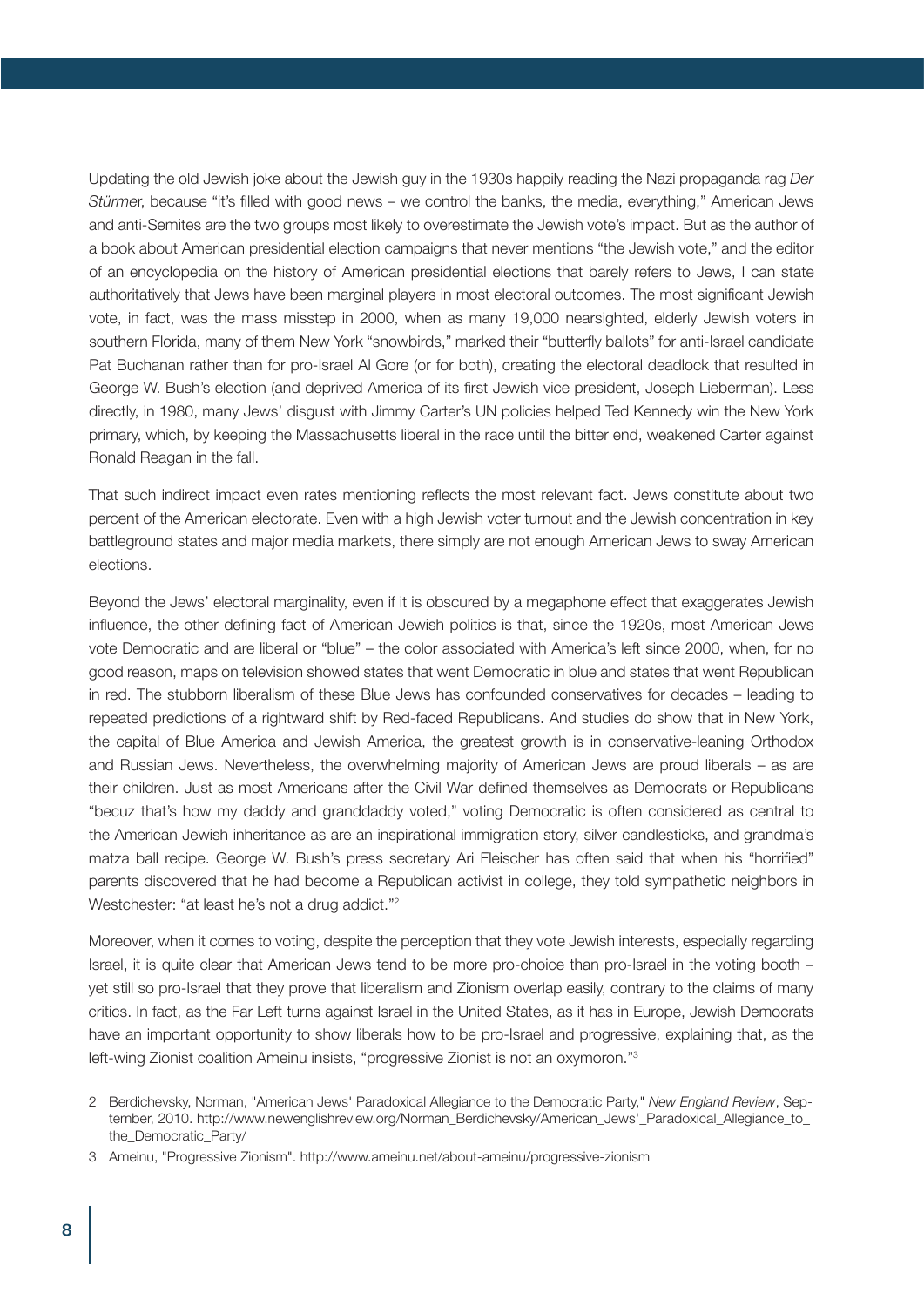Updating the old Jewish joke about the Jewish guy in the 1930s happily reading the Nazi propaganda rag *Der Stürmer*, because "it's filled with good news – we control the banks, the media, everything," American Jews and anti-Semites are the two groups most likely to overestimate the Jewish vote's impact. But as the author of a book about American presidential election campaigns that never mentions "the Jewish vote," and the editor of an encyclopedia on the history of American presidential elections that barely refers to Jews, I can state authoritatively that Jews have been marginal players in most electoral outcomes. The most significant Jewish vote, in fact, was the mass misstep in 2000, when as many 19,000 nearsighted, elderly Jewish voters in southern Florida, many of them New York "snowbirds," marked their "butterfly ballots" for anti-Israel candidate Pat Buchanan rather than for pro-Israel Al Gore (or for both), creating the electoral deadlock that resulted in George W. Bush's election (and deprived America of its first Jewish vice president, Joseph Lieberman). Less directly, in 1980, many Jews' disgust with Jimmy Carter's UN policies helped Ted Kennedy win the New York primary, which, by keeping the Massachusetts liberal in the race until the bitter end, weakened Carter against Ronald Reagan in the fall.

That such indirect impact even rates mentioning reflects the most relevant fact. Jews constitute about two percent of the American electorate. Even with a high Jewish voter turnout and the Jewish concentration in key battleground states and major media markets, there simply are not enough American Jews to sway American elections.

Beyond the Jews' electoral marginality, even if it is obscured by a megaphone effect that exaggerates Jewish influence, the other defining fact of American Jewish politics is that, since the 1920s, most American Jews vote Democratic and are liberal or "blue" – the color associated with America's left since 2000, when, for no good reason, maps on television showed states that went Democratic in blue and states that went Republican in red. The stubborn liberalism of these Blue Jews has confounded conservatives for decades – leading to repeated predictions of a rightward shift by Red-faced Republicans. And studies do show that in New York, the capital of Blue America and Jewish America, the greatest growth is in conservative-leaning Orthodox and Russian Jews. Nevertheless, the overwhelming majority of American Jews are proud liberals – as are their children. Just as most Americans after the Civil War defined themselves as Democrats or Republicans "becuz that's how my daddy and granddaddy voted," voting Democratic is often considered as central to the American Jewish inheritance as are an inspirational immigration story, silver candlesticks, and grandma's matza ball recipe. George W. Bush's press secretary Ari Fleischer has often said that when his "horrified" parents discovered that he had become a Republican activist in college, they told sympathetic neighbors in Westchester: "at least he's not a drug addict."[2]

Moreover, when it comes to voting, despite the perception that they vote Jewish interests, especially regarding Israel, it is quite clear that American Jews tend to be more pro-choice than pro-Israel in the voting booth – yet still so pro-Israel that they prove that liberalism and Zionism overlap easily, contrary to the claims of many critics. In fact, as the Far Left turns against Israel in the United States, as it has in Europe, Jewish Democrats have an important opportunity to show liberals how to be pro-Israel and progressive, explaining that, as the left-wing Zionist coalition Ameinu insists, "progressive Zionist is not an oxymoron."[3]

---

2 Berdichevsky, Norman, "American Jews' Paradoxical Allegiance to the Democratic Party," *New England Review*, September, 2010. http://www.newenglishreview.org/Norman_Berdichevsky/American_Jews'_Paradoxical_Allegiance_to_the_Democratic_Party/

3 Ameinu, "Progressive Zionism". http://www.ameinu.net/about-ameinu/progressive-zionism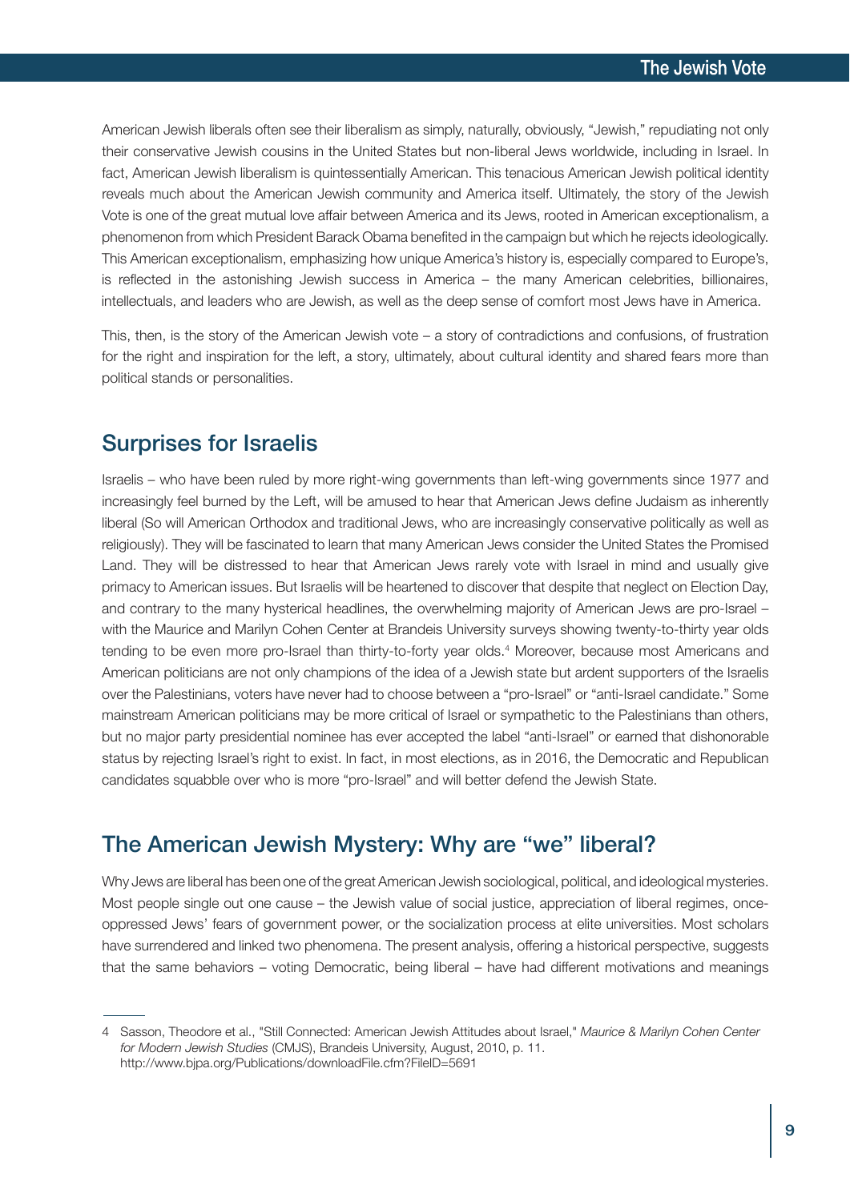American Jewish liberals often see their liberalism as simply, naturally, obviously, "Jewish," repudiating not only their conservative Jewish cousins in the United States but non-liberal Jews worldwide, including in Israel. In fact, American Jewish liberalism is quintessentially American. This tenacious American Jewish political identity reveals much about the American Jewish community and America itself. Ultimately, the story of the Jewish Vote is one of the great mutual love affair between America and its Jews, rooted in American exceptionalism, a phenomenon from which President Barack Obama benefited in the campaign but which he rejects ideologically. This American exceptionalism, emphasizing how unique America's history is, especially compared to Europe's, is reflected in the astonishing Jewish success in America – the many American celebrities, billionaires, intellectuals, and leaders who are Jewish, as well as the deep sense of comfort most Jews have in America.

This, then, is the story of the American Jewish vote – a story of contradictions and confusions, of frustration for the right and inspiration for the left, a story, ultimately, about cultural identity and shared fears more than political stands or personalities.

## Surprises for Israelis

Israelis – who have been ruled by more right-wing governments than left-wing governments since 1977 and increasingly feel burned by the Left, will be amused to hear that American Jews define Judaism as inherently liberal (So will American Orthodox and traditional Jews, who are increasingly conservative politically as well as religiously). They will be fascinated to learn that many American Jews consider the United States the Promised Land. They will be distressed to hear that American Jews rarely vote with Israel in mind and usually give primacy to American issues. But Israelis will be heartened to discover that despite that neglect on Election Day, and contrary to the many hysterical headlines, the overwhelming majority of American Jews are pro-Israel – with the Maurice and Marilyn Cohen Center at Brandeis University surveys showing twenty-to-thirty year olds tending to be even more pro-Israel than thirty-to-forty year olds.[4] Moreover, because most Americans and American politicians are not only champions of the idea of a Jewish state but ardent supporters of the Israelis over the Palestinians, voters have never had to choose between a "pro-Israel" or "anti-Israel candidate." Some mainstream American politicians may be more critical of Israel or sympathetic to the Palestinians than others, but no major party presidential nominee has ever accepted the label "anti-Israel" or earned that dishonorable status by rejecting Israel's right to exist. In fact, in most elections, as in 2016, the Democratic and Republican candidates squabble over who is more "pro-Israel" and will better defend the Jewish State.

## The American Jewish Mystery: Why are "we" liberal?

Why Jews are liberal has been one of the great American Jewish sociological, political, and ideological mysteries. Most people single out one cause – the Jewish value of social justice, appreciation of liberal regimes, once-oppressed Jews' fears of government power, or the socialization process at elite universities. Most scholars have surrendered and linked two phenomena. The present analysis, offering a historical perspective, suggests that the same behaviors – voting Democratic, being liberal – have had different motivations and meanings

---

4 Sasson, Theodore et al., "Still Connected: American Jewish Attitudes about Israel," *Maurice & Marilyn Cohen Center for Modern Jewish Studies* (CMJS), Brandeis University, August, 2010, p. 11. http://www.bjpa.org/Publications/downloadFile.cfm?FileID=5691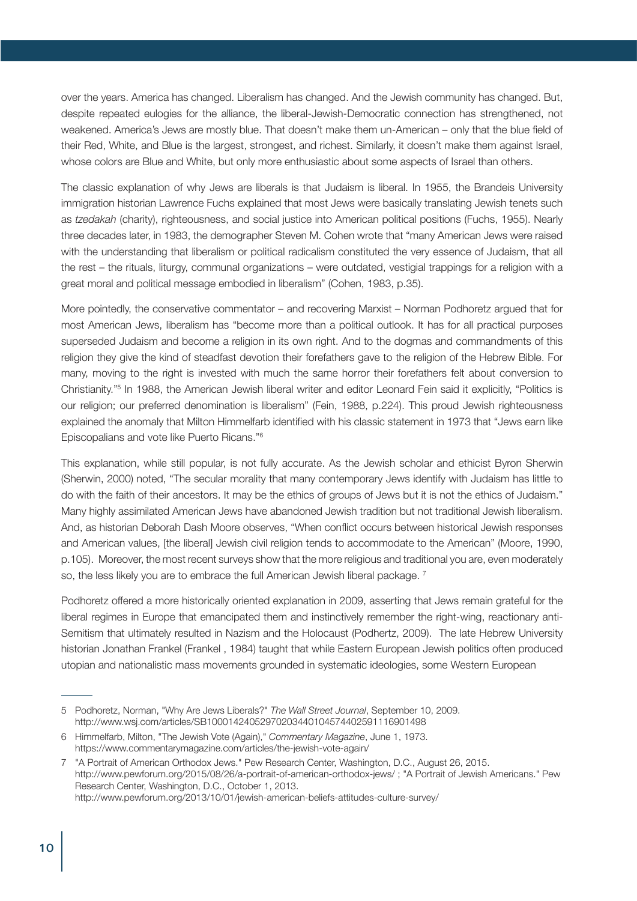over the years. America has changed. Liberalism has changed. And the Jewish community has changed. But, despite repeated eulogies for the alliance, the liberal-Jewish-Democratic connection has strengthened, not weakened. America's Jews are mostly blue. That doesn't make them un-American – only that the blue field of their Red, White, and Blue is the largest, strongest, and richest. Similarly, it doesn't make them against Israel, whose colors are Blue and White, but only more enthusiastic about some aspects of Israel than others.

The classic explanation of why Jews are liberals is that Judaism is liberal. In 1955, the Brandeis University immigration historian Lawrence Fuchs explained that most Jews were basically translating Jewish tenets such as *tzedakah* (charity), righteousness, and social justice into American political positions (Fuchs, 1955). Nearly three decades later, in 1983, the demographer Steven M. Cohen wrote that "many American Jews were raised with the understanding that liberalism or political radicalism constituted the very essence of Judaism, that all the rest – the rituals, liturgy, communal organizations – were outdated, vestigial trappings for a religion with a great moral and political message embodied in liberalism" (Cohen, 1983, p.35).

More pointedly, the conservative commentator – and recovering Marxist – Norman Podhoretz argued that for most American Jews, liberalism has "become more than a political outlook. It has for all practical purposes superseded Judaism and become a religion in its own right. And to the dogmas and commandments of this religion they give the kind of steadfast devotion their forefathers gave to the religion of the Hebrew Bible. For many, moving to the right is invested with much the same horror their forefathers felt about conversion to Christianity."[5] In 1988, the American Jewish liberal writer and editor Leonard Fein said it explicitly, "Politics is our religion; our preferred denomination is liberalism" (Fein, 1988, p.224). This proud Jewish righteousness explained the anomaly that Milton Himmelfarb identified with his classic statement in 1973 that "Jews earn like Episcopalians and vote like Puerto Ricans."[6]

This explanation, while still popular, is not fully accurate. As the Jewish scholar and ethicist Byron Sherwin (Sherwin, 2000) noted, "The secular morality that many contemporary Jews identify with Judaism has little to do with the faith of their ancestors. It may be the ethics of groups of Jews but it is not the ethics of Judaism." Many highly assimilated American Jews have abandoned Jewish tradition but not traditional Jewish liberalism. And, as historian Deborah Dash Moore observes, "When conflict occurs between historical Jewish responses and American values, [the liberal] Jewish civil religion tends to accommodate to the American" (Moore, 1990, p.105). Moreover, the most recent surveys show that the more religious and traditional you are, even moderately so, the less likely you are to embrace the full American Jewish liberal package. [7]

Podhoretz offered a more historically oriented explanation in 2009, asserting that Jews remain grateful for the liberal regimes in Europe that emancipated them and instinctively remember the right-wing, reactionary anti-Semitism that ultimately resulted in Nazism and the Holocaust (Podhertz, 2009). The late Hebrew University historian Jonathan Frankel (Frankel , 1984) taught that while Eastern European Jewish politics often produced utopian and nationalistic mass movements grounded in systematic ideologies, some Western European

---

5 Podhoretz, Norman, "Why Are Jews Liberals?" *The Wall Street Journal*, September 10, 2009. http://www.wsj.com/articles/SB10001424052970203440104574402591116901498

6 Himmelfarb, Milton, "The Jewish Vote (Again)," *Commentary Magazine*, June 1, 1973. https://www.commentarymagazine.com/articles/the-jewish-vote-again/

7 "A Portrait of American Orthodox Jews." Pew Research Center, Washington, D.C., August 26, 2015. http://www.pewforum.org/2015/08/26/a-portrait-of-american-orthodox-jews/ ; "A Portrait of Jewish Americans." Pew Research Center, Washington, D.C., October 1, 2013. http://www.pewforum.org/2013/10/01/jewish-american-beliefs-attitudes-culture-survey/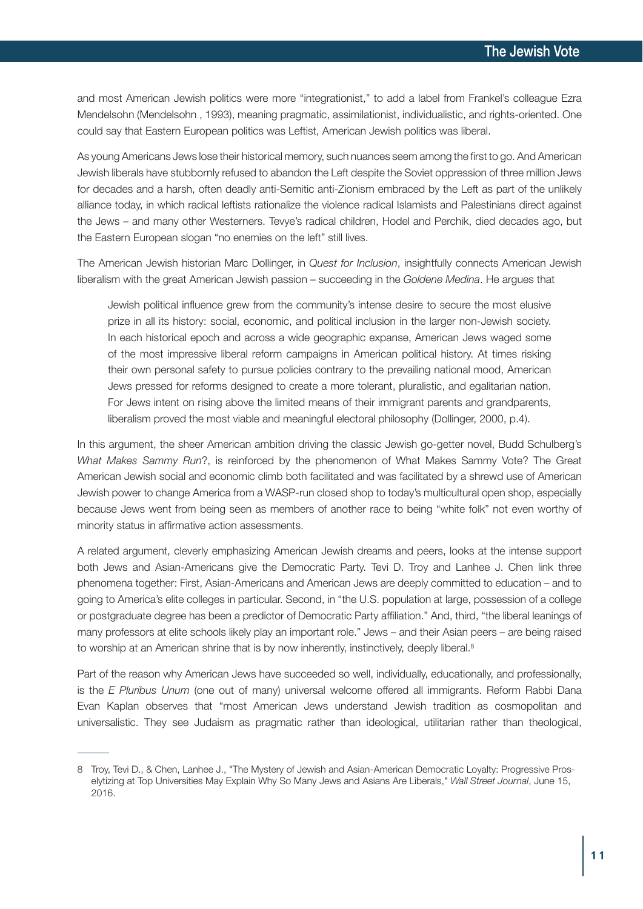and most American Jewish politics were more "integrationist," to add a label from Frankel's colleague Ezra Mendelsohn (Mendelsohn , 1993), meaning pragmatic, assimilationist, individualistic, and rights-oriented. One could say that Eastern European politics was Leftist, American Jewish politics was liberal.

As young Americans Jews lose their historical memory, such nuances seem among the first to go. And American Jewish liberals have stubbornly refused to abandon the Left despite the Soviet oppression of three million Jews for decades and a harsh, often deadly anti-Semitic anti-Zionism embraced by the Left as part of the unlikely alliance today, in which radical leftists rationalize the violence radical Islamists and Palestinians direct against the Jews – and many other Westerners. Tevye's radical children, Hodel and Perchik, died decades ago, but the Eastern European slogan "no enemies on the left" still lives.

The American Jewish historian Marc Dollinger, in *Quest for Inclusion*, insightfully connects American Jewish liberalism with the great American Jewish passion – succeeding in the *Goldene Medina*. He argues that

> Jewish political influence grew from the community's intense desire to secure the most elusive prize in all its history: social, economic, and political inclusion in the larger non-Jewish society. In each historical epoch and across a wide geographic expanse, American Jews waged some of the most impressive liberal reform campaigns in American political history. At times risking their own personal safety to pursue policies contrary to the prevailing national mood, American Jews pressed for reforms designed to create a more tolerant, pluralistic, and egalitarian nation. For Jews intent on rising above the limited means of their immigrant parents and grandparents, liberalism proved the most viable and meaningful electoral philosophy (Dollinger, 2000, p.4).

In this argument, the sheer American ambition driving the classic Jewish go-getter novel, Budd Schulberg's *What Makes Sammy Run*?, is reinforced by the phenomenon of What Makes Sammy Vote? The Great American Jewish social and economic climb both facilitated and was facilitated by a shrewd use of American Jewish power to change America from a WASP-run closed shop to today's multicultural open shop, especially because Jews went from being seen as members of another race to being "white folk" not even worthy of minority status in affirmative action assessments.

A related argument, cleverly emphasizing American Jewish dreams and peers, looks at the intense support both Jews and Asian-Americans give the Democratic Party. Tevi D. Troy and Lanhee J. Chen link three phenomena together: First, Asian-Americans and American Jews are deeply committed to education – and to going to America's elite colleges in particular. Second, in "the U.S. population at large, possession of a college or postgraduate degree has been a predictor of Democratic Party affiliation." And, third, "the liberal leanings of many professors at elite schools likely play an important role." Jews – and their Asian peers – are being raised to worship at an American shrine that is by now inherently, instinctively, deeply liberal.[8]

Part of the reason why American Jews have succeeded so well, individually, educationally, and professionally, is the *E Pluribus Unum* (one out of many) universal welcome offered all immigrants. Reform Rabbi Dana Evan Kaplan observes that "most American Jews understand Jewish tradition as cosmopolitan and universalistic. They see Judaism as pragmatic rather than ideological, utilitarian rather than theological,

---

8 Troy, Tevi D., & Chen, Lanhee J., "The Mystery of Jewish and Asian-American Democratic Loyalty: Progressive Proselytizing at Top Universities May Explain Why So Many Jews and Asians Are Liberals," *Wall Street Journal*, June 15, 2016.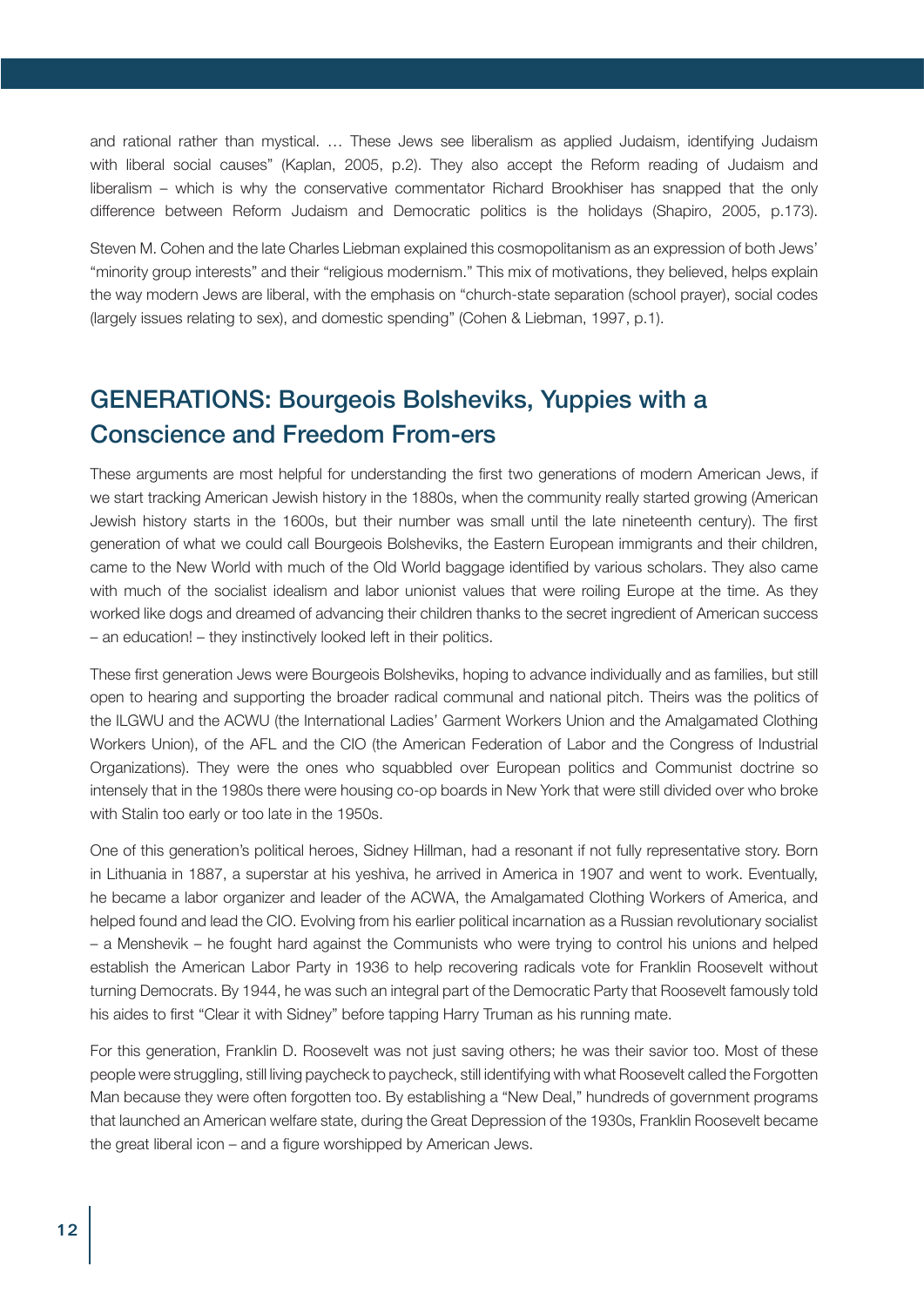and rational rather than mystical. … These Jews see liberalism as applied Judaism, identifying Judaism with liberal social causes" (Kaplan, 2005, p.2). They also accept the Reform reading of Judaism and liberalism – which is why the conservative commentator Richard Brookhiser has snapped that the only difference between Reform Judaism and Democratic politics is the holidays (Shapiro, 2005, p.173).

Steven M. Cohen and the late Charles Liebman explained this cosmopolitanism as an expression of both Jews' "minority group interests" and their "religious modernism." This mix of motivations, they believed, helps explain the way modern Jews are liberal, with the emphasis on "church-state separation (school prayer), social codes (largely issues relating to sex), and domestic spending" (Cohen & Liebman, 1997, p.1).

## GENERATIONS: Bourgeois Bolsheviks, Yuppies with a Conscience and Freedom From-ers

These arguments are most helpful for understanding the first two generations of modern American Jews, if we start tracking American Jewish history in the 1880s, when the community really started growing (American Jewish history starts in the 1600s, but their number was small until the late nineteenth century). The first generation of what we could call Bourgeois Bolsheviks, the Eastern European immigrants and their children, came to the New World with much of the Old World baggage identified by various scholars. They also came with much of the socialist idealism and labor unionist values that were roiling Europe at the time. As they worked like dogs and dreamed of advancing their children thanks to the secret ingredient of American success – an education! – they instinctively looked left in their politics.

These first generation Jews were Bourgeois Bolsheviks, hoping to advance individually and as families, but still open to hearing and supporting the broader radical communal and national pitch. Theirs was the politics of the ILGWU and the ACWU (the International Ladies' Garment Workers Union and the Amalgamated Clothing Workers Union), of the AFL and the CIO (the American Federation of Labor and the Congress of Industrial Organizations). They were the ones who squabbled over European politics and Communist doctrine so intensely that in the 1980s there were housing co-op boards in New York that were still divided over who broke with Stalin too early or too late in the 1950s.

One of this generation's political heroes, Sidney Hillman, had a resonant if not fully representative story. Born in Lithuania in 1887, a superstar at his yeshiva, he arrived in America in 1907 and went to work. Eventually, he became a labor organizer and leader of the ACWA, the Amalgamated Clothing Workers of America, and helped found and lead the CIO. Evolving from his earlier political incarnation as a Russian revolutionary socialist – a Menshevik – he fought hard against the Communists who were trying to control his unions and helped establish the American Labor Party in 1936 to help recovering radicals vote for Franklin Roosevelt without turning Democrats. By 1944, he was such an integral part of the Democratic Party that Roosevelt famously told his aides to first "Clear it with Sidney" before tapping Harry Truman as his running mate.

For this generation, Franklin D. Roosevelt was not just saving others; he was their savior too. Most of these people were struggling, still living paycheck to paycheck, still identifying with what Roosevelt called the Forgotten Man because they were often forgotten too. By establishing a "New Deal," hundreds of government programs that launched an American welfare state, during the Great Depression of the 1930s, Franklin Roosevelt became the great liberal icon – and a figure worshipped by American Jews.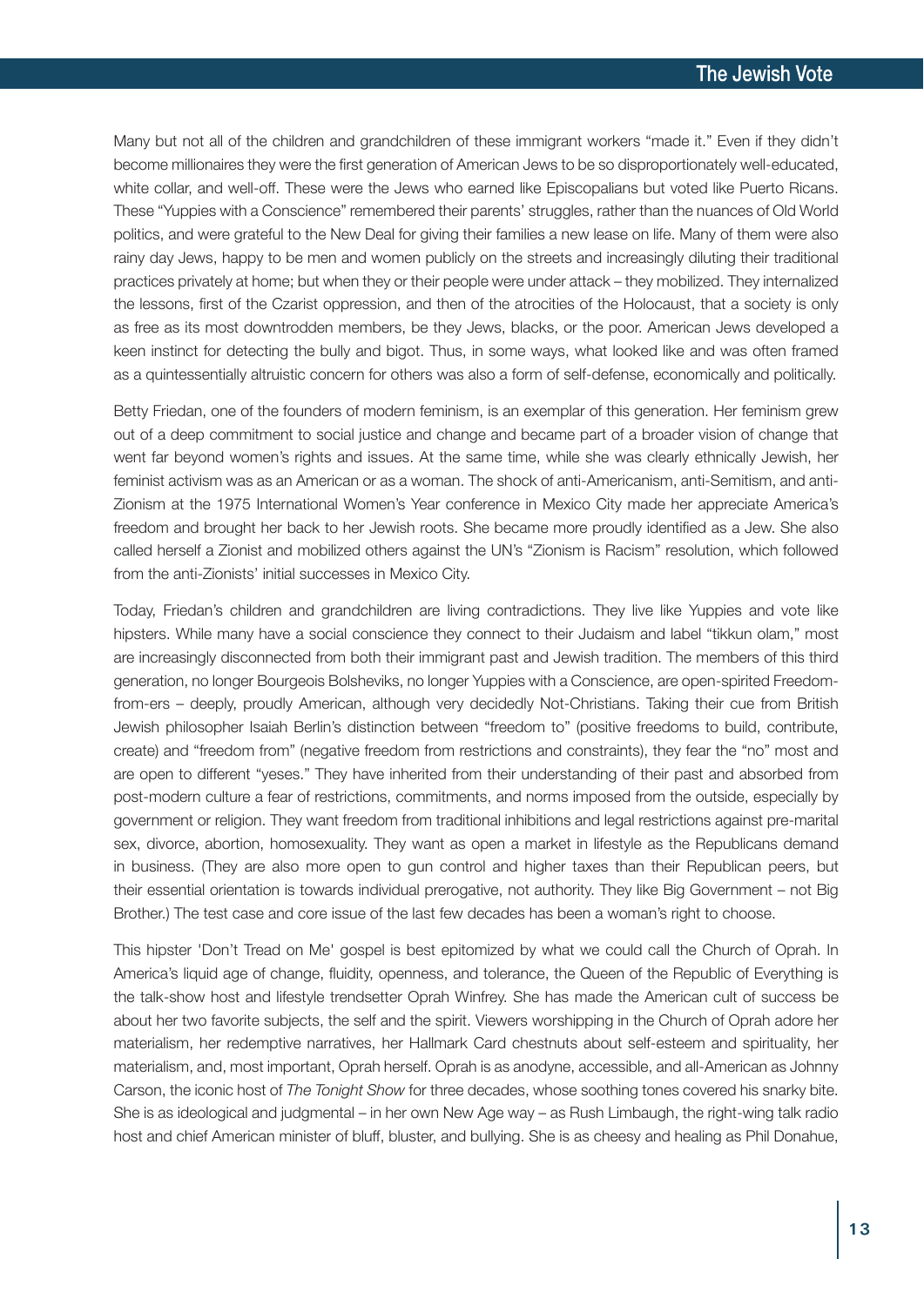Many but not all of the children and grandchildren of these immigrant workers "made it." Even if they didn't become millionaires they were the first generation of American Jews to be so disproportionately well-educated, white collar, and well-off. These were the Jews who earned like Episcopalians but voted like Puerto Ricans. These "Yuppies with a Conscience" remembered their parents' struggles, rather than the nuances of Old World politics, and were grateful to the New Deal for giving their families a new lease on life. Many of them were also rainy day Jews, happy to be men and women publicly on the streets and increasingly diluting their traditional practices privately at home; but when they or their people were under attack – they mobilized. They internalized the lessons, first of the Czarist oppression, and then of the atrocities of the Holocaust, that a society is only as free as its most downtrodden members, be they Jews, blacks, or the poor. American Jews developed a keen instinct for detecting the bully and bigot. Thus, in some ways, what looked like and was often framed as a quintessentially altruistic concern for others was also a form of self-defense, economically and politically.

Betty Friedan, one of the founders of modern feminism, is an exemplar of this generation. Her feminism grew out of a deep commitment to social justice and change and became part of a broader vision of change that went far beyond women's rights and issues. At the same time, while she was clearly ethnically Jewish, her feminist activism was as an American or as a woman. The shock of anti-Americanism, anti-Semitism, and anti-Zionism at the 1975 International Women's Year conference in Mexico City made her appreciate America's freedom and brought her back to her Jewish roots. She became more proudly identified as a Jew. She also called herself a Zionist and mobilized others against the UN's "Zionism is Racism" resolution, which followed from the anti-Zionists' initial successes in Mexico City.

Today, Friedan's children and grandchildren are living contradictions. They live like Yuppies and vote like hipsters. While many have a social conscience they connect to their Judaism and label "tikkun olam," most are increasingly disconnected from both their immigrant past and Jewish tradition. The members of this third generation, no longer Bourgeois Bolsheviks, no longer Yuppies with a Conscience, are open-spirited Freedom-from-ers – deeply, proudly American, although very decidedly Not-Christians. Taking their cue from British Jewish philosopher Isaiah Berlin's distinction between "freedom to" (positive freedoms to build, contribute, create) and "freedom from" (negative freedom from restrictions and constraints), they fear the "no" most and are open to different "yeses." They have inherited from their understanding of their past and absorbed from post-modern culture a fear of restrictions, commitments, and norms imposed from the outside, especially by government or religion. They want freedom from traditional inhibitions and legal restrictions against pre-marital sex, divorce, abortion, homosexuality. They want as open a market in lifestyle as the Republicans demand in business. (They are also more open to gun control and higher taxes than their Republican peers, but their essential orientation is towards individual prerogative, not authority. They like Big Government – not Big Brother.) The test case and core issue of the last few decades has been a woman's right to choose.

This hipster 'Don't Tread on Me' gospel is best epitomized by what we could call the Church of Oprah. In America's liquid age of change, fluidity, openness, and tolerance, the Queen of the Republic of Everything is the talk-show host and lifestyle trendsetter Oprah Winfrey. She has made the American cult of success be about her two favorite subjects, the self and the spirit. Viewers worshipping in the Church of Oprah adore her materialism, her redemptive narratives, her Hallmark Card chestnuts about self-esteem and spirituality, her materialism, and, most important, Oprah herself. Oprah is as anodyne, accessible, and all-American as Johnny Carson, the iconic host of *The Tonight Show* for three decades, whose soothing tones covered his snarky bite. She is as ideological and judgmental – in her own New Age way – as Rush Limbaugh, the right-wing talk radio host and chief American minister of bluff, bluster, and bullying. She is as cheesy and healing as Phil Donahue,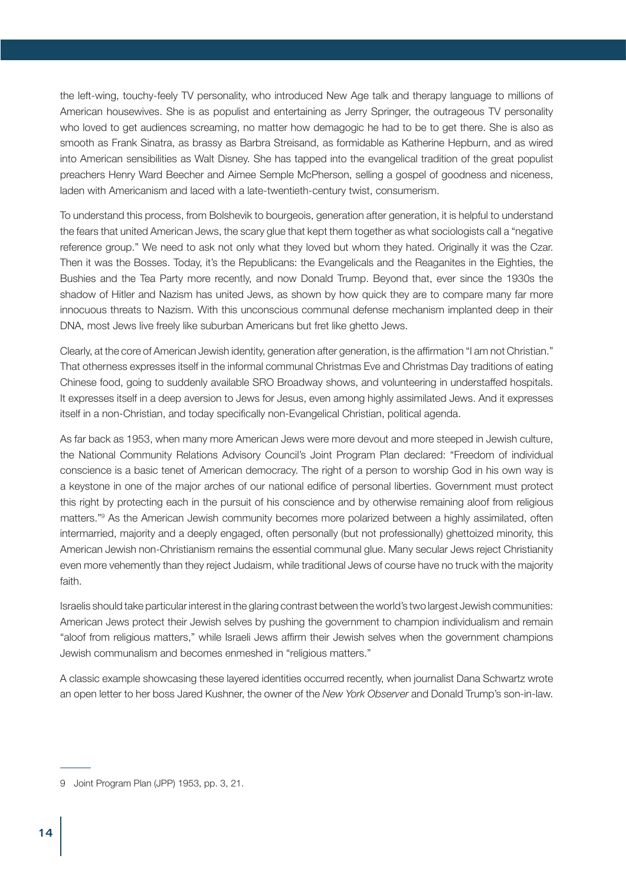the left-wing, touchy-feely TV personality, who introduced New Age talk and therapy language to millions of American housewives. She is as populist and entertaining as Jerry Springer, the outrageous TV personality who loved to get audiences screaming, no matter how demagogic he had to be to get there. She is also as smooth as Frank Sinatra, as brassy as Barbra Streisand, as formidable as Katherine Hepburn, and as wired into American sensibilities as Walt Disney. She has tapped into the evangelical tradition of the great populist preachers Henry Ward Beecher and Aimee Semple McPherson, selling a gospel of goodness and niceness, laden with Americanism and laced with a late-twentieth-century twist, consumerism.

To understand this process, from Bolshevik to bourgeois, generation after generation, it is helpful to understand the fears that united American Jews, the scary glue that kept them together as what sociologists call a "negative reference group." We need to ask not only what they loved but whom they hated. Originally it was the Czar. Then it was the Bosses. Today, it's the Republicans: the Evangelicals and the Reaganites in the Eighties, the Bushies and the Tea Party more recently, and now Donald Trump. Beyond that, ever since the 1930s the shadow of Hitler and Nazism has united Jews, as shown by how quick they are to compare many far more innocuous threats to Nazism. With this unconscious communal defense mechanism implanted deep in their DNA, most Jews live freely like suburban Americans but fret like ghetto Jews.

Clearly, at the core of American Jewish identity, generation after generation, is the affirmation "I am not Christian." That otherness expresses itself in the informal communal Christmas Eve and Christmas Day traditions of eating Chinese food, going to suddenly available SRO Broadway shows, and volunteering in understaffed hospitals. It expresses itself in a deep aversion to Jews for Jesus, even among highly assimilated Jews. And it expresses itself in a non-Christian, and today specifically non-Evangelical Christian, political agenda.

As far back as 1953, when many more American Jews were more devout and more steeped in Jewish culture, the National Community Relations Advisory Council's Joint Program Plan declared: "Freedom of individual conscience is a basic tenet of American democracy. The right of a person to worship God in his own way is a keystone in one of the major arches of our national edifice of personal liberties. Government must protect this right by protecting each in the pursuit of his conscience and by otherwise remaining aloof from religious matters."[9] As the American Jewish community becomes more polarized between a highly assimilated, often intermarried, majority and a deeply engaged, often personally (but not professionally) ghettoized minority, this American Jewish non-Christianism remains the essential communal glue. Many secular Jews reject Christianity even more vehemently than they reject Judaism, while traditional Jews of course have no truck with the majority faith.

Israelis should take particular interest in the glaring contrast between the world's two largest Jewish communities: American Jews protect their Jewish selves by pushing the government to champion individualism and remain "aloof from religious matters," while Israeli Jews affirm their Jewish selves when the government champions Jewish communalism and becomes enmeshed in "religious matters."

A classic example showcasing these layered identities occurred recently, when journalist Dana Schwartz wrote an open letter to her boss Jared Kushner, the owner of the *New York Observer* and Donald Trump's son-in-law.

---

9 Joint Program Plan (JPP) 1953, pp. 3, 21.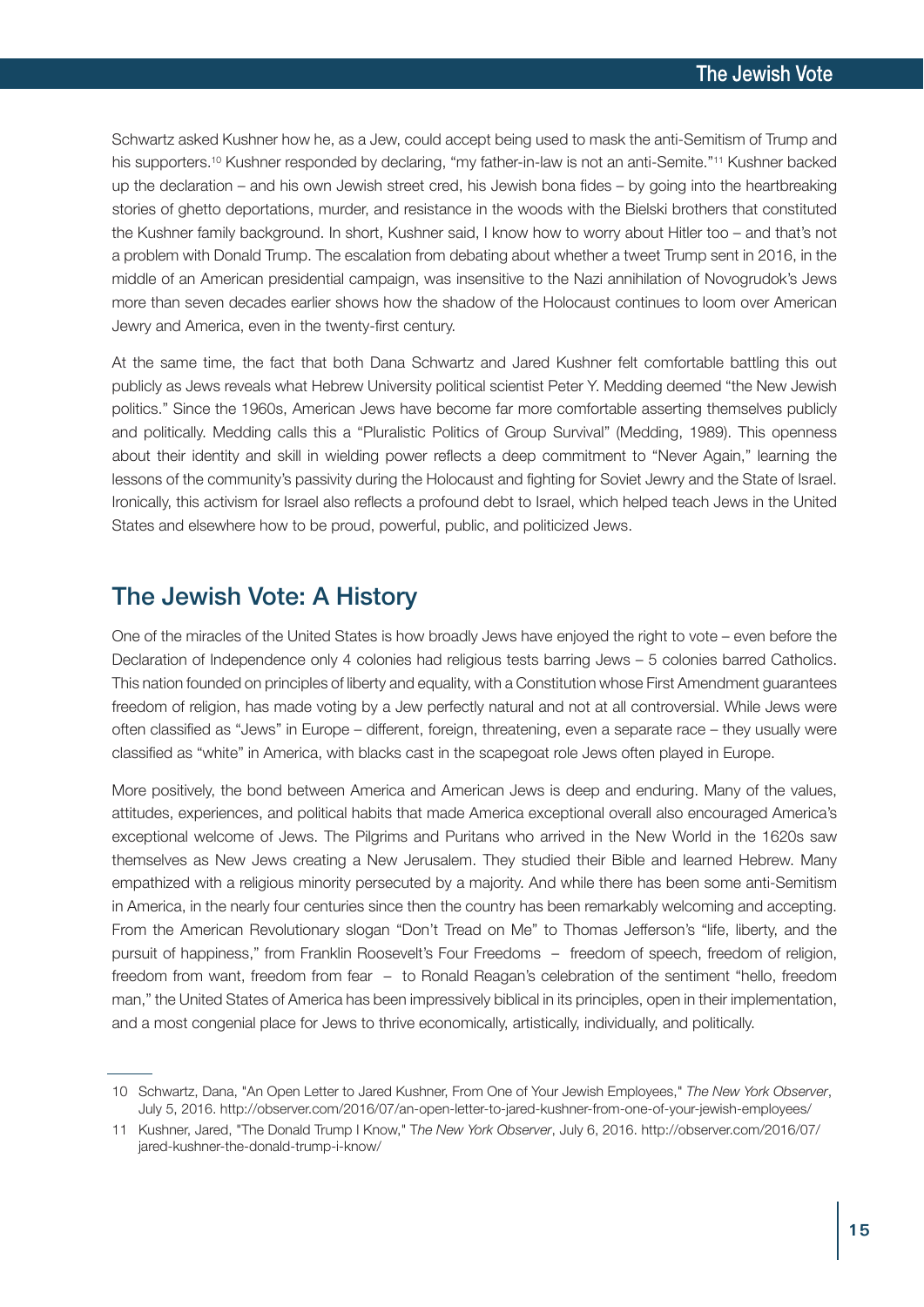Schwartz asked Kushner how he, as a Jew, could accept being used to mask the anti-Semitism of Trump and his supporters.[10] Kushner responded by declaring, "my father-in-law is not an anti-Semite."[11] Kushner backed up the declaration – and his own Jewish street cred, his Jewish bona fides – by going into the heartbreaking stories of ghetto deportations, murder, and resistance in the woods with the Bielski brothers that constituted the Kushner family background. In short, Kushner said, I know how to worry about Hitler too – and that's not a problem with Donald Trump. The escalation from debating about whether a tweet Trump sent in 2016, in the middle of an American presidential campaign, was insensitive to the Nazi annihilation of Novogrudok's Jews more than seven decades earlier shows how the shadow of the Holocaust continues to loom over American Jewry and America, even in the twenty-first century.

At the same time, the fact that both Dana Schwartz and Jared Kushner felt comfortable battling this out publicly as Jews reveals what Hebrew University political scientist Peter Y. Medding deemed "the New Jewish politics." Since the 1960s, American Jews have become far more comfortable asserting themselves publicly and politically. Medding calls this a "Pluralistic Politics of Group Survival" (Medding, 1989). This openness about their identity and skill in wielding power reflects a deep commitment to "Never Again," learning the lessons of the community's passivity during the Holocaust and fighting for Soviet Jewry and the State of Israel. Ironically, this activism for Israel also reflects a profound debt to Israel, which helped teach Jews in the United States and elsewhere how to be proud, powerful, public, and politicized Jews.

## The Jewish Vote: A History

One of the miracles of the United States is how broadly Jews have enjoyed the right to vote – even before the Declaration of Independence only 4 colonies had religious tests barring Jews – 5 colonies barred Catholics. This nation founded on principles of liberty and equality, with a Constitution whose First Amendment guarantees freedom of religion, has made voting by a Jew perfectly natural and not at all controversial. While Jews were often classified as "Jews" in Europe – different, foreign, threatening, even a separate race – they usually were classified as "white" in America, with blacks cast in the scapegoat role Jews often played in Europe.

More positively, the bond between America and American Jews is deep and enduring. Many of the values, attitudes, experiences, and political habits that made America exceptional overall also encouraged America's exceptional welcome of Jews. The Pilgrims and Puritans who arrived in the New World in the 1620s saw themselves as New Jews creating a New Jerusalem. They studied their Bible and learned Hebrew. Many empathized with a religious minority persecuted by a majority. And while there has been some anti-Semitism in America, in the nearly four centuries since then the country has been remarkably welcoming and accepting. From the American Revolutionary slogan "Don't Tread on Me" to Thomas Jefferson's "life, liberty, and the pursuit of happiness," from Franklin Roosevelt's Four Freedoms – freedom of speech, freedom of religion, freedom from want, freedom from fear – to Ronald Reagan's celebration of the sentiment "hello, freedom man," the United States of America has been impressively biblical in its principles, open in their implementation, and a most congenial place for Jews to thrive economically, artistically, individually, and politically.

---

10 Schwartz, Dana, "An Open Letter to Jared Kushner, From One of Your Jewish Employees," *The New York Observer*, July 5, 2016. http://observer.com/2016/07/an-open-letter-to-jared-kushner-from-one-of-your-jewish-employees/

11 Kushner, Jared, "The Donald Trump I Know," *The New York Observer*, July 6, 2016. http://observer.com/2016/07/jared-kushner-the-donald-trump-i-know/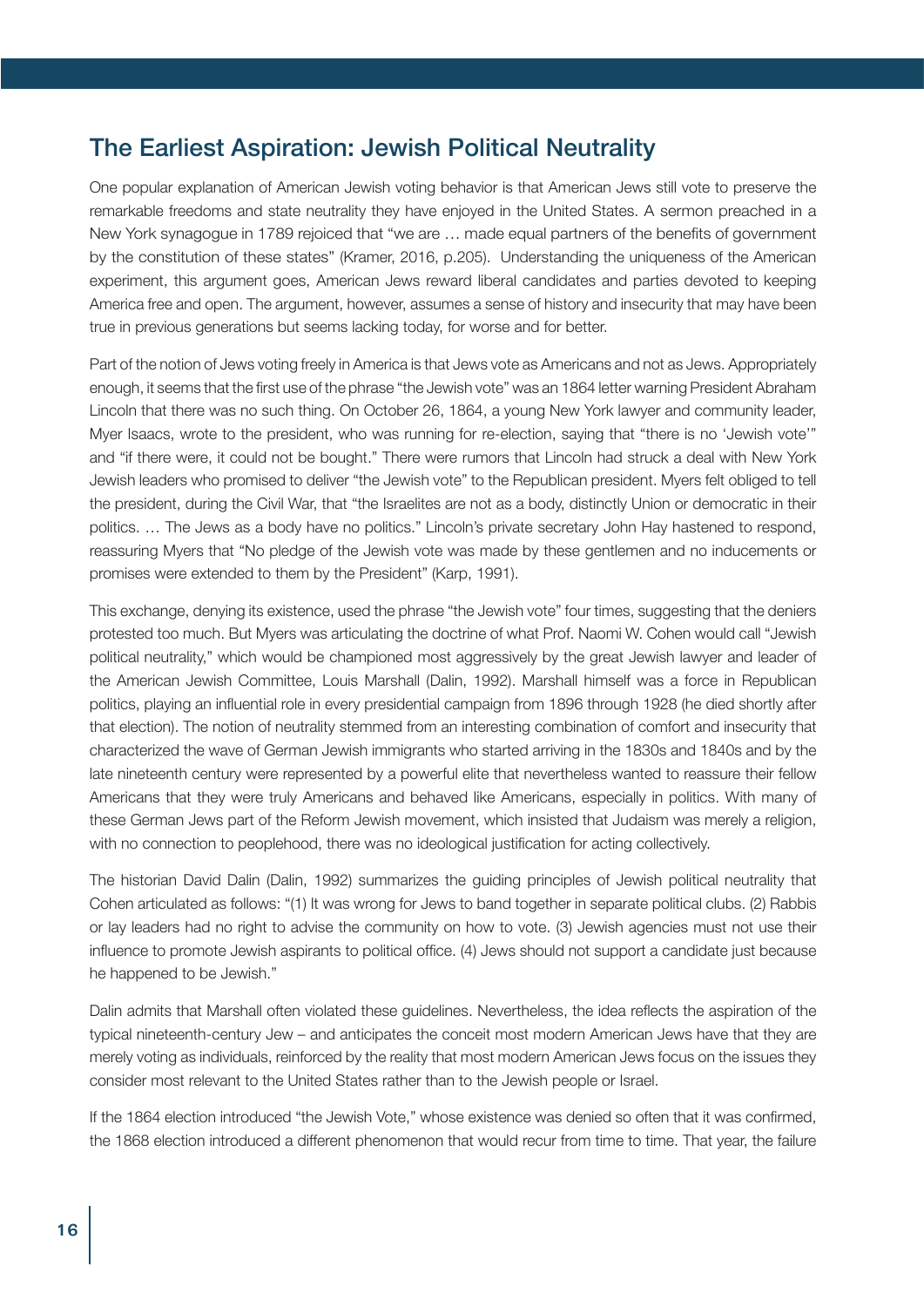## The Earliest Aspiration: Jewish Political Neutrality

One popular explanation of American Jewish voting behavior is that American Jews still vote to preserve the remarkable freedoms and state neutrality they have enjoyed in the United States. A sermon preached in a New York synagogue in 1789 rejoiced that "we are … made equal partners of the benefits of government by the constitution of these states" (Kramer, 2016, p.205). Understanding the uniqueness of the American experiment, this argument goes, American Jews reward liberal candidates and parties devoted to keeping America free and open. The argument, however, assumes a sense of history and insecurity that may have been true in previous generations but seems lacking today, for worse and for better.

Part of the notion of Jews voting freely in America is that Jews vote as Americans and not as Jews. Appropriately enough, it seems that the first use of the phrase "the Jewish vote" was an 1864 letter warning President Abraham Lincoln that there was no such thing. On October 26, 1864, a young New York lawyer and community leader, Myer Isaacs, wrote to the president, who was running for re-election, saying that "there is no 'Jewish vote'" and "if there were, it could not be bought." There were rumors that Lincoln had struck a deal with New York Jewish leaders who promised to deliver "the Jewish vote" to the Republican president. Myers felt obliged to tell the president, during the Civil War, that "the Israelites are not as a body, distinctly Union or democratic in their politics. … The Jews as a body have no politics." Lincoln's private secretary John Hay hastened to respond, reassuring Myers that "No pledge of the Jewish vote was made by these gentlemen and no inducements or promises were extended to them by the President" (Karp, 1991).

This exchange, denying its existence, used the phrase "the Jewish vote" four times, suggesting that the deniers protested too much. But Myers was articulating the doctrine of what Prof. Naomi W. Cohen would call "Jewish political neutrality," which would be championed most aggressively by the great Jewish lawyer and leader of the American Jewish Committee, Louis Marshall (Dalin, 1992). Marshall himself was a force in Republican politics, playing an influential role in every presidential campaign from 1896 through 1928 (he died shortly after that election). The notion of neutrality stemmed from an interesting combination of comfort and insecurity that characterized the wave of German Jewish immigrants who started arriving in the 1830s and 1840s and by the late nineteenth century were represented by a powerful elite that nevertheless wanted to reassure their fellow Americans that they were truly Americans and behaved like Americans, especially in politics. With many of these German Jews part of the Reform Jewish movement, which insisted that Judaism was merely a religion, with no connection to peoplehood, there was no ideological justification for acting collectively.

The historian David Dalin (Dalin, 1992) summarizes the guiding principles of Jewish political neutrality that Cohen articulated as follows: "(1) It was wrong for Jews to band together in separate political clubs. (2) Rabbis or lay leaders had no right to advise the community on how to vote. (3) Jewish agencies must not use their influence to promote Jewish aspirants to political office. (4) Jews should not support a candidate just because he happened to be Jewish."

Dalin admits that Marshall often violated these guidelines. Nevertheless, the idea reflects the aspiration of the typical nineteenth-century Jew – and anticipates the conceit most modern American Jews have that they are merely voting as individuals, reinforced by the reality that most modern American Jews focus on the issues they consider most relevant to the United States rather than to the Jewish people or Israel.

If the 1864 election introduced "the Jewish Vote," whose existence was denied so often that it was confirmed, the 1868 election introduced a different phenomenon that would recur from time to time. That year, the failure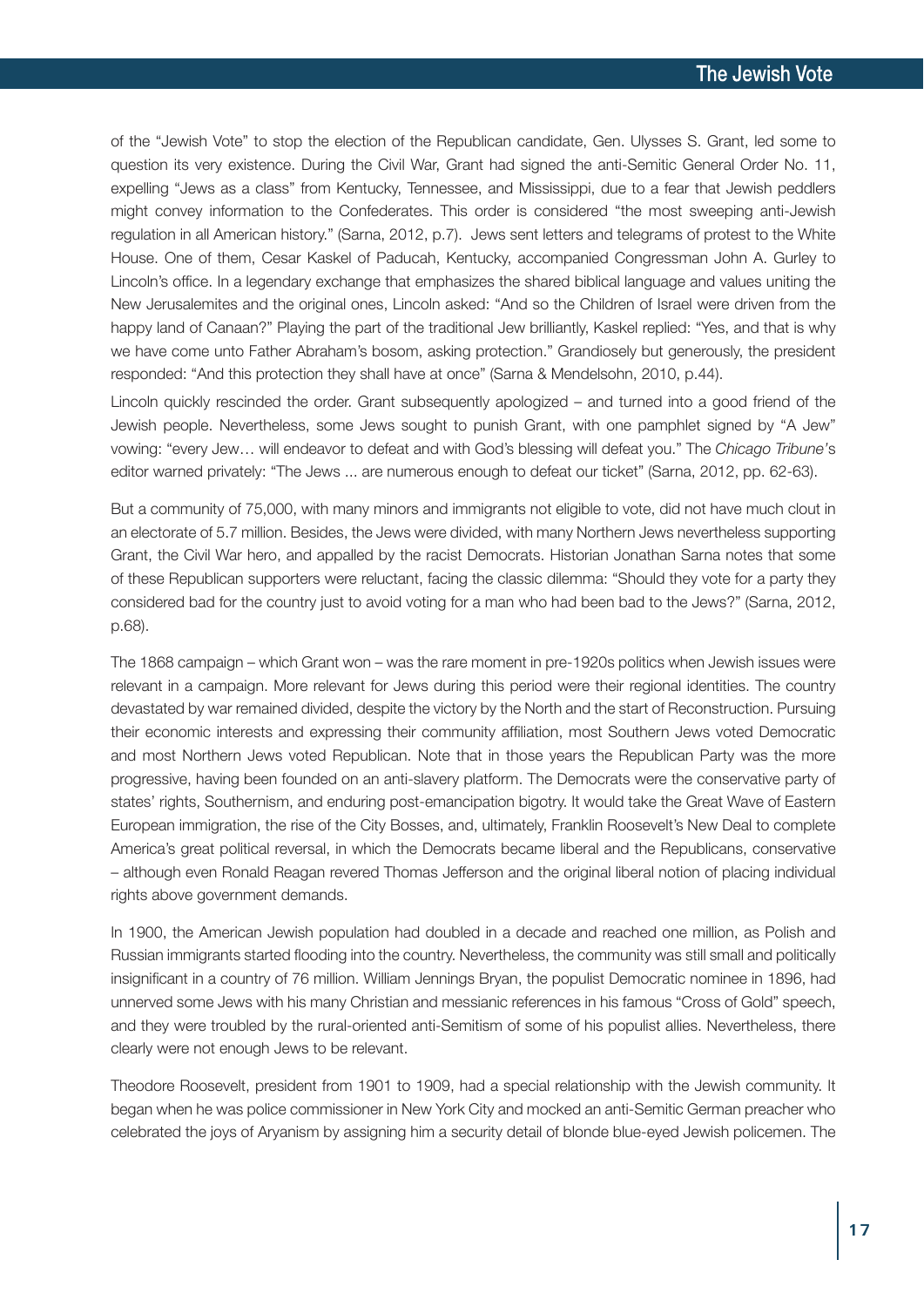of the "Jewish Vote" to stop the election of the Republican candidate, Gen. Ulysses S. Grant, led some to question its very existence. During the Civil War, Grant had signed the anti-Semitic General Order No. 11, expelling "Jews as a class" from Kentucky, Tennessee, and Mississippi, due to a fear that Jewish peddlers might convey information to the Confederates. This order is considered "the most sweeping anti-Jewish regulation in all American history." (Sarna, 2012, p.7). Jews sent letters and telegrams of protest to the White House. One of them, Cesar Kaskel of Paducah, Kentucky, accompanied Congressman John A. Gurley to Lincoln's office. In a legendary exchange that emphasizes the shared biblical language and values uniting the New Jerusalemites and the original ones, Lincoln asked: "And so the Children of Israel were driven from the happy land of Canaan?" Playing the part of the traditional Jew brilliantly, Kaskel replied: "Yes, and that is why we have come unto Father Abraham's bosom, asking protection." Grandiosely but generously, the president responded: "And this protection they shall have at once" (Sarna & Mendelsohn, 2010, p.44).

Lincoln quickly rescinded the order. Grant subsequently apologized – and turned into a good friend of the Jewish people. Nevertheless, some Jews sought to punish Grant, with one pamphlet signed by "A Jew" vowing: "every Jew… will endeavor to defeat and with God's blessing will defeat you." The *Chicago Tribune*'s editor warned privately: "The Jews ... are numerous enough to defeat our ticket" (Sarna, 2012, pp. 62-63).

But a community of 75,000, with many minors and immigrants not eligible to vote, did not have much clout in an electorate of 5.7 million. Besides, the Jews were divided, with many Northern Jews nevertheless supporting Grant, the Civil War hero, and appalled by the racist Democrats. Historian Jonathan Sarna notes that some of these Republican supporters were reluctant, facing the classic dilemma: "Should they vote for a party they considered bad for the country just to avoid voting for a man who had been bad to the Jews?" (Sarna, 2012, p.68).

The 1868 campaign – which Grant won – was the rare moment in pre-1920s politics when Jewish issues were relevant in a campaign. More relevant for Jews during this period were their regional identities. The country devastated by war remained divided, despite the victory by the North and the start of Reconstruction. Pursuing their economic interests and expressing their community affiliation, most Southern Jews voted Democratic and most Northern Jews voted Republican. Note that in those years the Republican Party was the more progressive, having been founded on an anti-slavery platform. The Democrats were the conservative party of states' rights, Southernism, and enduring post-emancipation bigotry. It would take the Great Wave of Eastern European immigration, the rise of the City Bosses, and, ultimately, Franklin Roosevelt's New Deal to complete America's great political reversal, in which the Democrats became liberal and the Republicans, conservative – although even Ronald Reagan revered Thomas Jefferson and the original liberal notion of placing individual rights above government demands.

In 1900, the American Jewish population had doubled in a decade and reached one million, as Polish and Russian immigrants started flooding into the country. Nevertheless, the community was still small and politically insignificant in a country of 76 million. William Jennings Bryan, the populist Democratic nominee in 1896, had unnerved some Jews with his many Christian and messianic references in his famous "Cross of Gold" speech, and they were troubled by the rural-oriented anti-Semitism of some of his populist allies. Nevertheless, there clearly were not enough Jews to be relevant.

Theodore Roosevelt, president from 1901 to 1909, had a special relationship with the Jewish community. It began when he was police commissioner in New York City and mocked an anti-Semitic German preacher who celebrated the joys of Aryanism by assigning him a security detail of blonde blue-eyed Jewish policemen. The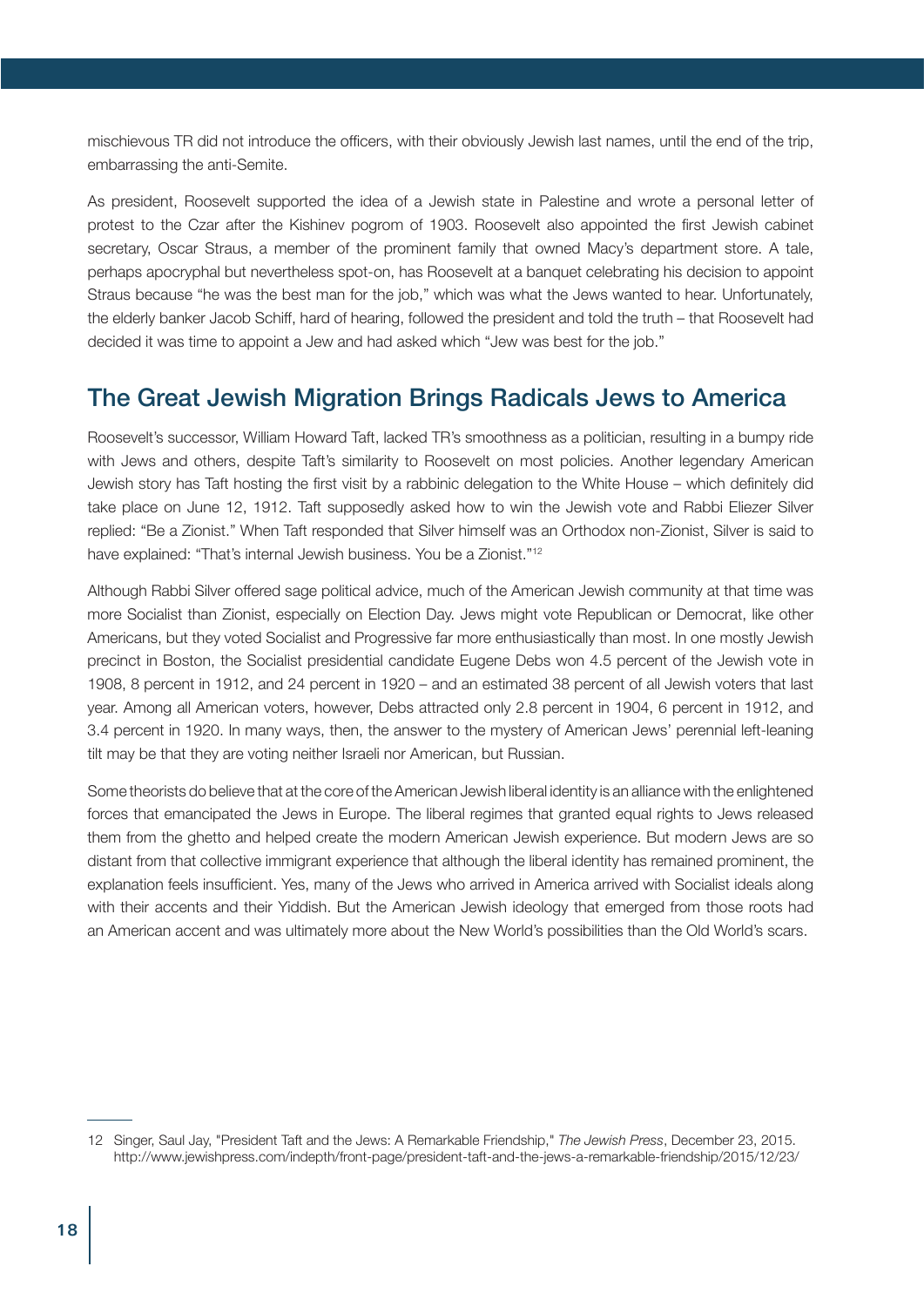mischievous TR did not introduce the officers, with their obviously Jewish last names, until the end of the trip, embarrassing the anti-Semite.

As president, Roosevelt supported the idea of a Jewish state in Palestine and wrote a personal letter of protest to the Czar after the Kishinev pogrom of 1903. Roosevelt also appointed the first Jewish cabinet secretary, Oscar Straus, a member of the prominent family that owned Macy's department store. A tale, perhaps apocryphal but nevertheless spot-on, has Roosevelt at a banquet celebrating his decision to appoint Straus because "he was the best man for the job," which was what the Jews wanted to hear. Unfortunately, the elderly banker Jacob Schiff, hard of hearing, followed the president and told the truth – that Roosevelt had decided it was time to appoint a Jew and had asked which "Jew was best for the job."

## The Great Jewish Migration Brings Radicals Jews to America

Roosevelt's successor, William Howard Taft, lacked TR's smoothness as a politician, resulting in a bumpy ride with Jews and others, despite Taft's similarity to Roosevelt on most policies. Another legendary American Jewish story has Taft hosting the first visit by a rabbinic delegation to the White House – which definitely did take place on June 12, 1912. Taft supposedly asked how to win the Jewish vote and Rabbi Eliezer Silver replied: "Be a Zionist." When Taft responded that Silver himself was an Orthodox non-Zionist, Silver is said to have explained: "That's internal Jewish business. You be a Zionist."[12]

Although Rabbi Silver offered sage political advice, much of the American Jewish community at that time was more Socialist than Zionist, especially on Election Day. Jews might vote Republican or Democrat, like other Americans, but they voted Socialist and Progressive far more enthusiastically than most. In one mostly Jewish precinct in Boston, the Socialist presidential candidate Eugene Debs won 4.5 percent of the Jewish vote in 1908, 8 percent in 1912, and 24 percent in 1920 – and an estimated 38 percent of all Jewish voters that last year. Among all American voters, however, Debs attracted only 2.8 percent in 1904, 6 percent in 1912, and 3.4 percent in 1920. In many ways, then, the answer to the mystery of American Jews' perennial left-leaning tilt may be that they are voting neither Israeli nor American, but Russian.

Some theorists do believe that at the core of the American Jewish liberal identity is an alliance with the enlightened forces that emancipated the Jews in Europe. The liberal regimes that granted equal rights to Jews released them from the ghetto and helped create the modern American Jewish experience. But modern Jews are so distant from that collective immigrant experience that although the liberal identity has remained prominent, the explanation feels insufficient. Yes, many of the Jews who arrived in America arrived with Socialist ideals along with their accents and their Yiddish. But the American Jewish ideology that emerged from those roots had an American accent and was ultimately more about the New World's possibilities than the Old World's scars.

---

12 Singer, Saul Jay, "President Taft and the Jews: A Remarkable Friendship," *The Jewish Press*, December 23, 2015. http://www.jewishpress.com/indepth/front-page/president-taft-and-the-jews-a-remarkable-friendship/2015/12/23/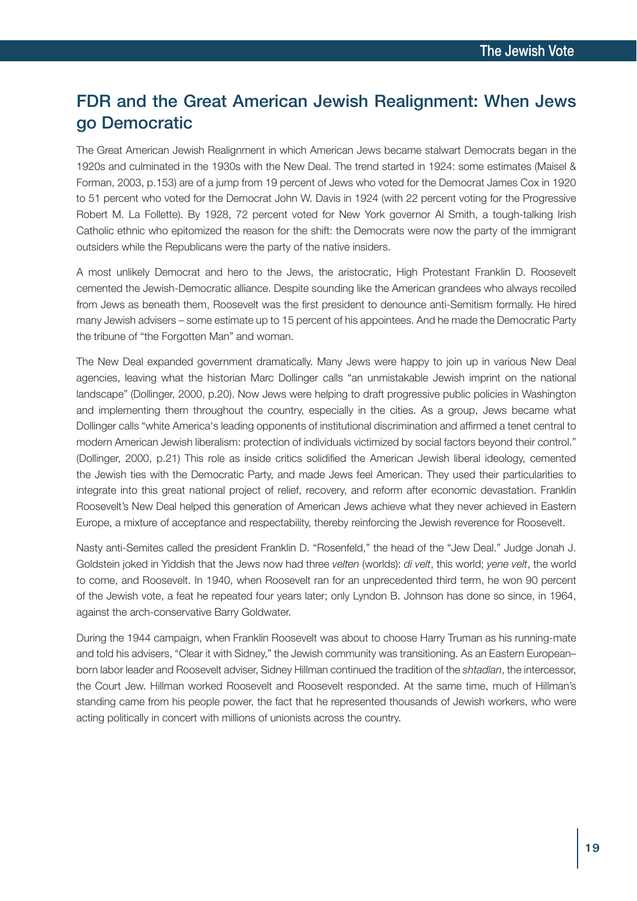## FDR and the Great American Jewish Realignment: When Jews go Democratic

The Great American Jewish Realignment in which American Jews became stalwart Democrats began in the 1920s and culminated in the 1930s with the New Deal. The trend started in 1924: some estimates (Maisel & Forman, 2003, p.153) are of a jump from 19 percent of Jews who voted for the Democrat James Cox in 1920 to 51 percent who voted for the Democrat John W. Davis in 1924 (with 22 percent voting for the Progressive Robert M. La Follette). By 1928, 72 percent voted for New York governor Al Smith, a tough-talking Irish Catholic ethnic who epitomized the reason for the shift: the Democrats were now the party of the immigrant outsiders while the Republicans were the party of the native insiders.

A most unlikely Democrat and hero to the Jews, the aristocratic, High Protestant Franklin D. Roosevelt cemented the Jewish-Democratic alliance. Despite sounding like the American grandees who always recoiled from Jews as beneath them, Roosevelt was the first president to denounce anti-Semitism formally. He hired many Jewish advisers – some estimate up to 15 percent of his appointees. And he made the Democratic Party the tribune of "the Forgotten Man" and woman.

The New Deal expanded government dramatically. Many Jews were happy to join up in various New Deal agencies, leaving what the historian Marc Dollinger calls "an unmistakable Jewish imprint on the national landscape" (Dollinger, 2000, p.20). Now Jews were helping to draft progressive public policies in Washington and implementing them throughout the country, especially in the cities. As a group, Jews became what Dollinger calls "white America's leading opponents of institutional discrimination and affirmed a tenet central to modern American Jewish liberalism: protection of individuals victimized by social factors beyond their control." (Dollinger, 2000, p.21) This role as inside critics solidified the American Jewish liberal ideology, cemented the Jewish ties with the Democratic Party, and made Jews feel American. They used their particularities to integrate into this great national project of relief, recovery, and reform after economic devastation. Franklin Roosevelt's New Deal helped this generation of American Jews achieve what they never achieved in Eastern Europe, a mixture of acceptance and respectability, thereby reinforcing the Jewish reverence for Roosevelt.

Nasty anti-Semites called the president Franklin D. "Rosenfeld," the head of the "Jew Deal." Judge Jonah J. Goldstein joked in Yiddish that the Jews now had three *velten* (worlds): *di velt*, this world; *yene velt*, the world to come, and Roosevelt. In 1940, when Roosevelt ran for an unprecedented third term, he won 90 percent of the Jewish vote, a feat he repeated four years later; only Lyndon B. Johnson has done so since, in 1964, against the arch-conservative Barry Goldwater.

During the 1944 campaign, when Franklin Roosevelt was about to choose Harry Truman as his running-mate and told his advisers, "Clear it with Sidney," the Jewish community was transitioning. As an Eastern European–born labor leader and Roosevelt adviser, Sidney Hillman continued the tradition of the *shtadlan*, the intercessor, the Court Jew. Hillman worked Roosevelt and Roosevelt responded. At the same time, much of Hillman's standing came from his people power, the fact that he represented thousands of Jewish workers, who were acting politically in concert with millions of unionists across the country.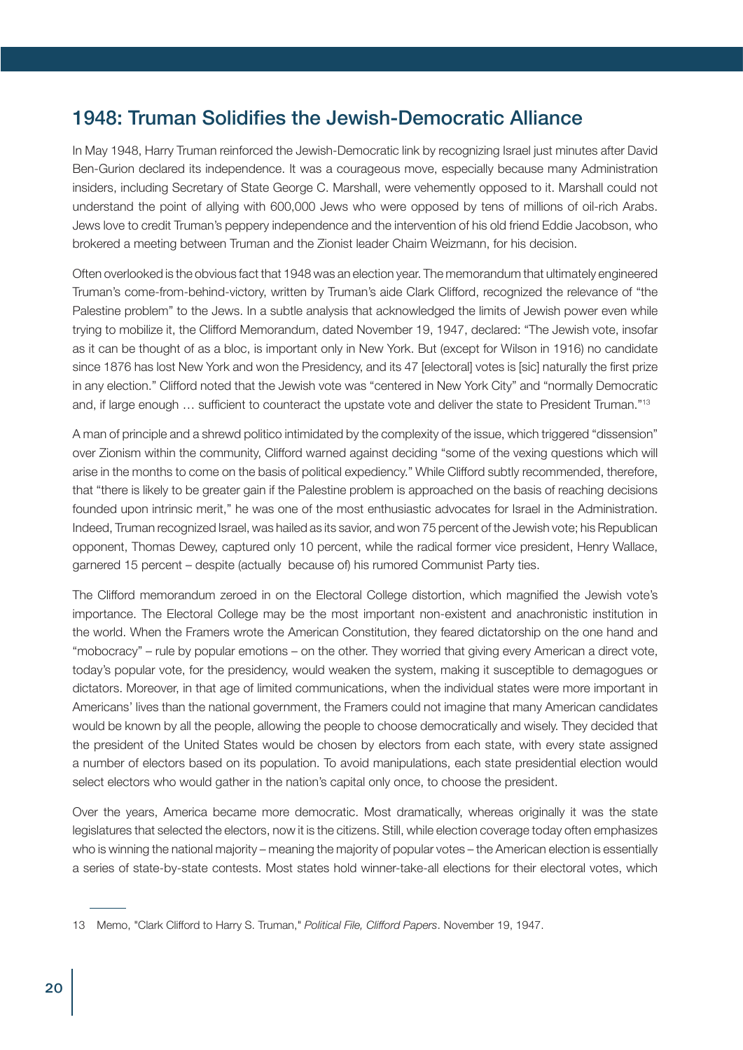## 1948: Truman Solidifies the Jewish-Democratic Alliance

In May 1948, Harry Truman reinforced the Jewish-Democratic link by recognizing Israel just minutes after David Ben-Gurion declared its independence. It was a courageous move, especially because many Administration insiders, including Secretary of State George C. Marshall, were vehemently opposed to it. Marshall could not understand the point of allying with 600,000 Jews who were opposed by tens of millions of oil-rich Arabs. Jews love to credit Truman's peppery independence and the intervention of his old friend Eddie Jacobson, who brokered a meeting between Truman and the Zionist leader Chaim Weizmann, for his decision.

Often overlooked is the obvious fact that 1948 was an election year. The memorandum that ultimately engineered Truman's come-from-behind-victory, written by Truman's aide Clark Clifford, recognized the relevance of "the Palestine problem" to the Jews. In a subtle analysis that acknowledged the limits of Jewish power even while trying to mobilize it, the Clifford Memorandum, dated November 19, 1947, declared: "The Jewish vote, insofar as it can be thought of as a bloc, is important only in New York. But (except for Wilson in 1916) no candidate since 1876 has lost New York and won the Presidency, and its 47 [electoral] votes is [sic] naturally the first prize in any election." Clifford noted that the Jewish vote was "centered in New York City" and "normally Democratic and, if large enough … sufficient to counteract the upstate vote and deliver the state to President Truman."[13]

A man of principle and a shrewd politico intimidated by the complexity of the issue, which triggered "dissension" over Zionism within the community, Clifford warned against deciding "some of the vexing questions which will arise in the months to come on the basis of political expediency." While Clifford subtly recommended, therefore, that "there is likely to be greater gain if the Palestine problem is approached on the basis of reaching decisions founded upon intrinsic merit," he was one of the most enthusiastic advocates for Israel in the Administration. Indeed, Truman recognized Israel, was hailed as its savior, and won 75 percent of the Jewish vote; his Republican opponent, Thomas Dewey, captured only 10 percent, while the radical former vice president, Henry Wallace, garnered 15 percent – despite (actually because of) his rumored Communist Party ties.

The Clifford memorandum zeroed in on the Electoral College distortion, which magnified the Jewish vote's importance. The Electoral College may be the most important non-existent and anachronistic institution in the world. When the Framers wrote the American Constitution, they feared dictatorship on the one hand and "mobocracy" – rule by popular emotions – on the other. They worried that giving every American a direct vote, today's popular vote, for the presidency, would weaken the system, making it susceptible to demagogues or dictators. Moreover, in that age of limited communications, when the individual states were more important in Americans' lives than the national government, the Framers could not imagine that many American candidates would be known by all the people, allowing the people to choose democratically and wisely. They decided that the president of the United States would be chosen by electors from each state, with every state assigned a number of electors based on its population. To avoid manipulations, each state presidential election would select electors who would gather in the nation's capital only once, to choose the president.

Over the years, America became more democratic. Most dramatically, whereas originally it was the state legislatures that selected the electors, now it is the citizens. Still, while election coverage today often emphasizes who is winning the national majority – meaning the majority of popular votes – the American election is essentially a series of state-by-state contests. Most states hold winner-take-all elections for their electoral votes, which

---

13 Memo, "Clark Clifford to Harry S. Truman," *Political File, Clifford Papers*. November 19, 1947.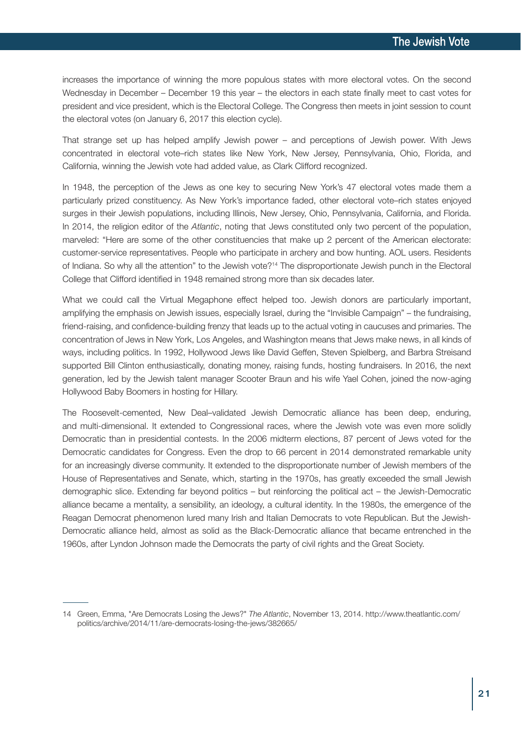increases the importance of winning the more populous states with more electoral votes. On the second Wednesday in December – December 19 this year – the electors in each state finally meet to cast votes for president and vice president, which is the Electoral College. The Congress then meets in joint session to count the electoral votes (on January 6, 2017 this election cycle).

That strange set up has helped amplify Jewish power – and perceptions of Jewish power. With Jews concentrated in electoral vote–rich states like New York, New Jersey, Pennsylvania, Ohio, Florida, and California, winning the Jewish vote had added value, as Clark Clifford recognized.

In 1948, the perception of the Jews as one key to securing New York's 47 electoral votes made them a particularly prized constituency. As New York's importance faded, other electoral vote–rich states enjoyed surges in their Jewish populations, including Illinois, New Jersey, Ohio, Pennsylvania, California, and Florida. In 2014, the religion editor of the *Atlantic*, noting that Jews constituted only two percent of the population, marveled: "Here are some of the other constituencies that make up 2 percent of the American electorate: customer-service representatives. People who participate in archery and bow hunting. AOL users. Residents of Indiana. So why all the attention" to the Jewish vote?[14] The disproportionate Jewish punch in the Electoral College that Clifford identified in 1948 remained strong more than six decades later.

What we could call the Virtual Megaphone effect helped too. Jewish donors are particularly important, amplifying the emphasis on Jewish issues, especially Israel, during the "Invisible Campaign" – the fundraising, friend-raising, and confidence-building frenzy that leads up to the actual voting in caucuses and primaries. The concentration of Jews in New York, Los Angeles, and Washington means that Jews make news, in all kinds of ways, including politics. In 1992, Hollywood Jews like David Geffen, Steven Spielberg, and Barbra Streisand supported Bill Clinton enthusiastically, donating money, raising funds, hosting fundraisers. In 2016, the next generation, led by the Jewish talent manager Scooter Braun and his wife Yael Cohen, joined the now-aging Hollywood Baby Boomers in hosting for Hillary.

The Roosevelt-cemented, New Deal–validated Jewish Democratic alliance has been deep, enduring, and multi-dimensional. It extended to Congressional races, where the Jewish vote was even more solidly Democratic than in presidential contests. In the 2006 midterm elections, 87 percent of Jews voted for the Democratic candidates for Congress. Even the drop to 66 percent in 2014 demonstrated remarkable unity for an increasingly diverse community. It extended to the disproportionate number of Jewish members of the House of Representatives and Senate, which, starting in the 1970s, has greatly exceeded the small Jewish demographic slice. Extending far beyond politics – but reinforcing the political act – the Jewish-Democratic alliance became a mentality, a sensibility, an ideology, a cultural identity. In the 1980s, the emergence of the Reagan Democrat phenomenon lured many Irish and Italian Democrats to vote Republican. But the Jewish-Democratic alliance held, almost as solid as the Black-Democratic alliance that became entrenched in the 1960s, after Lyndon Johnson made the Democrats the party of civil rights and the Great Society.

---

14 Green, Emma, "Are Democrats Losing the Jews?" *The Atlantic*, November 13, 2014. http://www.theatlantic.com/politics/archive/2014/11/are-democrats-losing-the-jews/382665/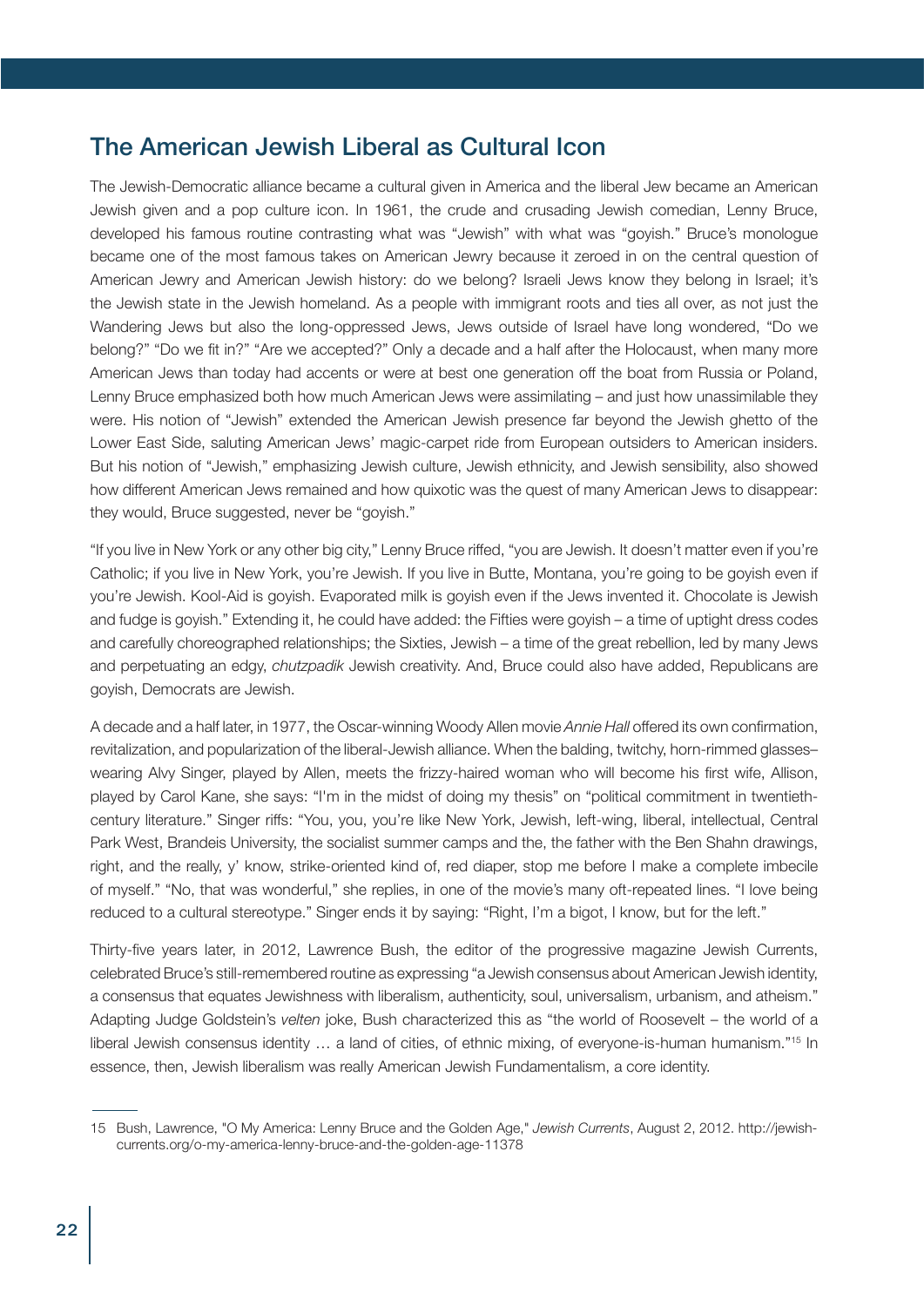## The American Jewish Liberal as Cultural Icon

The Jewish-Democratic alliance became a cultural given in America and the liberal Jew became an American Jewish given and a pop culture icon. In 1961, the crude and crusading Jewish comedian, Lenny Bruce, developed his famous routine contrasting what was "Jewish" with what was "goyish." Bruce's monologue became one of the most famous takes on American Jewry because it zeroed in on the central question of American Jewry and American Jewish history: do we belong? Israeli Jews know they belong in Israel; it's the Jewish state in the Jewish homeland. As a people with immigrant roots and ties all over, as not just the Wandering Jews but also the long-oppressed Jews, Jews outside of Israel have long wondered, "Do we belong?" "Do we fit in?" "Are we accepted?" Only a decade and a half after the Holocaust, when many more American Jews than today had accents or were at best one generation off the boat from Russia or Poland, Lenny Bruce emphasized both how much American Jews were assimilating – and just how unassimilable they were. His notion of "Jewish" extended the American Jewish presence far beyond the Jewish ghetto of the Lower East Side, saluting American Jews' magic-carpet ride from European outsiders to American insiders. But his notion of "Jewish," emphasizing Jewish culture, Jewish ethnicity, and Jewish sensibility, also showed how different American Jews remained and how quixotic was the quest of many American Jews to disappear: they would, Bruce suggested, never be "goyish."

"If you live in New York or any other big city," Lenny Bruce riffed, "you are Jewish. It doesn't matter even if you're Catholic; if you live in New York, you're Jewish. If you live in Butte, Montana, you're going to be goyish even if you're Jewish. Kool-Aid is goyish. Evaporated milk is goyish even if the Jews invented it. Chocolate is Jewish and fudge is goyish." Extending it, he could have added: the Fifties were goyish – a time of uptight dress codes and carefully choreographed relationships; the Sixties, Jewish – a time of the great rebellion, led by many Jews and perpetuating an edgy, *chutzpadik* Jewish creativity. And, Bruce could also have added, Republicans are goyish, Democrats are Jewish.

A decade and a half later, in 1977, the Oscar-winning Woody Allen movie *Annie Hall* offered its own confirmation, revitalization, and popularization of the liberal-Jewish alliance. When the balding, twitchy, horn-rimmed glasses–wearing Alvy Singer, played by Allen, meets the frizzy-haired woman who will become his first wife, Allison, played by Carol Kane, she says: "I'm in the midst of doing my thesis" on "political commitment in twentieth-century literature." Singer riffs: "You, you, you're like New York, Jewish, left-wing, liberal, intellectual, Central Park West, Brandeis University, the socialist summer camps and the, the father with the Ben Shahn drawings, right, and the really, y' know, strike-oriented kind of, red diaper, stop me before I make a complete imbecile of myself." "No, that was wonderful," she replies, in one of the movie's many oft-repeated lines. "I love being reduced to a cultural stereotype." Singer ends it by saying: "Right, I'm a bigot, I know, but for the left."

Thirty-five years later, in 2012, Lawrence Bush, the editor of the progressive magazine Jewish Currents, celebrated Bruce's still-remembered routine as expressing "a Jewish consensus about American Jewish identity, a consensus that equates Jewishness with liberalism, authenticity, soul, universalism, urbanism, and atheism." Adapting Judge Goldstein's *velten* joke, Bush characterized this as "the world of Roosevelt – the world of a liberal Jewish consensus identity … a land of cities, of ethnic mixing, of everyone-is-human humanism."[15] In essence, then, Jewish liberalism was really American Jewish Fundamentalism, a core identity.

---

15 Bush, Lawrence, "O My America: Lenny Bruce and the Golden Age," *Jewish Currents*, August 2, 2012. http://jewish-currents.org/o-my-america-lenny-bruce-and-the-golden-age-11378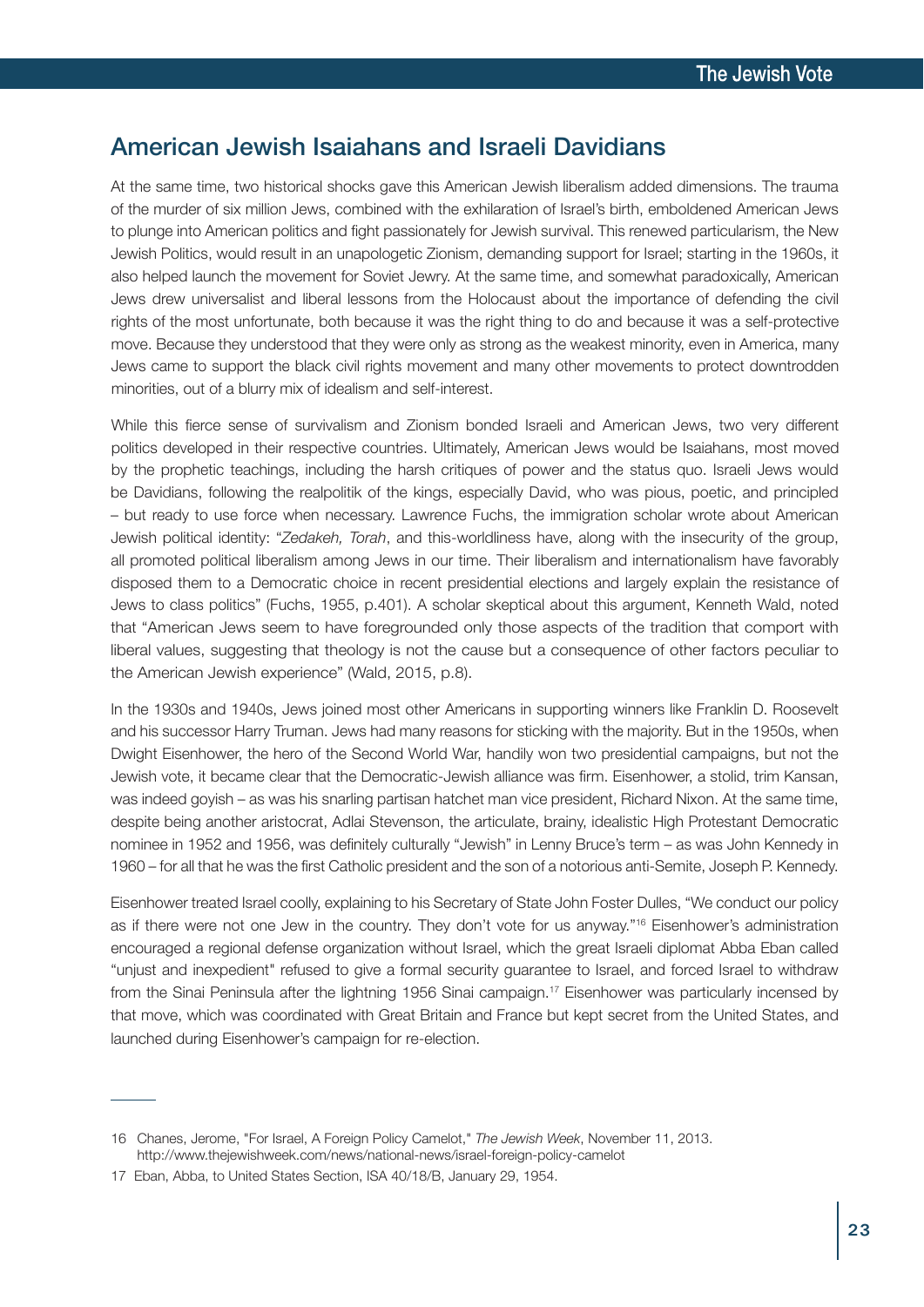## American Jewish Isaiahans and Israeli Davidians

At the same time, two historical shocks gave this American Jewish liberalism added dimensions. The trauma of the murder of six million Jews, combined with the exhilaration of Israel's birth, emboldened American Jews to plunge into American politics and fight passionately for Jewish survival. This renewed particularism, the New Jewish Politics, would result in an unapologetic Zionism, demanding support for Israel; starting in the 1960s, it also helped launch the movement for Soviet Jewry. At the same time, and somewhat paradoxically, American Jews drew universalist and liberal lessons from the Holocaust about the importance of defending the civil rights of the most unfortunate, both because it was the right thing to do and because it was a self-protective move. Because they understood that they were only as strong as the weakest minority, even in America, many Jews came to support the black civil rights movement and many other movements to protect downtrodden minorities, out of a blurry mix of idealism and self-interest.

While this fierce sense of survivalism and Zionism bonded Israeli and American Jews, two very different politics developed in their respective countries. Ultimately, American Jews would be Isaiahans, most moved by the prophetic teachings, including the harsh critiques of power and the status quo. Israeli Jews would be Davidians, following the realpolitik of the kings, especially David, who was pious, poetic, and principled – but ready to use force when necessary. Lawrence Fuchs, the immigration scholar wrote about American Jewish political identity: "*Zedakeh, Torah*, and this-worldliness have, along with the insecurity of the group, all promoted political liberalism among Jews in our time. Their liberalism and internationalism have favorably disposed them to a Democratic choice in recent presidential elections and largely explain the resistance of Jews to class politics" (Fuchs, 1955, p.401). A scholar skeptical about this argument, Kenneth Wald, noted that "American Jews seem to have foregrounded only those aspects of the tradition that comport with liberal values, suggesting that theology is not the cause but a consequence of other factors peculiar to the American Jewish experience" (Wald, 2015, p.8).

In the 1930s and 1940s, Jews joined most other Americans in supporting winners like Franklin D. Roosevelt and his successor Harry Truman. Jews had many reasons for sticking with the majority. But in the 1950s, when Dwight Eisenhower, the hero of the Second World War, handily won two presidential campaigns, but not the Jewish vote, it became clear that the Democratic-Jewish alliance was firm. Eisenhower, a stolid, trim Kansan, was indeed goyish – as was his snarling partisan hatchet man vice president, Richard Nixon. At the same time, despite being another aristocrat, Adlai Stevenson, the articulate, brainy, idealistic High Protestant Democratic nominee in 1952 and 1956, was definitely culturally "Jewish" in Lenny Bruce's term – as was John Kennedy in 1960 – for all that he was the first Catholic president and the son of a notorious anti-Semite, Joseph P. Kennedy.

Eisenhower treated Israel coolly, explaining to his Secretary of State John Foster Dulles, "We conduct our policy as if there were not one Jew in the country. They don't vote for us anyway."[16] Eisenhower's administration encouraged a regional defense organization without Israel, which the great Israeli diplomat Abba Eban called "unjust and inexpedient" refused to give a formal security guarantee to Israel, and forced Israel to withdraw from the Sinai Peninsula after the lightning 1956 Sinai campaign.[17] Eisenhower was particularly incensed by that move, which was coordinated with Great Britain and France but kept secret from the United States, and launched during Eisenhower's campaign for re-election.

---

16 Chanes, Jerome, "For Israel, A Foreign Policy Camelot," *The Jewish Week*, November 11, 2013. http://www.thejewishweek.com/news/national-news/israel-foreign-policy-camelot

17 Eban, Abba, to United States Section, ISA 40/18/B, January 29, 1954.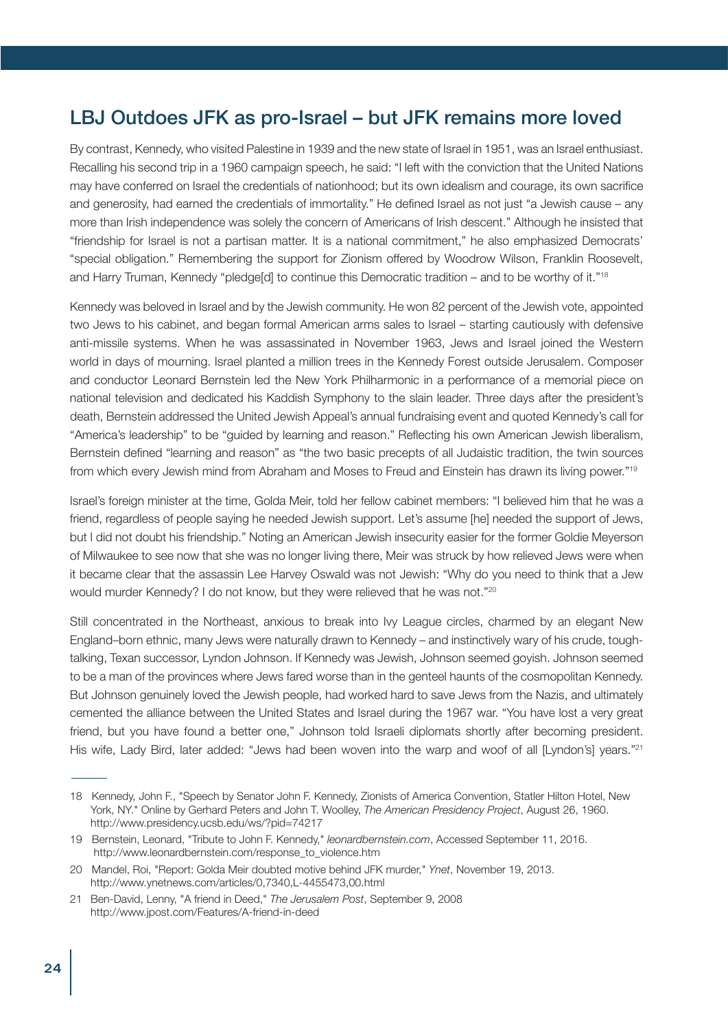## LBJ Outdoes JFK as pro-Israel – but JFK remains more loved

By contrast, Kennedy, who visited Palestine in 1939 and the new state of Israel in 1951, was an Israel enthusiast. Recalling his second trip in a 1960 campaign speech, he said: "I left with the conviction that the United Nations may have conferred on Israel the credentials of nationhood; but its own idealism and courage, its own sacrifice and generosity, had earned the credentials of immortality." He defined Israel as not just "a Jewish cause – any more than Irish independence was solely the concern of Americans of Irish descent." Although he insisted that "friendship for Israel is not a partisan matter. It is a national commitment," he also emphasized Democrats' "special obligation." Remembering the support for Zionism offered by Woodrow Wilson, Franklin Roosevelt, and Harry Truman, Kennedy "pledge[d] to continue this Democratic tradition – and to be worthy of it."[18]

Kennedy was beloved in Israel and by the Jewish community. He won 82 percent of the Jewish vote, appointed two Jews to his cabinet, and began formal American arms sales to Israel – starting cautiously with defensive anti-missile systems. When he was assassinated in November 1963, Jews and Israel joined the Western world in days of mourning. Israel planted a million trees in the Kennedy Forest outside Jerusalem. Composer and conductor Leonard Bernstein led the New York Philharmonic in a performance of a memorial piece on national television and dedicated his Kaddish Symphony to the slain leader. Three days after the president's death, Bernstein addressed the United Jewish Appeal's annual fundraising event and quoted Kennedy's call for "America's leadership" to be "guided by learning and reason." Reflecting his own American Jewish liberalism, Bernstein defined "learning and reason" as "the two basic precepts of all Judaistic tradition, the twin sources from which every Jewish mind from Abraham and Moses to Freud and Einstein has drawn its living power."[19]

Israel's foreign minister at the time, Golda Meir, told her fellow cabinet members: "I believed him that he was a friend, regardless of people saying he needed Jewish support. Let's assume [he] needed the support of Jews, but I did not doubt his friendship." Noting an American Jewish insecurity easier for the former Goldie Meyerson of Milwaukee to see now that she was no longer living there, Meir was struck by how relieved Jews were when it became clear that the assassin Lee Harvey Oswald was not Jewish: "Why do you need to think that a Jew would murder Kennedy? I do not know, but they were relieved that he was not."[20]

Still concentrated in the Northeast, anxious to break into Ivy League circles, charmed by an elegant New England–born ethnic, many Jews were naturally drawn to Kennedy – and instinctively wary of his crude, tough-talking, Texan successor, Lyndon Johnson. If Kennedy was Jewish, Johnson seemed goyish. Johnson seemed to be a man of the provinces where Jews fared worse than in the genteel haunts of the cosmopolitan Kennedy. But Johnson genuinely loved the Jewish people, had worked hard to save Jews from the Nazis, and ultimately cemented the alliance between the United States and Israel during the 1967 war. "You have lost a very great friend, but you have found a better one," Johnson told Israeli diplomats shortly after becoming president. His wife, Lady Bird, later added: "Jews had been woven into the warp and woof of all [Lyndon's] years."[21]

---

18 Kennedy, John F., "Speech by Senator John F. Kennedy, Zionists of America Convention, Statler Hilton Hotel, New York, NY." Online by Gerhard Peters and John T. Woolley, *The American Presidency Project*, August 26, 1960. http://www.presidency.ucsb.edu/ws/?pid=74217

19 Bernstein, Leonard, "Tribute to John F. Kennedy," *leonardbernstein.com*, Accessed September 11, 2016. http://www.leonardbernstein.com/response_to_violence.htm

20 Mandel, Roi, "Report: Golda Meir doubted motive behind JFK murder," *Ynet*, November 19, 2013. http://www.ynetnews.com/articles/0,7340,L-4455473,00.html

21 Ben-David, Lenny, "A friend in Deed," *The Jerusalem Post*, September 9, 2008 http://www.jpost.com/Features/A-friend-in-deed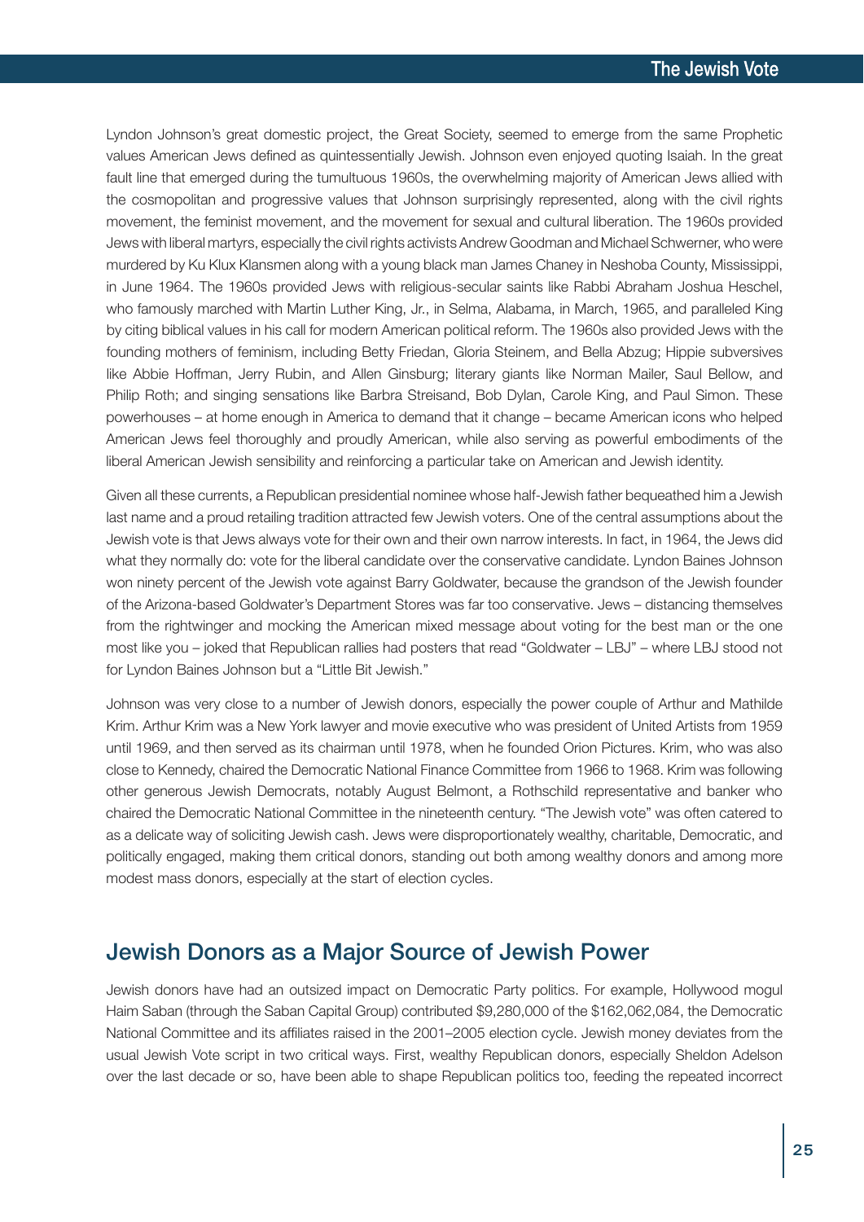Lyndon Johnson's great domestic project, the Great Society, seemed to emerge from the same Prophetic values American Jews defined as quintessentially Jewish. Johnson even enjoyed quoting Isaiah. In the great fault line that emerged during the tumultuous 1960s, the overwhelming majority of American Jews allied with the cosmopolitan and progressive values that Johnson surprisingly represented, along with the civil rights movement, the feminist movement, and the movement for sexual and cultural liberation. The 1960s provided Jews with liberal martyrs, especially the civil rights activists Andrew Goodman and Michael Schwerner, who were murdered by Ku Klux Klansmen along with a young black man James Chaney in Neshoba County, Mississippi, in June 1964. The 1960s provided Jews with religious-secular saints like Rabbi Abraham Joshua Heschel, who famously marched with Martin Luther King, Jr., in Selma, Alabama, in March, 1965, and paralleled King by citing biblical values in his call for modern American political reform. The 1960s also provided Jews with the founding mothers of feminism, including Betty Friedan, Gloria Steinem, and Bella Abzug; Hippie subversives like Abbie Hoffman, Jerry Rubin, and Allen Ginsburg; literary giants like Norman Mailer, Saul Bellow, and Philip Roth; and singing sensations like Barbra Streisand, Bob Dylan, Carole King, and Paul Simon. These powerhouses – at home enough in America to demand that it change – became American icons who helped American Jews feel thoroughly and proudly American, while also serving as powerful embodiments of the liberal American Jewish sensibility and reinforcing a particular take on American and Jewish identity.

Given all these currents, a Republican presidential nominee whose half-Jewish father bequeathed him a Jewish last name and a proud retailing tradition attracted few Jewish voters. One of the central assumptions about the Jewish vote is that Jews always vote for their own and their own narrow interests. In fact, in 1964, the Jews did what they normally do: vote for the liberal candidate over the conservative candidate. Lyndon Baines Johnson won ninety percent of the Jewish vote against Barry Goldwater, because the grandson of the Jewish founder of the Arizona-based Goldwater's Department Stores was far too conservative. Jews – distancing themselves from the rightwinger and mocking the American mixed message about voting for the best man or the one most like you – joked that Republican rallies had posters that read "Goldwater – LBJ" – where LBJ stood not for Lyndon Baines Johnson but a "Little Bit Jewish."

Johnson was very close to a number of Jewish donors, especially the power couple of Arthur and Mathilde Krim. Arthur Krim was a New York lawyer and movie executive who was president of United Artists from 1959 until 1969, and then served as its chairman until 1978, when he founded Orion Pictures. Krim, who was also close to Kennedy, chaired the Democratic National Finance Committee from 1966 to 1968. Krim was following other generous Jewish Democrats, notably August Belmont, a Rothschild representative and banker who chaired the Democratic National Committee in the nineteenth century. "The Jewish vote" was often catered to as a delicate way of soliciting Jewish cash. Jews were disproportionately wealthy, charitable, Democratic, and politically engaged, making them critical donors, standing out both among wealthy donors and among more modest mass donors, especially at the start of election cycles.

## Jewish Donors as a Major Source of Jewish Power

Jewish donors have had an outsized impact on Democratic Party politics. For example, Hollywood mogul Haim Saban (through the Saban Capital Group) contributed $9,280,000 of the $162,062,084, the Democratic National Committee and its affiliates raised in the 2001–2005 election cycle. Jewish money deviates from the usual Jewish Vote script in two critical ways. First, wealthy Republican donors, especially Sheldon Adelson over the last decade or so, have been able to shape Republican politics too, feeding the repeated incorrect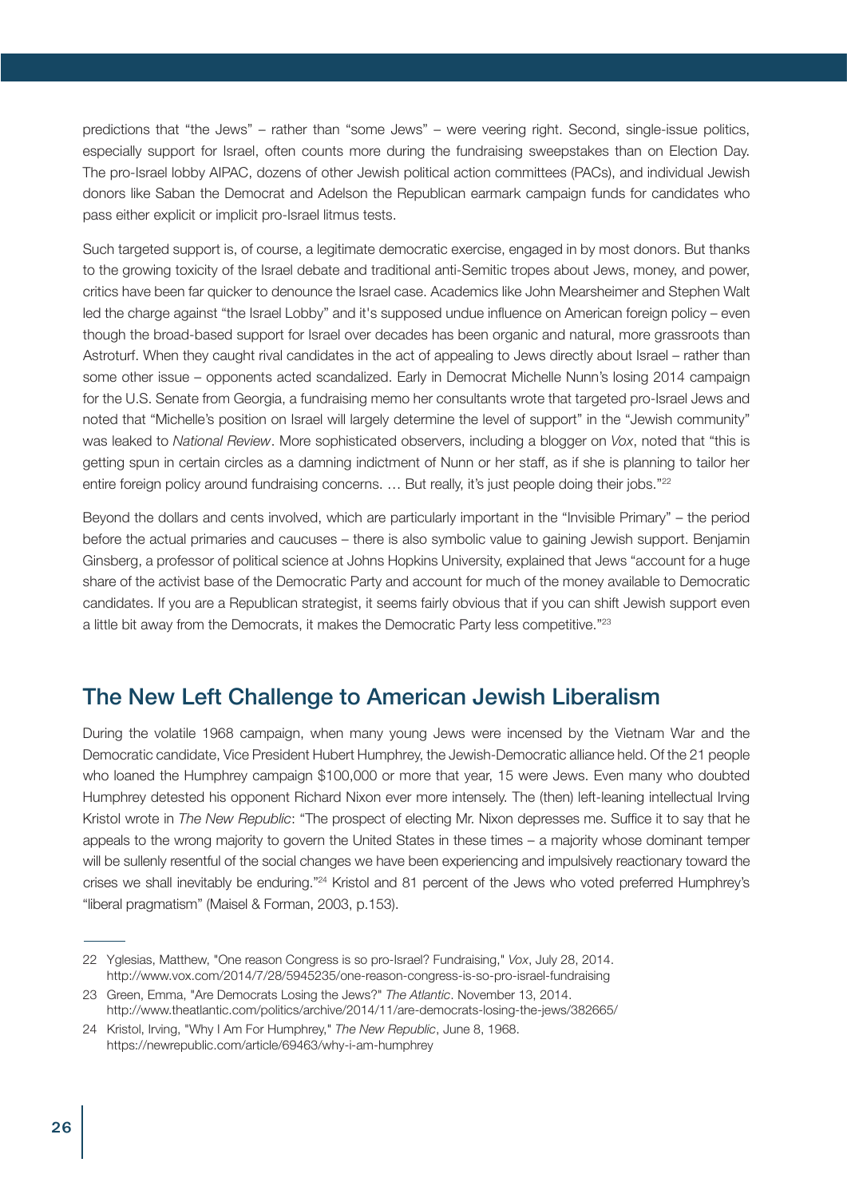predictions that "the Jews" – rather than "some Jews" – were veering right. Second, single-issue politics, especially support for Israel, often counts more during the fundraising sweepstakes than on Election Day. The pro-Israel lobby AIPAC, dozens of other Jewish political action committees (PACs), and individual Jewish donors like Saban the Democrat and Adelson the Republican earmark campaign funds for candidates who pass either explicit or implicit pro-Israel litmus tests.

Such targeted support is, of course, a legitimate democratic exercise, engaged in by most donors. But thanks to the growing toxicity of the Israel debate and traditional anti-Semitic tropes about Jews, money, and power, critics have been far quicker to denounce the Israel case. Academics like John Mearsheimer and Stephen Walt led the charge against "the Israel Lobby" and it's supposed undue influence on American foreign policy – even though the broad-based support for Israel over decades has been organic and natural, more grassroots than Astroturf. When they caught rival candidates in the act of appealing to Jews directly about Israel – rather than some other issue – opponents acted scandalized. Early in Democrat Michelle Nunn's losing 2014 campaign for the U.S. Senate from Georgia, a fundraising memo her consultants wrote that targeted pro-Israel Jews and noted that "Michelle's position on Israel will largely determine the level of support" in the "Jewish community" was leaked to *National Review*. More sophisticated observers, including a blogger on *Vox*, noted that "this is getting spun in certain circles as a damning indictment of Nunn or her staff, as if she is planning to tailor her entire foreign policy around fundraising concerns. … But really, it's just people doing their jobs."[22]

Beyond the dollars and cents involved, which are particularly important in the "Invisible Primary" – the period before the actual primaries and caucuses – there is also symbolic value to gaining Jewish support. Benjamin Ginsberg, a professor of political science at Johns Hopkins University, explained that Jews "account for a huge share of the activist base of the Democratic Party and account for much of the money available to Democratic candidates. If you are a Republican strategist, it seems fairly obvious that if you can shift Jewish support even a little bit away from the Democrats, it makes the Democratic Party less competitive."[23]

## The New Left Challenge to American Jewish Liberalism

During the volatile 1968 campaign, when many young Jews were incensed by the Vietnam War and the Democratic candidate, Vice President Hubert Humphrey, the Jewish-Democratic alliance held. Of the 21 people who loaned the Humphrey campaign $100,000 or more that year, 15 were Jews. Even many who doubted Humphrey detested his opponent Richard Nixon ever more intensely. The (then) left-leaning intellectual Irving Kristol wrote in *The New Republic*: "The prospect of electing Mr. Nixon depresses me. Suffice it to say that he appeals to the wrong majority to govern the United States in these times – a majority whose dominant temper will be sullenly resentful of the social changes we have been experiencing and impulsively reactionary toward the crises we shall inevitably be enduring."[24] Kristol and 81 percent of the Jews who voted preferred Humphrey's "liberal pragmatism" (Maisel & Forman, 2003, p.153).

---

22 Yglesias, Matthew, "One reason Congress is so pro-Israel? Fundraising," *Vox*, July 28, 2014. http://www.vox.com/2014/7/28/5945235/one-reason-congress-is-so-pro-israel-fundraising

23 Green, Emma, "Are Democrats Losing the Jews?" *The Atlantic*. November 13, 2014. http://www.theatlantic.com/politics/archive/2014/11/are-democrats-losing-the-jews/382665/

24 Kristol, Irving, "Why I Am For Humphrey," *The New Republic*, June 8, 1968. https://newrepublic.com/article/69463/why-i-am-humphrey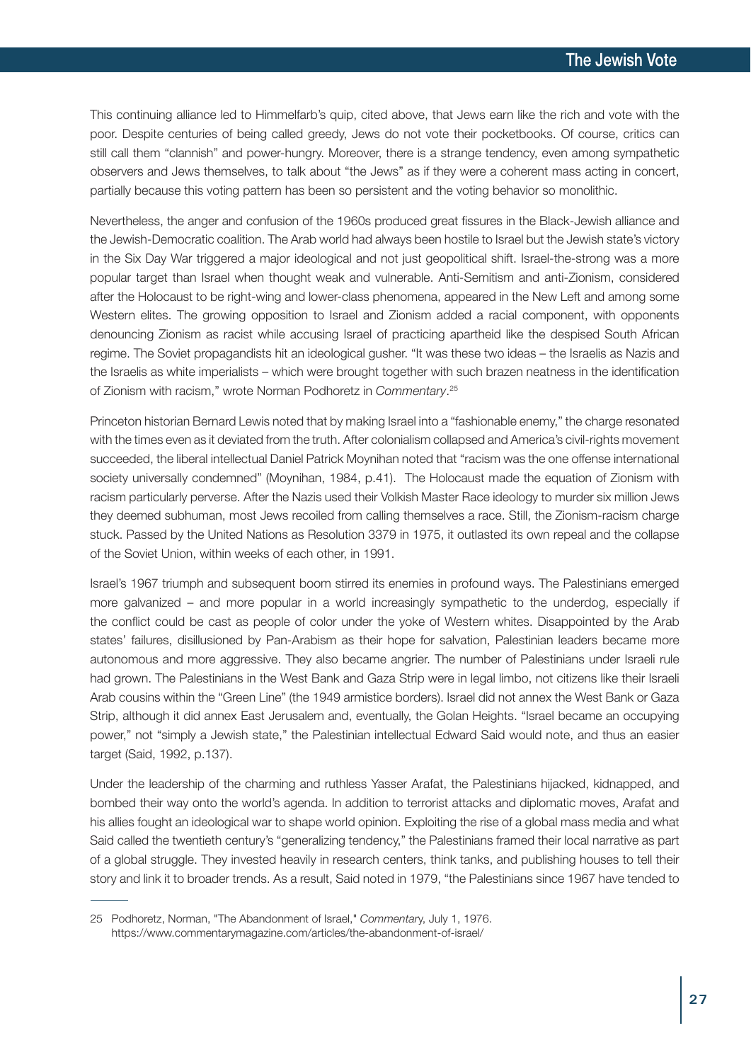This continuing alliance led to Himmelfarb's quip, cited above, that Jews earn like the rich and vote with the poor. Despite centuries of being called greedy, Jews do not vote their pocketbooks. Of course, critics can still call them "clannish" and power-hungry. Moreover, there is a strange tendency, even among sympathetic observers and Jews themselves, to talk about "the Jews" as if they were a coherent mass acting in concert, partially because this voting pattern has been so persistent and the voting behavior so monolithic.

Nevertheless, the anger and confusion of the 1960s produced great fissures in the Black-Jewish alliance and the Jewish-Democratic coalition. The Arab world had always been hostile to Israel but the Jewish state's victory in the Six Day War triggered a major ideological and not just geopolitical shift. Israel-the-strong was a more popular target than Israel when thought weak and vulnerable. Anti-Semitism and anti-Zionism, considered after the Holocaust to be right-wing and lower-class phenomena, appeared in the New Left and among some Western elites. The growing opposition to Israel and Zionism added a racial component, with opponents denouncing Zionism as racist while accusing Israel of practicing apartheid like the despised South African regime. The Soviet propagandists hit an ideological gusher. "It was these two ideas – the Israelis as Nazis and the Israelis as white imperialists – which were brought together with such brazen neatness in the identification of Zionism with racism," wrote Norman Podhoretz in *Commentary*.[25]

Princeton historian Bernard Lewis noted that by making Israel into a "fashionable enemy," the charge resonated with the times even as it deviated from the truth. After colonialism collapsed and America's civil-rights movement succeeded, the liberal intellectual Daniel Patrick Moynihan noted that "racism was the one offense international society universally condemned" (Moynihan, 1984, p.41). The Holocaust made the equation of Zionism with racism particularly perverse. After the Nazis used their Volkish Master Race ideology to murder six million Jews they deemed subhuman, most Jews recoiled from calling themselves a race. Still, the Zionism-racism charge stuck. Passed by the United Nations as Resolution 3379 in 1975, it outlasted its own repeal and the collapse of the Soviet Union, within weeks of each other, in 1991.

Israel's 1967 triumph and subsequent boom stirred its enemies in profound ways. The Palestinians emerged more galvanized – and more popular in a world increasingly sympathetic to the underdog, especially if the conflict could be cast as people of color under the yoke of Western whites. Disappointed by the Arab states' failures, disillusioned by Pan-Arabism as their hope for salvation, Palestinian leaders became more autonomous and more aggressive. They also became angrier. The number of Palestinians under Israeli rule had grown. The Palestinians in the West Bank and Gaza Strip were in legal limbo, not citizens like their Israeli Arab cousins within the "Green Line" (the 1949 armistice borders). Israel did not annex the West Bank or Gaza Strip, although it did annex East Jerusalem and, eventually, the Golan Heights. "Israel became an occupying power," not "simply a Jewish state," the Palestinian intellectual Edward Said would note, and thus an easier target (Said, 1992, p.137).

Under the leadership of the charming and ruthless Yasser Arafat, the Palestinians hijacked, kidnapped, and bombed their way onto the world's agenda. In addition to terrorist attacks and diplomatic moves, Arafat and his allies fought an ideological war to shape world opinion. Exploiting the rise of a global mass media and what Said called the twentieth century's "generalizing tendency," the Palestinians framed their local narrative as part of a global struggle. They invested heavily in research centers, think tanks, and publishing houses to tell their story and link it to broader trends. As a result, Said noted in 1979, "the Palestinians since 1967 have tended to

---

25 Podhoretz, Norman, "The Abandonment of Israel," *Commentary*, July 1, 1976. https://www.commentarymagazine.com/articles/the-abandonment-of-israel/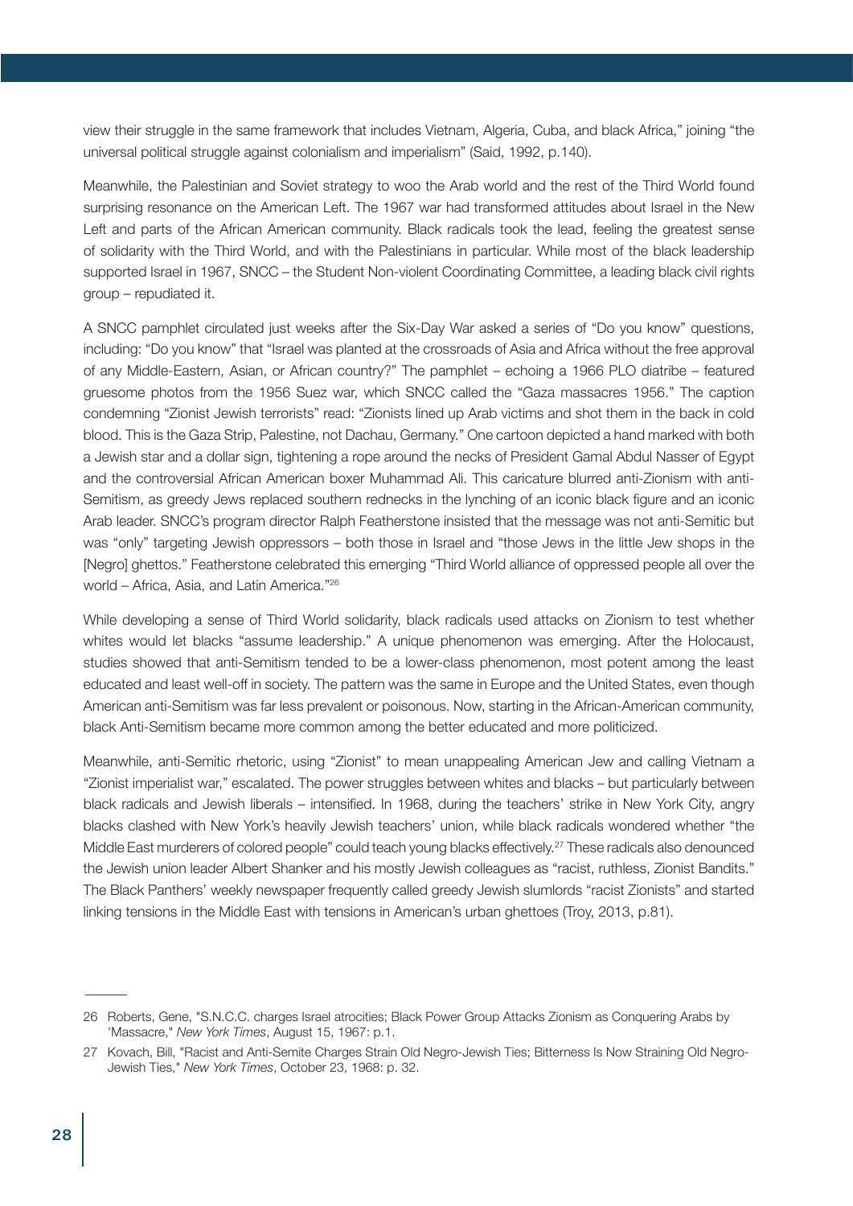view their struggle in the same framework that includes Vietnam, Algeria, Cuba, and black Africa," joining "the universal political struggle against colonialism and imperialism" (Said, 1992, p.140).

Meanwhile, the Palestinian and Soviet strategy to woo the Arab world and the rest of the Third World found surprising resonance on the American Left. The 1967 war had transformed attitudes about Israel in the New Left and parts of the African American community. Black radicals took the lead, feeling the greatest sense of solidarity with the Third World, and with the Palestinians in particular. While most of the black leadership supported Israel in 1967, SNCC – the Student Non-violent Coordinating Committee, a leading black civil rights group – repudiated it.

A SNCC pamphlet circulated just weeks after the Six-Day War asked a series of "Do you know" questions, including: "Do you know" that "Israel was planted at the crossroads of Asia and Africa without the free approval of any Middle-Eastern, Asian, or African country?" The pamphlet – echoing a 1966 PLO diatribe – featured gruesome photos from the 1956 Suez war, which SNCC called the "Gaza massacres 1956." The caption condemning "Zionist Jewish terrorists" read: "Zionists lined up Arab victims and shot them in the back in cold blood. This is the Gaza Strip, Palestine, not Dachau, Germany." One cartoon depicted a hand marked with both a Jewish star and a dollar sign, tightening a rope around the necks of President Gamal Abdul Nasser of Egypt and the controversial African American boxer Muhammad Ali. This caricature blurred anti-Zionism with anti-Semitism, as greedy Jews replaced southern rednecks in the lynching of an iconic black figure and an iconic Arab leader. SNCC's program director Ralph Featherstone insisted that the message was not anti-Semitic but was "only" targeting Jewish oppressors – both those in Israel and "those Jews in the little Jew shops in the [Negro] ghettos." Featherstone celebrated this emerging "Third World alliance of oppressed people all over the world – Africa, Asia, and Latin America."[26]

While developing a sense of Third World solidarity, black radicals used attacks on Zionism to test whether whites would let blacks "assume leadership." A unique phenomenon was emerging. After the Holocaust, studies showed that anti-Semitism tended to be a lower-class phenomenon, most potent among the least educated and least well-off in society. The pattern was the same in Europe and the United States, even though American anti-Semitism was far less prevalent or poisonous. Now, starting in the African-American community, black Anti-Semitism became more common among the better educated and more politicized.

Meanwhile, anti-Semitic rhetoric, using "Zionist" to mean unappealing American Jew and calling Vietnam a "Zionist imperialist war," escalated. The power struggles between whites and blacks – but particularly between black radicals and Jewish liberals – intensified. In 1968, during the teachers' strike in New York City, angry blacks clashed with New York's heavily Jewish teachers' union, while black radicals wondered whether "the Middle East murderers of colored people" could teach young blacks effectively.[27] These radicals also denounced the Jewish union leader Albert Shanker and his mostly Jewish colleagues as "racist, ruthless, Zionist Bandits." The Black Panthers' weekly newspaper frequently called greedy Jewish slumlords "racist Zionists" and started linking tensions in the Middle East with tensions in American's urban ghettoes (Troy, 2013, p.81).

---

26 Roberts, Gene, "S.N.C.C. charges Israel atrocities; Black Power Group Attacks Zionism as Conquering Arabs by 'Massacre," *New York Times*, August 15, 1967: p.1.

27 Kovach, Bill, "Racist and Anti-Semite Charges Strain Old Negro-Jewish Ties; Bitterness Is Now Straining Old Negro-Jewish Ties," *New York Times*, October 23, 1968: p. 32.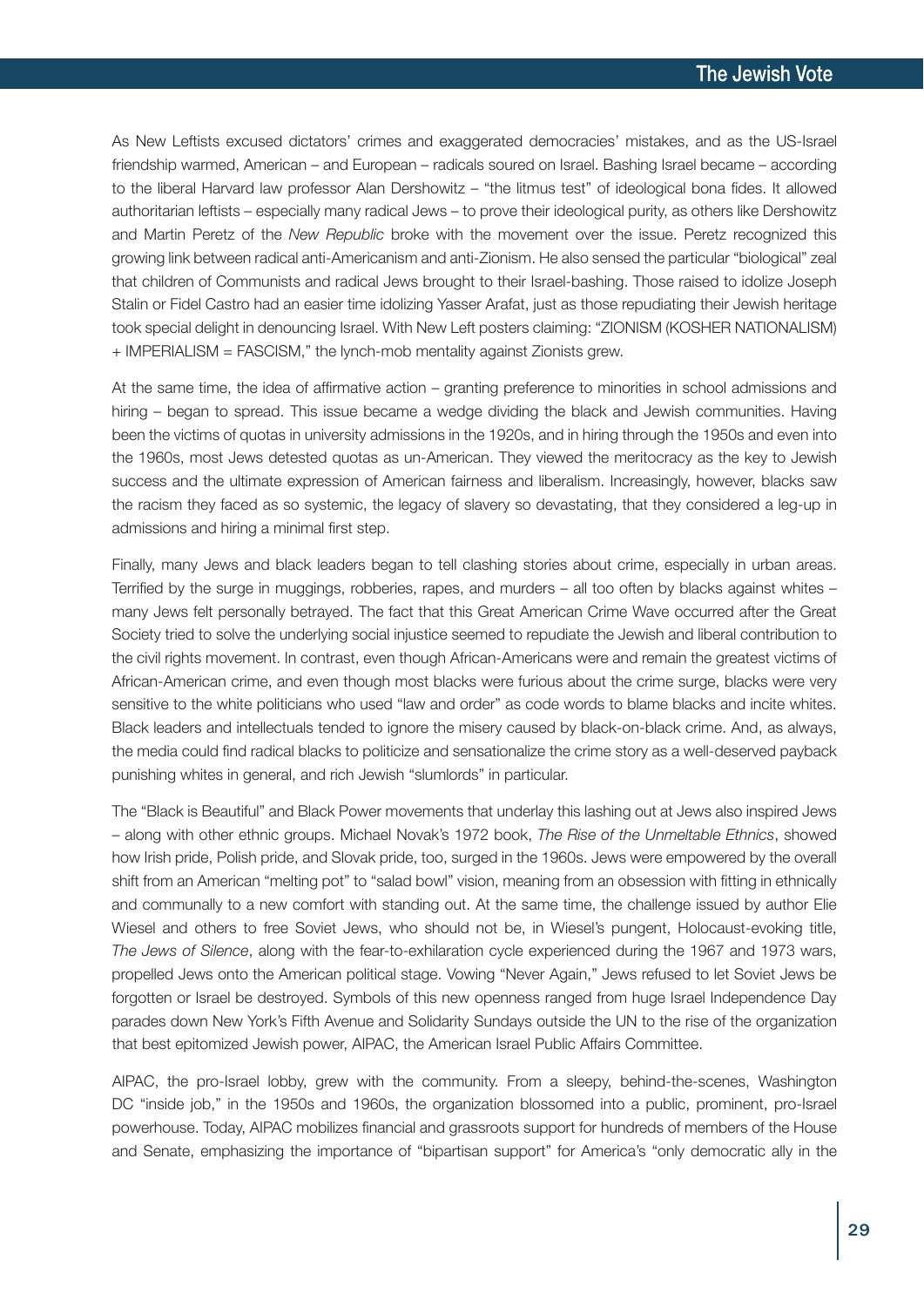As New Leftists excused dictators' crimes and exaggerated democracies' mistakes, and as the US-Israel friendship warmed, American – and European – radicals soured on Israel. Bashing Israel became – according to the liberal Harvard law professor Alan Dershowitz – "the litmus test" of ideological bona fides. It allowed authoritarian leftists – especially many radical Jews – to prove their ideological purity, as others like Dershowitz and Martin Peretz of the *New Republic* broke with the movement over the issue. Peretz recognized this growing link between radical anti-Americanism and anti-Zionism. He also sensed the particular "biological" zeal that children of Communists and radical Jews brought to their Israel-bashing. Those raised to idolize Joseph Stalin or Fidel Castro had an easier time idolizing Yasser Arafat, just as those repudiating their Jewish heritage took special delight in denouncing Israel. With New Left posters claiming: "ZIONISM (KOSHER NATIONALISM) + IMPERIALISM = FASCISM," the lynch-mob mentality against Zionists grew.

At the same time, the idea of affirmative action – granting preference to minorities in school admissions and hiring – began to spread. This issue became a wedge dividing the black and Jewish communities. Having been the victims of quotas in university admissions in the 1920s, and in hiring through the 1950s and even into the 1960s, most Jews detested quotas as un-American. They viewed the meritocracy as the key to Jewish success and the ultimate expression of American fairness and liberalism. Increasingly, however, blacks saw the racism they faced as so systemic, the legacy of slavery so devastating, that they considered a leg-up in admissions and hiring a minimal first step.

Finally, many Jews and black leaders began to tell clashing stories about crime, especially in urban areas. Terrified by the surge in muggings, robberies, rapes, and murders – all too often by blacks against whites – many Jews felt personally betrayed. The fact that this Great American Crime Wave occurred after the Great Society tried to solve the underlying social injustice seemed to repudiate the Jewish and liberal contribution to the civil rights movement. In contrast, even though African-Americans were and remain the greatest victims of African-American crime, and even though most blacks were furious about the crime surge, blacks were very sensitive to the white politicians who used "law and order" as code words to blame blacks and incite whites. Black leaders and intellectuals tended to ignore the misery caused by black-on-black crime. And, as always, the media could find radical blacks to politicize and sensationalize the crime story as a well-deserved payback punishing whites in general, and rich Jewish "slumlords" in particular.

The "Black is Beautiful" and Black Power movements that underlay this lashing out at Jews also inspired Jews – along with other ethnic groups. Michael Novak's 1972 book, *The Rise of the Unmeltable Ethnics*, showed how Irish pride, Polish pride, and Slovak pride, too, surged in the 1960s. Jews were empowered by the overall shift from an American "melting pot" to "salad bowl" vision, meaning from an obsession with fitting in ethnically and communally to a new comfort with standing out. At the same time, the challenge issued by author Elie Wiesel and others to free Soviet Jews, who should not be, in Wiesel's pungent, Holocaust-evoking title, *The Jews of Silence*, along with the fear-to-exhilaration cycle experienced during the 1967 and 1973 wars, propelled Jews onto the American political stage. Vowing "Never Again," Jews refused to let Soviet Jews be forgotten or Israel be destroyed. Symbols of this new openness ranged from huge Israel Independence Day parades down New York's Fifth Avenue and Solidarity Sundays outside the UN to the rise of the organization that best epitomized Jewish power, AIPAC, the American Israel Public Affairs Committee.

AIPAC, the pro-Israel lobby, grew with the community. From a sleepy, behind-the-scenes, Washington DC "inside job," in the 1950s and 1960s, the organization blossomed into a public, prominent, pro-Israel powerhouse. Today, AIPAC mobilizes financial and grassroots support for hundreds of members of the House and Senate, emphasizing the importance of "bipartisan support" for America's "only democratic ally in the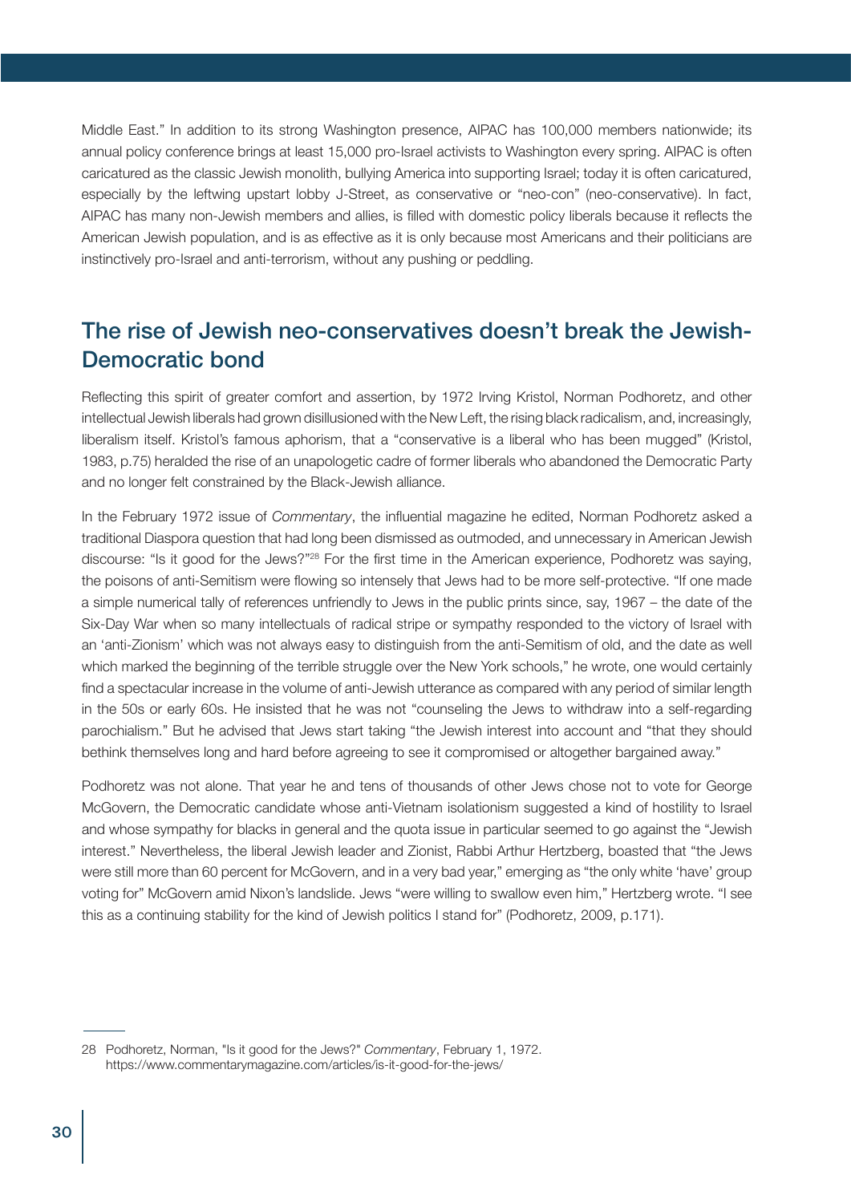Middle East." In addition to its strong Washington presence, AIPAC has 100,000 members nationwide; its annual policy conference brings at least 15,000 pro-Israel activists to Washington every spring. AIPAC is often caricatured as the classic Jewish monolith, bullying America into supporting Israel; today it is often caricatured, especially by the leftwing upstart lobby J-Street, as conservative or "neo-con" (neo-conservative). In fact, AIPAC has many non-Jewish members and allies, is filled with domestic policy liberals because it reflects the American Jewish population, and is as effective as it is only because most Americans and their politicians are instinctively pro-Israel and anti-terrorism, without any pushing or peddling.

## The rise of Jewish neo-conservatives doesn't break the Jewish-Democratic bond

Reflecting this spirit of greater comfort and assertion, by 1972 Irving Kristol, Norman Podhoretz, and other intellectual Jewish liberals had grown disillusioned with the New Left, the rising black radicalism, and, increasingly, liberalism itself. Kristol's famous aphorism, that a "conservative is a liberal who has been mugged" (Kristol, 1983, p.75) heralded the rise of an unapologetic cadre of former liberals who abandoned the Democratic Party and no longer felt constrained by the Black-Jewish alliance.

In the February 1972 issue of *Commentary*, the influential magazine he edited, Norman Podhoretz asked a traditional Diaspora question that had long been dismissed as outmoded, and unnecessary in American Jewish discourse: "Is it good for the Jews?"[28] For the first time in the American experience, Podhoretz was saying, the poisons of anti-Semitism were flowing so intensely that Jews had to be more self-protective. "If one made a simple numerical tally of references unfriendly to Jews in the public prints since, say, 1967 – the date of the Six-Day War when so many intellectuals of radical stripe or sympathy responded to the victory of Israel with an 'anti-Zionism' which was not always easy to distinguish from the anti-Semitism of old, and the date as well which marked the beginning of the terrible struggle over the New York schools," he wrote, one would certainly find a spectacular increase in the volume of anti-Jewish utterance as compared with any period of similar length in the 50s or early 60s. He insisted that he was not "counseling the Jews to withdraw into a self-regarding parochialism." But he advised that Jews start taking "the Jewish interest into account and "that they should bethink themselves long and hard before agreeing to see it compromised or altogether bargained away."

Podhoretz was not alone. That year he and tens of thousands of other Jews chose not to vote for George McGovern, the Democratic candidate whose anti-Vietnam isolationism suggested a kind of hostility to Israel and whose sympathy for blacks in general and the quota issue in particular seemed to go against the "Jewish interest." Nevertheless, the liberal Jewish leader and Zionist, Rabbi Arthur Hertzberg, boasted that "the Jews were still more than 60 percent for McGovern, and in a very bad year," emerging as "the only white 'have' group voting for" McGovern amid Nixon's landslide. Jews "were willing to swallow even him," Hertzberg wrote. "I see this as a continuing stability for the kind of Jewish politics I stand for" (Podhoretz, 2009, p.171).

---

28 Podhoretz, Norman, "Is it good for the Jews?" *Commentary*, February 1, 1972. https://www.commentarymagazine.com/articles/is-it-good-for-the-jews/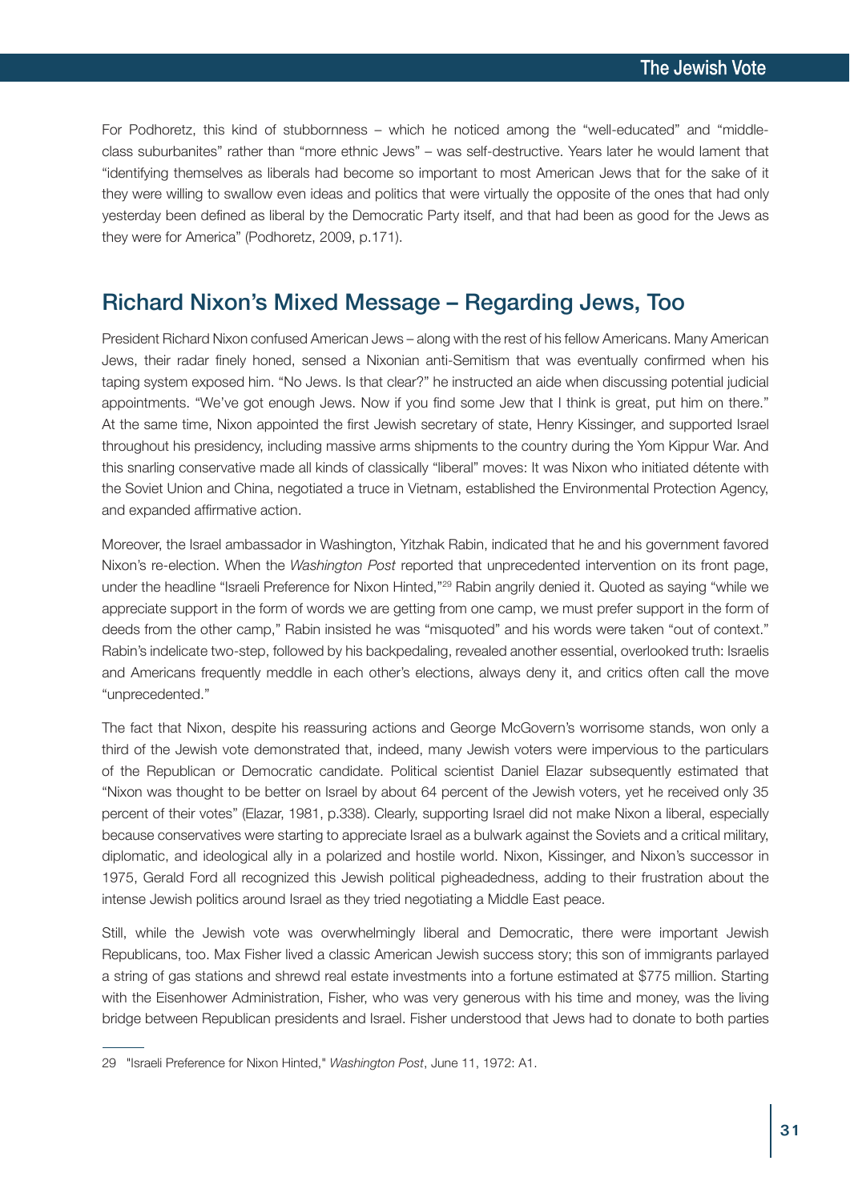For Podhoretz, this kind of stubbornness – which he noticed among the "well-educated" and "middle-class suburbanites" rather than "more ethnic Jews" – was self-destructive. Years later he would lament that "identifying themselves as liberals had become so important to most American Jews that for the sake of it they were willing to swallow even ideas and politics that were virtually the opposite of the ones that had only yesterday been defined as liberal by the Democratic Party itself, and that had been as good for the Jews as they were for America" (Podhoretz, 2009, p.171).

## Richard Nixon's Mixed Message – Regarding Jews, Too

President Richard Nixon confused American Jews – along with the rest of his fellow Americans. Many American Jews, their radar finely honed, sensed a Nixonian anti-Semitism that was eventually confirmed when his taping system exposed him. "No Jews. Is that clear?" he instructed an aide when discussing potential judicial appointments. "We've got enough Jews. Now if you find some Jew that I think is great, put him on there." At the same time, Nixon appointed the first Jewish secretary of state, Henry Kissinger, and supported Israel throughout his presidency, including massive arms shipments to the country during the Yom Kippur War. And this snarling conservative made all kinds of classically "liberal" moves: It was Nixon who initiated détente with the Soviet Union and China, negotiated a truce in Vietnam, established the Environmental Protection Agency, and expanded affirmative action.

Moreover, the Israel ambassador in Washington, Yitzhak Rabin, indicated that he and his government favored Nixon's re-election. When the *Washington Post* reported that unprecedented intervention on its front page, under the headline "Israeli Preference for Nixon Hinted,"[29] Rabin angrily denied it. Quoted as saying "while we appreciate support in the form of words we are getting from one camp, we must prefer support in the form of deeds from the other camp," Rabin insisted he was "misquoted" and his words were taken "out of context." Rabin's indelicate two-step, followed by his backpedaling, revealed another essential, overlooked truth: Israelis and Americans frequently meddle in each other's elections, always deny it, and critics often call the move "unprecedented."

The fact that Nixon, despite his reassuring actions and George McGovern's worrisome stands, won only a third of the Jewish vote demonstrated that, indeed, many Jewish voters were impervious to the particulars of the Republican or Democratic candidate. Political scientist Daniel Elazar subsequently estimated that "Nixon was thought to be better on Israel by about 64 percent of the Jewish voters, yet he received only 35 percent of their votes" (Elazar, 1981, p.338). Clearly, supporting Israel did not make Nixon a liberal, especially because conservatives were starting to appreciate Israel as a bulwark against the Soviets and a critical military, diplomatic, and ideological ally in a polarized and hostile world. Nixon, Kissinger, and Nixon's successor in 1975, Gerald Ford all recognized this Jewish political pigheadedness, adding to their frustration about the intense Jewish politics around Israel as they tried negotiating a Middle East peace.

Still, while the Jewish vote was overwhelmingly liberal and Democratic, there were important Jewish Republicans, too. Max Fisher lived a classic American Jewish success story; this son of immigrants parlayed a string of gas stations and shrewd real estate investments into a fortune estimated at $775 million. Starting with the Eisenhower Administration, Fisher, who was very generous with his time and money, was the living bridge between Republican presidents and Israel. Fisher understood that Jews had to donate to both parties

---

29 "Israeli Preference for Nixon Hinted," *Washington Post*, June 11, 1972: A1.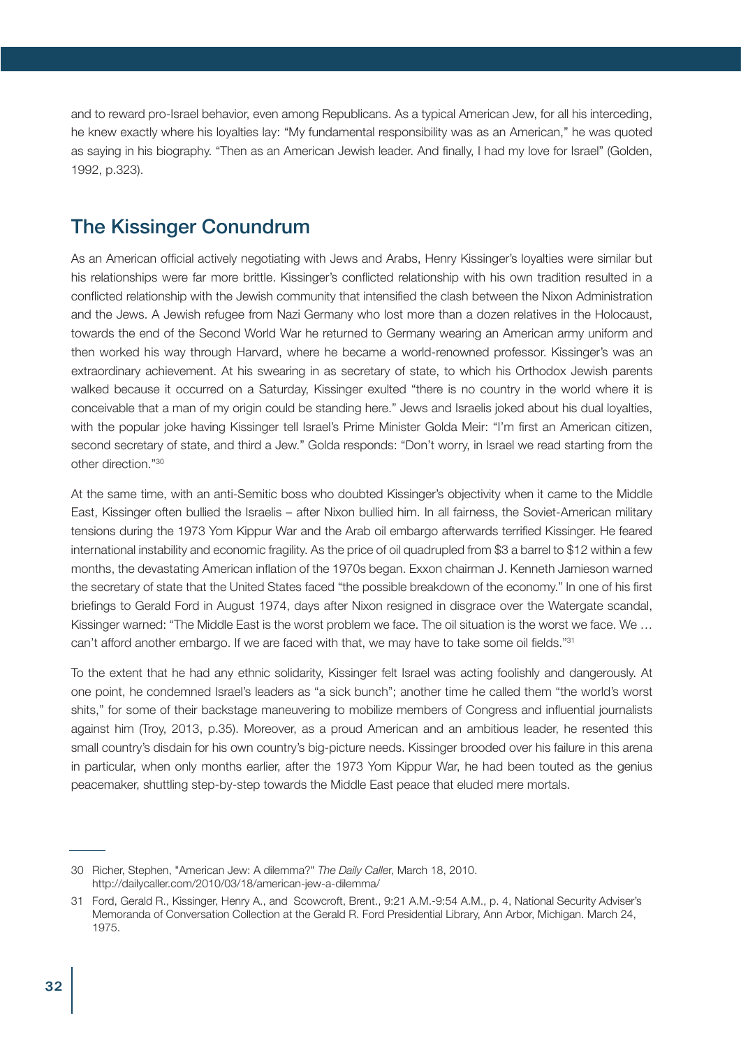and to reward pro-Israel behavior, even among Republicans. As a typical American Jew, for all his interceding, he knew exactly where his loyalties lay: "My fundamental responsibility was as an American," he was quoted as saying in his biography. "Then as an American Jewish leader. And finally, I had my love for Israel" (Golden, 1992, p.323).

## The Kissinger Conundrum

As an American official actively negotiating with Jews and Arabs, Henry Kissinger's loyalties were similar but his relationships were far more brittle. Kissinger's conflicted relationship with his own tradition resulted in a conflicted relationship with the Jewish community that intensified the clash between the Nixon Administration and the Jews. A Jewish refugee from Nazi Germany who lost more than a dozen relatives in the Holocaust, towards the end of the Second World War he returned to Germany wearing an American army uniform and then worked his way through Harvard, where he became a world-renowned professor. Kissinger's was an extraordinary achievement. At his swearing in as secretary of state, to which his Orthodox Jewish parents walked because it occurred on a Saturday, Kissinger exulted "there is no country in the world where it is conceivable that a man of my origin could be standing here." Jews and Israelis joked about his dual loyalties, with the popular joke having Kissinger tell Israel's Prime Minister Golda Meir: "I'm first an American citizen, second secretary of state, and third a Jew." Golda responds: "Don't worry, in Israel we read starting from the other direction."[30]

At the same time, with an anti-Semitic boss who doubted Kissinger's objectivity when it came to the Middle East, Kissinger often bullied the Israelis – after Nixon bullied him. In all fairness, the Soviet-American military tensions during the 1973 Yom Kippur War and the Arab oil embargo afterwards terrified Kissinger. He feared international instability and economic fragility. As the price of oil quadrupled from $3 a barrel to $12 within a few months, the devastating American inflation of the 1970s began. Exxon chairman J. Kenneth Jamieson warned the secretary of state that the United States faced "the possible breakdown of the economy." In one of his first briefings to Gerald Ford in August 1974, days after Nixon resigned in disgrace over the Watergate scandal, Kissinger warned: "The Middle East is the worst problem we face. The oil situation is the worst we face. We … can't afford another embargo. If we are faced with that, we may have to take some oil fields."[31]

To the extent that he had any ethnic solidarity, Kissinger felt Israel was acting foolishly and dangerously. At one point, he condemned Israel's leaders as "a sick bunch"; another time he called them "the world's worst shits," for some of their backstage maneuvering to mobilize members of Congress and influential journalists against him (Troy, 2013, p.35). Moreover, as a proud American and an ambitious leader, he resented this small country's disdain for his own country's big-picture needs. Kissinger brooded over his failure in this arena in particular, when only months earlier, after the 1973 Yom Kippur War, he had been touted as the genius peacemaker, shuttling step-by-step towards the Middle East peace that eluded mere mortals.

---

30 Richer, Stephen, "American Jew: A dilemma?" *The Daily Caller*, March 18, 2010. http://dailycaller.com/2010/03/18/american-jew-a-dilemma/

31 Ford, Gerald R., Kissinger, Henry A., and Scowcroft, Brent., 9:21 A.M.-9:54 A.M., p. 4, National Security Adviser's Memoranda of Conversation Collection at the Gerald R. Ford Presidential Library, Ann Arbor, Michigan. March 24, 1975.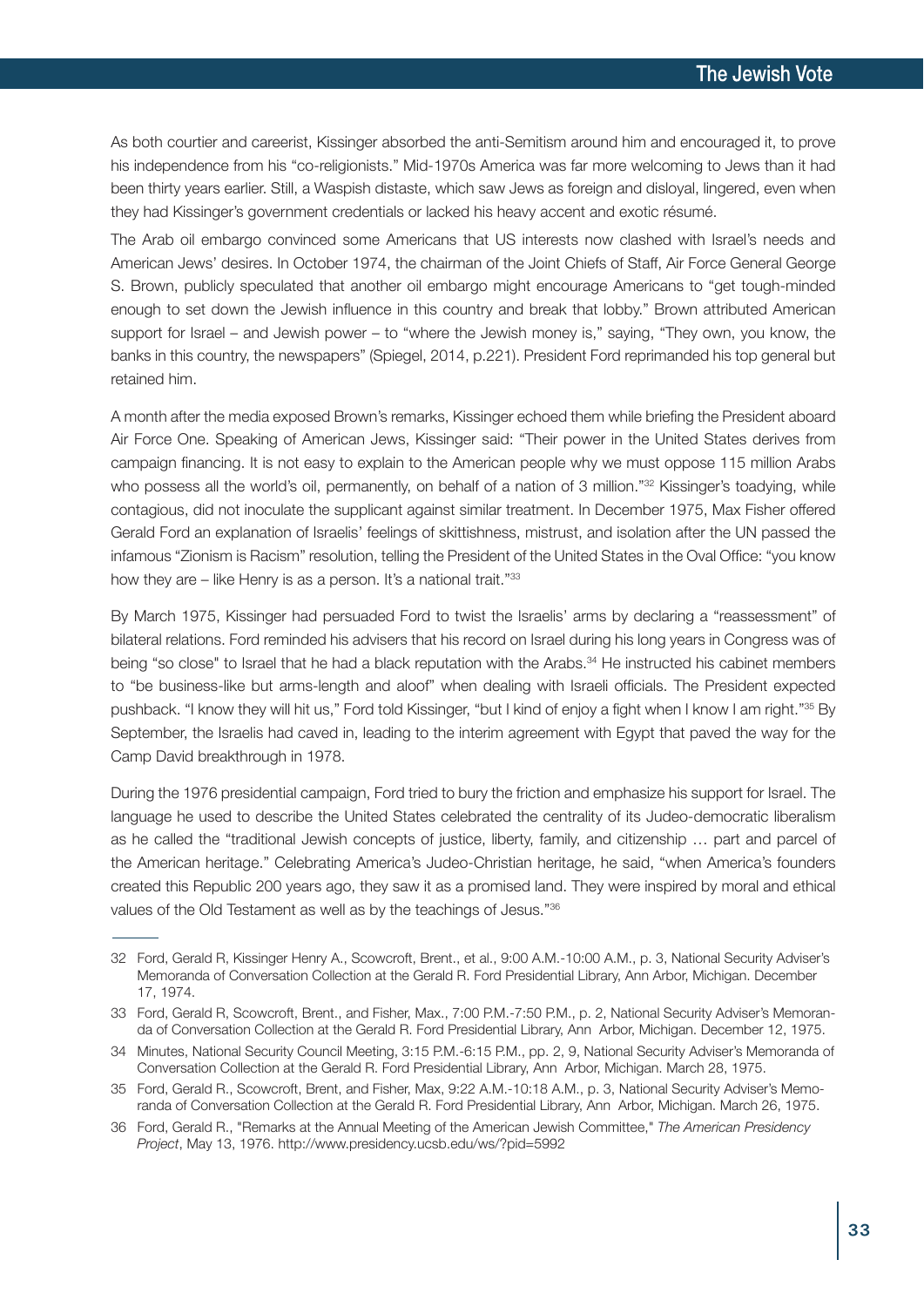As both courtier and careerist, Kissinger absorbed the anti-Semitism around him and encouraged it, to prove his independence from his "co-religionists." Mid-1970s America was far more welcoming to Jews than it had been thirty years earlier. Still, a Waspish distaste, which saw Jews as foreign and disloyal, lingered, even when they had Kissinger's government credentials or lacked his heavy accent and exotic résumé.

The Arab oil embargo convinced some Americans that US interests now clashed with Israel's needs and American Jews' desires. In October 1974, the chairman of the Joint Chiefs of Staff, Air Force General George S. Brown, publicly speculated that another oil embargo might encourage Americans to "get tough-minded enough to set down the Jewish influence in this country and break that lobby." Brown attributed American support for Israel – and Jewish power – to "where the Jewish money is," saying, "They own, you know, the banks in this country, the newspapers" (Spiegel, 2014, p.221). President Ford reprimanded his top general but retained him.

A month after the media exposed Brown's remarks, Kissinger echoed them while briefing the President aboard Air Force One. Speaking of American Jews, Kissinger said: "Their power in the United States derives from campaign financing. It is not easy to explain to the American people why we must oppose 115 million Arabs who possess all the world's oil, permanently, on behalf of a nation of 3 million."[32] Kissinger's toadying, while contagious, did not inoculate the supplicant against similar treatment. In December 1975, Max Fisher offered Gerald Ford an explanation of Israelis' feelings of skittishness, mistrust, and isolation after the UN passed the infamous "Zionism is Racism" resolution, telling the President of the United States in the Oval Office: "you know how they are – like Henry is as a person. It's a national trait."[33]

By March 1975, Kissinger had persuaded Ford to twist the Israelis' arms by declaring a "reassessment" of bilateral relations. Ford reminded his advisers that his record on Israel during his long years in Congress was of being "so close" to Israel that he had a black reputation with the Arabs.[34] He instructed his cabinet members to "be business-like but arms-length and aloof" when dealing with Israeli officials. The President expected pushback. "I know they will hit us," Ford told Kissinger, "but I kind of enjoy a fight when I know I am right."[35] By September, the Israelis had caved in, leading to the interim agreement with Egypt that paved the way for the Camp David breakthrough in 1978.

During the 1976 presidential campaign, Ford tried to bury the friction and emphasize his support for Israel. The language he used to describe the United States celebrated the centrality of its Judeo-democratic liberalism as he called the "traditional Jewish concepts of justice, liberty, family, and citizenship … part and parcel of the American heritage." Celebrating America's Judeo-Christian heritage, he said, "when America's founders created this Republic 200 years ago, they saw it as a promised land. They were inspired by moral and ethical values of the Old Testament as well as by the teachings of Jesus."[36]

---

32 Ford, Gerald R, Kissinger Henry A., Scowcroft, Brent., et al., 9:00 A.M.-10:00 A.M., p. 3, National Security Adviser's Memoranda of Conversation Collection at the Gerald R. Ford Presidential Library, Ann Arbor, Michigan. December 17, 1974.

33 Ford, Gerald R, Scowcroft, Brent., and Fisher, Max., 7:00 P.M.-7:50 P.M., p. 2, National Security Adviser's Memoranda of Conversation Collection at the Gerald R. Ford Presidential Library, Ann Arbor, Michigan. December 12, 1975.

34 Minutes, National Security Council Meeting, 3:15 P.M.-6:15 P.M., pp. 2, 9, National Security Adviser's Memoranda of Conversation Collection at the Gerald R. Ford Presidential Library, Ann Arbor, Michigan. March 28, 1975.

35 Ford, Gerald R., Scowcroft, Brent, and Fisher, Max, 9:22 A.M.-10:18 A.M., p. 3, National Security Adviser's Memoranda of Conversation Collection at the Gerald R. Ford Presidential Library, Ann Arbor, Michigan. March 26, 1975.

36 Ford, Gerald R., "Remarks at the Annual Meeting of the American Jewish Committee," *The American Presidency Project*, May 13, 1976. http://www.presidency.ucsb.edu/ws/?pid=5992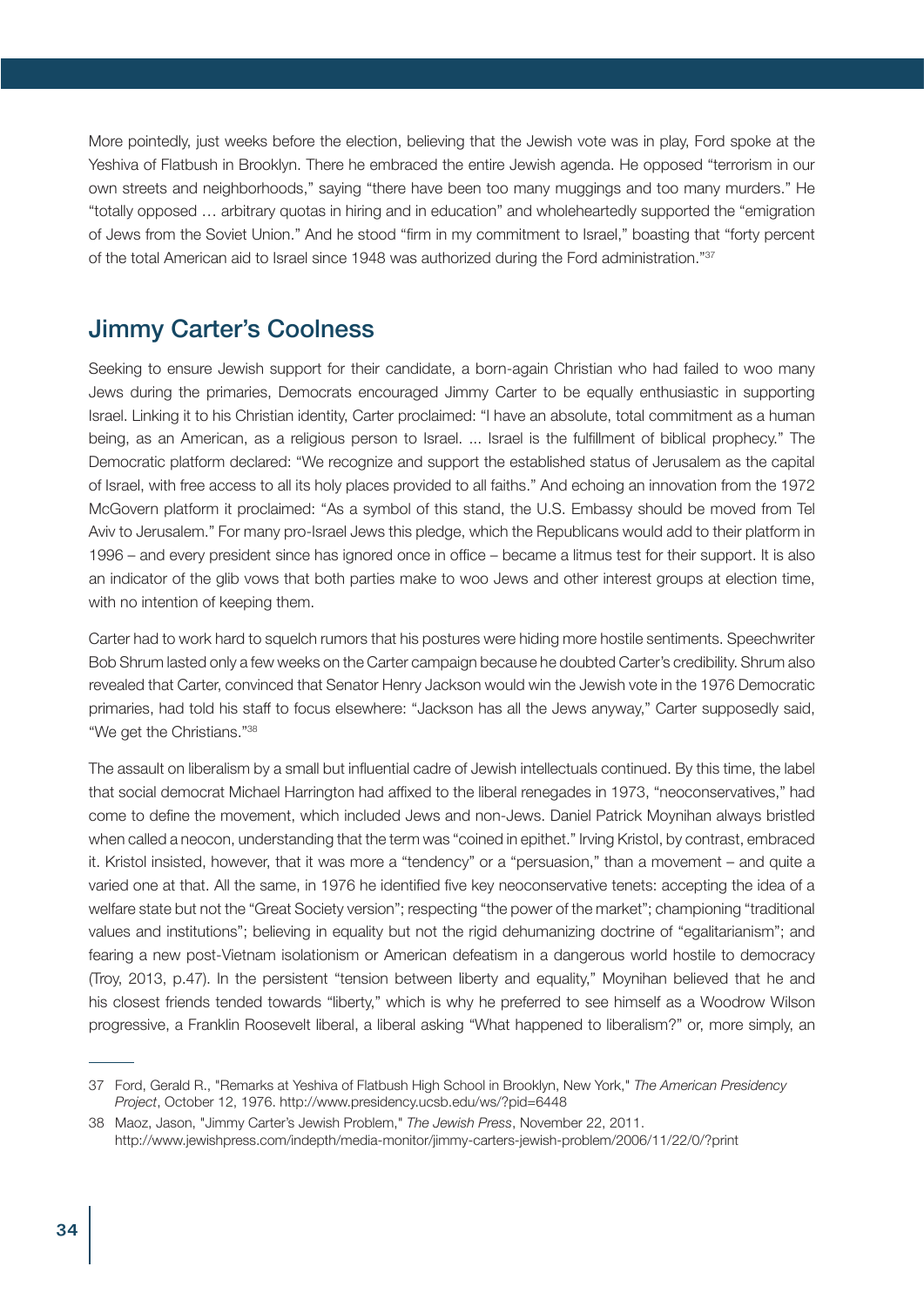More pointedly, just weeks before the election, believing that the Jewish vote was in play, Ford spoke at the Yeshiva of Flatbush in Brooklyn. There he embraced the entire Jewish agenda. He opposed "terrorism in our own streets and neighborhoods," saying "there have been too many muggings and too many murders." He "totally opposed … arbitrary quotas in hiring and in education" and wholeheartedly supported the "emigration of Jews from the Soviet Union." And he stood "firm in my commitment to Israel," boasting that "forty percent of the total American aid to Israel since 1948 was authorized during the Ford administration."[37]

## Jimmy Carter's Coolness

Seeking to ensure Jewish support for their candidate, a born-again Christian who had failed to woo many Jews during the primaries, Democrats encouraged Jimmy Carter to be equally enthusiastic in supporting Israel. Linking it to his Christian identity, Carter proclaimed: "I have an absolute, total commitment as a human being, as an American, as a religious person to Israel. ... Israel is the fulfillment of biblical prophecy." The Democratic platform declared: "We recognize and support the established status of Jerusalem as the capital of Israel, with free access to all its holy places provided to all faiths." And echoing an innovation from the 1972 McGovern platform it proclaimed: "As a symbol of this stand, the U.S. Embassy should be moved from Tel Aviv to Jerusalem." For many pro-Israel Jews this pledge, which the Republicans would add to their platform in 1996 – and every president since has ignored once in office – became a litmus test for their support. It is also an indicator of the glib vows that both parties make to woo Jews and other interest groups at election time, with no intention of keeping them.

Carter had to work hard to squelch rumors that his postures were hiding more hostile sentiments. Speechwriter Bob Shrum lasted only a few weeks on the Carter campaign because he doubted Carter's credibility. Shrum also revealed that Carter, convinced that Senator Henry Jackson would win the Jewish vote in the 1976 Democratic primaries, had told his staff to focus elsewhere: "Jackson has all the Jews anyway," Carter supposedly said, "We get the Christians."[38]

The assault on liberalism by a small but influential cadre of Jewish intellectuals continued. By this time, the label that social democrat Michael Harrington had affixed to the liberal renegades in 1973, "neoconservatives," had come to define the movement, which included Jews and non-Jews. Daniel Patrick Moynihan always bristled when called a neocon, understanding that the term was "coined in epithet." Irving Kristol, by contrast, embraced it. Kristol insisted, however, that it was more a "tendency" or a "persuasion," than a movement – and quite a varied one at that. All the same, in 1976 he identified five key neoconservative tenets: accepting the idea of a welfare state but not the "Great Society version"; respecting "the power of the market"; championing "traditional values and institutions"; believing in equality but not the rigid dehumanizing doctrine of "egalitarianism"; and fearing a new post-Vietnam isolationism or American defeatism in a dangerous world hostile to democracy (Troy, 2013, p.47). In the persistent "tension between liberty and equality," Moynihan believed that he and his closest friends tended towards "liberty," which is why he preferred to see himself as a Woodrow Wilson progressive, a Franklin Roosevelt liberal, a liberal asking "What happened to liberalism?" or, more simply, an

---

37 Ford, Gerald R., "Remarks at Yeshiva of Flatbush High School in Brooklyn, New York," *The American Presidency Project*, October 12, 1976. http://www.presidency.ucsb.edu/ws/?pid=6448

38 Maoz, Jason, "Jimmy Carter's Jewish Problem," *The Jewish Press*, November 22, 2011. http://www.jewishpress.com/indepth/media-monitor/jimmy-carters-jewish-problem/2006/11/22/0/?print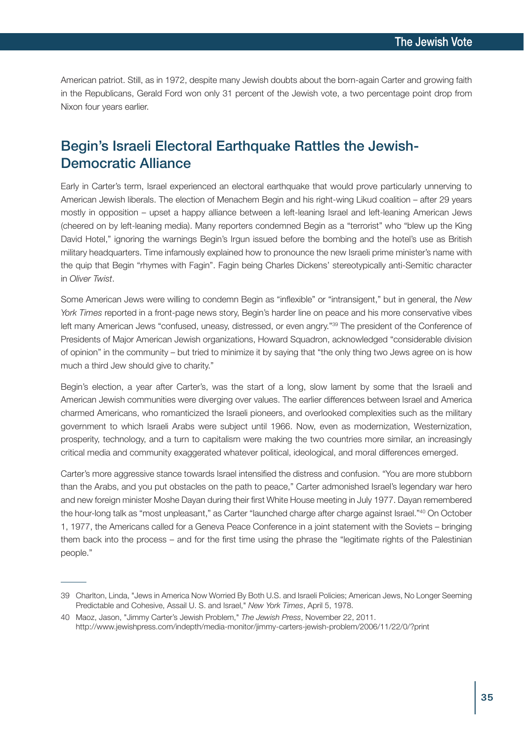American patriot. Still, as in 1972, despite many Jewish doubts about the born-again Carter and growing faith in the Republicans, Gerald Ford won only 31 percent of the Jewish vote, a two percentage point drop from Nixon four years earlier.

## Begin's Israeli Electoral Earthquake Rattles the Jewish-Democratic Alliance

Early in Carter's term, Israel experienced an electoral earthquake that would prove particularly unnerving to American Jewish liberals. The election of Menachem Begin and his right-wing Likud coalition – after 29 years mostly in opposition – upset a happy alliance between a left-leaning Israel and left-leaning American Jews (cheered on by left-leaning media). Many reporters condemned Begin as a "terrorist" who "blew up the King David Hotel," ignoring the warnings Begin's Irgun issued before the bombing and the hotel's use as British military headquarters. Time infamously explained how to pronounce the new Israeli prime minister's name with the quip that Begin "rhymes with Fagin". Fagin being Charles Dickens' stereotypically anti-Semitic character in *Oliver Twist*.

Some American Jews were willing to condemn Begin as "inflexible" or "intransigent," but in general, the *New York Times* reported in a front-page news story, Begin's harder line on peace and his more conservative vibes left many American Jews "confused, uneasy, distressed, or even angry."[39] The president of the Conference of Presidents of Major American Jewish organizations, Howard Squadron, acknowledged "considerable division of opinion" in the community – but tried to minimize it by saying that "the only thing two Jews agree on is how much a third Jew should give to charity."

Begin's election, a year after Carter's, was the start of a long, slow lament by some that the Israeli and American Jewish communities were diverging over values. The earlier differences between Israel and America charmed Americans, who romanticized the Israeli pioneers, and overlooked complexities such as the military government to which Israeli Arabs were subject until 1966. Now, even as modernization, Westernization, prosperity, technology, and a turn to capitalism were making the two countries more similar, an increasingly critical media and community exaggerated whatever political, ideological, and moral differences emerged.

Carter's more aggressive stance towards Israel intensified the distress and confusion. "You are more stubborn than the Arabs, and you put obstacles on the path to peace," Carter admonished Israel's legendary war hero and new foreign minister Moshe Dayan during their first White House meeting in July 1977. Dayan remembered the hour-long talk as "most unpleasant," as Carter "launched charge after charge against Israel."[40] On October 1, 1977, the Americans called for a Geneva Peace Conference in a joint statement with the Soviets – bringing them back into the process – and for the first time using the phrase the "legitimate rights of the Palestinian people."

---

39 Charlton, Linda, "Jews in America Now Worried By Both U.S. and Israeli Policies; American Jews, No Longer Seeming Predictable and Cohesive, Assail U. S. and Israel," *New York Times*, April 5, 1978.

40 Maoz, Jason, "Jimmy Carter's Jewish Problem," *The Jewish Press*, November 22, 2011. http://www.jewishpress.com/indepth/media-monitor/jimmy-carters-jewish-problem/2006/11/22/0/?print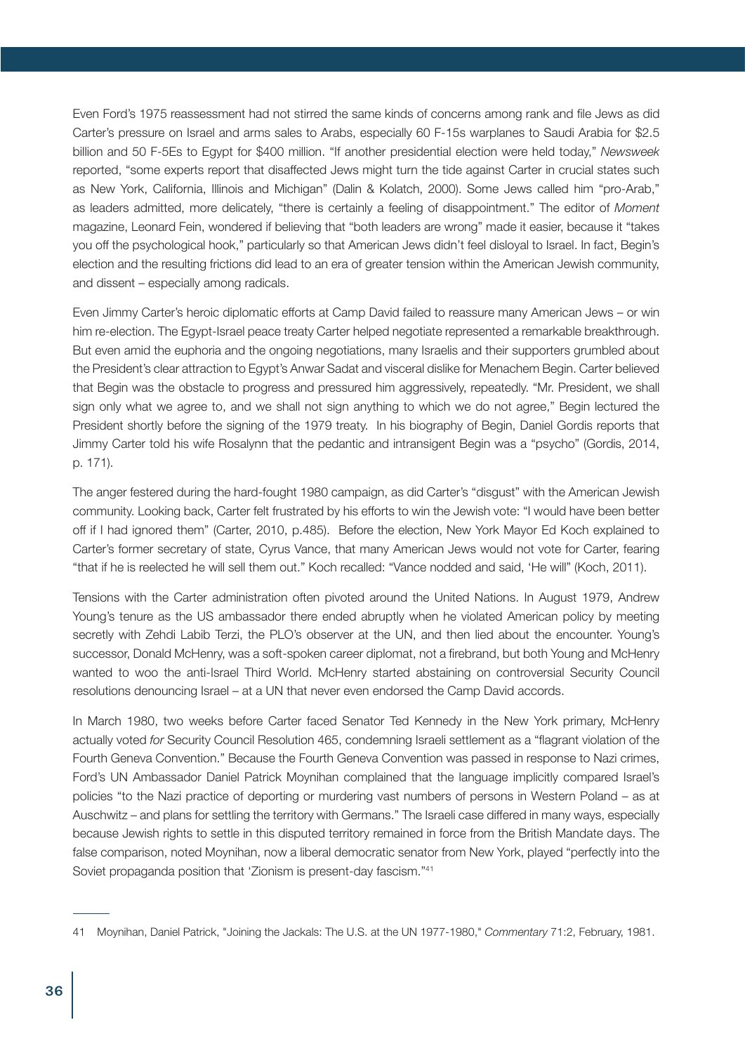Even Ford's 1975 reassessment had not stirred the same kinds of concerns among rank and file Jews as did Carter's pressure on Israel and arms sales to Arabs, especially 60 F-15s warplanes to Saudi Arabia for $2.5 billion and 50 F-5Es to Egypt for $400 million. "If another presidential election were held today," *Newsweek* reported, "some experts report that disaffected Jews might turn the tide against Carter in crucial states such as New York, California, Illinois and Michigan" (Dalin & Kolatch, 2000). Some Jews called him "pro-Arab," as leaders admitted, more delicately, "there is certainly a feeling of disappointment." The editor of *Moment* magazine, Leonard Fein, wondered if believing that "both leaders are wrong" made it easier, because it "takes you off the psychological hook," particularly so that American Jews didn't feel disloyal to Israel. In fact, Begin's election and the resulting frictions did lead to an era of greater tension within the American Jewish community, and dissent – especially among radicals.

Even Jimmy Carter's heroic diplomatic efforts at Camp David failed to reassure many American Jews – or win him re-election. The Egypt-Israel peace treaty Carter helped negotiate represented a remarkable breakthrough. But even amid the euphoria and the ongoing negotiations, many Israelis and their supporters grumbled about the President's clear attraction to Egypt's Anwar Sadat and visceral dislike for Menachem Begin. Carter believed that Begin was the obstacle to progress and pressured him aggressively, repeatedly. "Mr. President, we shall sign only what we agree to, and we shall not sign anything to which we do not agree," Begin lectured the President shortly before the signing of the 1979 treaty. In his biography of Begin, Daniel Gordis reports that Jimmy Carter told his wife Rosalynn that the pedantic and intransigent Begin was a "psycho" (Gordis, 2014, p. 171).

The anger festered during the hard-fought 1980 campaign, as did Carter's "disgust" with the American Jewish community. Looking back, Carter felt frustrated by his efforts to win the Jewish vote: "I would have been better off if I had ignored them" (Carter, 2010, p.485). Before the election, New York Mayor Ed Koch explained to Carter's former secretary of state, Cyrus Vance, that many American Jews would not vote for Carter, fearing "that if he is reelected he will sell them out." Koch recalled: "Vance nodded and said, 'He will" (Koch, 2011).

Tensions with the Carter administration often pivoted around the United Nations. In August 1979, Andrew Young's tenure as the US ambassador there ended abruptly when he violated American policy by meeting secretly with Zehdi Labib Terzi, the PLO's observer at the UN, and then lied about the encounter. Young's successor, Donald McHenry, was a soft-spoken career diplomat, not a firebrand, but both Young and McHenry wanted to woo the anti-Israel Third World. McHenry started abstaining on controversial Security Council resolutions denouncing Israel – at a UN that never even endorsed the Camp David accords.

In March 1980, two weeks before Carter faced Senator Ted Kennedy in the New York primary, McHenry actually voted *for* Security Council Resolution 465, condemning Israeli settlement as a "flagrant violation of the Fourth Geneva Convention." Because the Fourth Geneva Convention was passed in response to Nazi crimes, Ford's UN Ambassador Daniel Patrick Moynihan complained that the language implicitly compared Israel's policies "to the Nazi practice of deporting or murdering vast numbers of persons in Western Poland – as at Auschwitz – and plans for settling the territory with Germans." The Israeli case differed in many ways, especially because Jewish rights to settle in this disputed territory remained in force from the British Mandate days. The false comparison, noted Moynihan, now a liberal democratic senator from New York, played "perfectly into the Soviet propaganda position that 'Zionism is present-day fascism.'"[41]

---

41 Moynihan, Daniel Patrick, "Joining the Jackals: The U.S. at the UN 1977-1980," *Commentary* 71:2, February, 1981.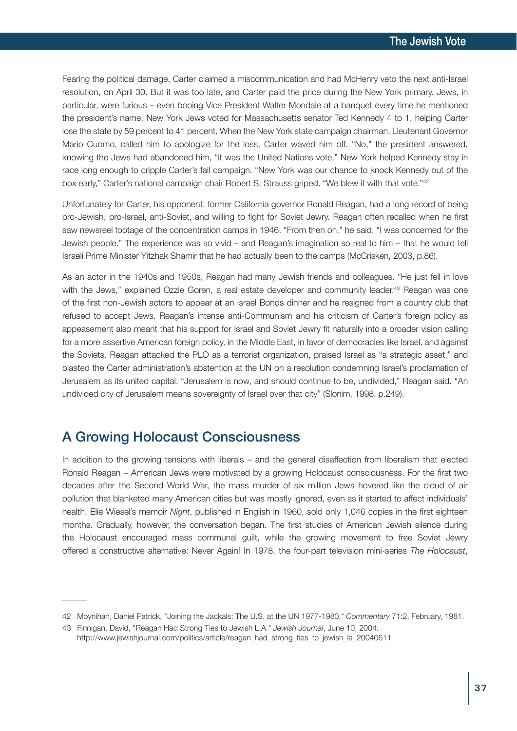Fearing the political damage, Carter claimed a miscommunication and had McHenry veto the next anti-Israel resolution, on April 30. But it was too late, and Carter paid the price during the New York primary. Jews, in particular, were furious – even booing Vice President Walter Mondale at a banquet every time he mentioned the president's name. New York Jews voted for Massachusetts senator Ted Kennedy 4 to 1, helping Carter lose the state by 59 percent to 41 percent. When the New York state campaign chairman, Lieutenant Governor Mario Cuomo, called him to apologize for the loss, Carter waved him off. "No," the president answered, knowing the Jews had abandoned him, "it was the United Nations vote." New York helped Kennedy stay in race long enough to cripple Carter's fall campaign. "New York was our chance to knock Kennedy out of the box early," Carter's national campaign chair Robert S. Strauss griped. "We blew it with that vote."[42]

Unfortunately for Carter, his opponent, former California governor Ronald Reagan, had a long record of being pro-Jewish, pro-Israel, anti-Soviet, and willing to fight for Soviet Jewry. Reagan often recalled when he first saw newsreel footage of the concentration camps in 1946. "From then on," he said, "I was concerned for the Jewish people." The experience was so vivid – and Reagan's imagination so real to him – that he would tell Israeli Prime Minister Yitzhak Shamir that he had actually been to the camps (McCrisken, 2003, p.86).

As an actor in the 1940s and 1950s, Reagan had many Jewish friends and colleagues. "He just fell in love with the Jews," explained Ozzie Goren, a real estate developer and community leader.[43] Reagan was one of the first non-Jewish actors to appear at an Israel Bonds dinner and he resigned from a country club that refused to accept Jews. Reagan's intense anti-Communism and his criticism of Carter's foreign policy as appeasement also meant that his support for Israel and Soviet Jewry fit naturally into a broader vision calling for a more assertive American foreign policy, in the Middle East, in favor of democracies like Israel, and against the Soviets. Reagan attacked the PLO as a terrorist organization, praised Israel as "a strategic asset," and blasted the Carter administration's abstention at the UN on a resolution condemning Israel's proclamation of Jerusalem as its united capital. "Jerusalem is now, and should continue to be, undivided," Reagan said. "An undivided city of Jerusalem means sovereignty of Israel over that city" (Slonim, 1998, p.249).

## A Growing Holocaust Consciousness

In addition to the growing tensions with liberals – and the general disaffection from liberalism that elected Ronald Reagan – American Jews were motivated by a growing Holocaust consciousness. For the first two decades after the Second World War, the mass murder of six million Jews hovered like the cloud of air pollution that blanketed many American cities but was mostly ignored, even as it started to affect individuals' health. Elie Wiesel's memoir *Night*, published in English in 1960, sold only 1,046 copies in the first eighteen months. Gradually, however, the conversation began. The first studies of American Jewish silence during the Holocaust encouraged mass communal guilt, while the growing movement to free Soviet Jewry offered a constructive alternative: Never Again! In 1978, the four-part television mini-series *The Holocaust*,

---

42 Moynihan, Daniel Patrick, "Joining the Jackals: The U.S. at the UN 1977-1980," *Commentary* 71:2, February, 1981.

43 Finnigan, David, "Reagan Had Strong Ties to Jewish L.A." *Jewish Journal*, June 10, 2004. http://www.jewishjournal.com/politics/article/reagan_had_strong_ties_to_jewish_la_20040611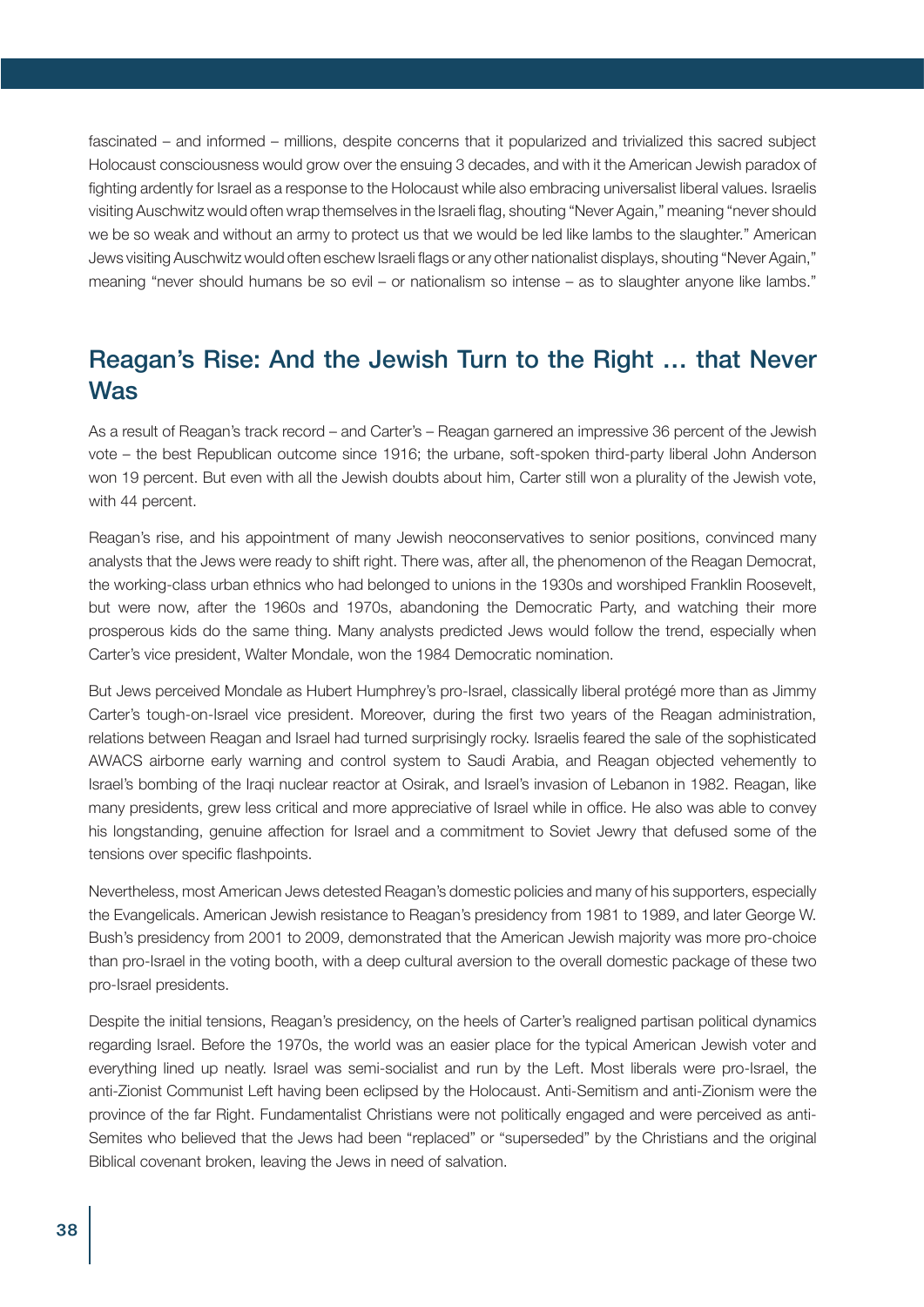fascinated – and informed – millions, despite concerns that it popularized and trivialized this sacred subject Holocaust consciousness would grow over the ensuing 3 decades, and with it the American Jewish paradox of fighting ardently for Israel as a response to the Holocaust while also embracing universalist liberal values. Israelis visiting Auschwitz would often wrap themselves in the Israeli flag, shouting "Never Again," meaning "never should we be so weak and without an army to protect us that we would be led like lambs to the slaughter." American Jews visiting Auschwitz would often eschew Israeli flags or any other nationalist displays, shouting "Never Again," meaning "never should humans be so evil – or nationalism so intense – as to slaughter anyone like lambs."

## Reagan's Rise: And the Jewish Turn to the Right … that Never Was

As a result of Reagan's track record – and Carter's – Reagan garnered an impressive 36 percent of the Jewish vote – the best Republican outcome since 1916; the urbane, soft-spoken third-party liberal John Anderson won 19 percent. But even with all the Jewish doubts about him, Carter still won a plurality of the Jewish vote, with 44 percent.

Reagan's rise, and his appointment of many Jewish neoconservatives to senior positions, convinced many analysts that the Jews were ready to shift right. There was, after all, the phenomenon of the Reagan Democrat, the working-class urban ethnics who had belonged to unions in the 1930s and worshiped Franklin Roosevelt, but were now, after the 1960s and 1970s, abandoning the Democratic Party, and watching their more prosperous kids do the same thing. Many analysts predicted Jews would follow the trend, especially when Carter's vice president, Walter Mondale, won the 1984 Democratic nomination.

But Jews perceived Mondale as Hubert Humphrey's pro-Israel, classically liberal protégé more than as Jimmy Carter's tough-on-Israel vice president. Moreover, during the first two years of the Reagan administration, relations between Reagan and Israel had turned surprisingly rocky. Israelis feared the sale of the sophisticated AWACS airborne early warning and control system to Saudi Arabia, and Reagan objected vehemently to Israel's bombing of the Iraqi nuclear reactor at Osirak, and Israel's invasion of Lebanon in 1982. Reagan, like many presidents, grew less critical and more appreciative of Israel while in office. He also was able to convey his longstanding, genuine affection for Israel and a commitment to Soviet Jewry that defused some of the tensions over specific flashpoints.

Nevertheless, most American Jews detested Reagan's domestic policies and many of his supporters, especially the Evangelicals. American Jewish resistance to Reagan's presidency from 1981 to 1989, and later George W. Bush's presidency from 2001 to 2009, demonstrated that the American Jewish majority was more pro-choice than pro-Israel in the voting booth, with a deep cultural aversion to the overall domestic package of these two pro-Israel presidents.

Despite the initial tensions, Reagan's presidency, on the heels of Carter's realigned partisan political dynamics regarding Israel. Before the 1970s, the world was an easier place for the typical American Jewish voter and everything lined up neatly. Israel was semi-socialist and run by the Left. Most liberals were pro-Israel, the anti-Zionist Communist Left having been eclipsed by the Holocaust. Anti-Semitism and anti-Zionism were the province of the far Right. Fundamentalist Christians were not politically engaged and were perceived as anti-Semites who believed that the Jews had been "replaced" or "superseded" by the Christians and the original Biblical covenant broken, leaving the Jews in need of salvation.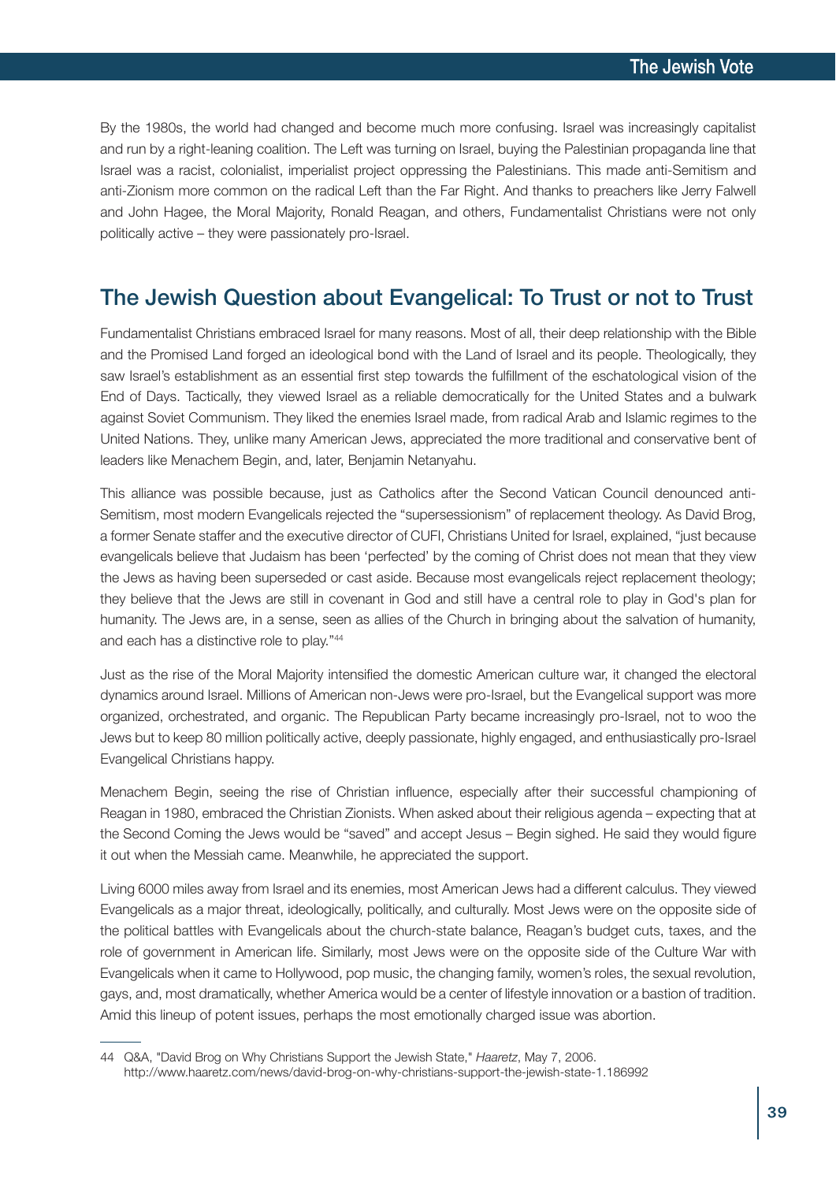By the 1980s, the world had changed and become much more confusing. Israel was increasingly capitalist and run by a right-leaning coalition. The Left was turning on Israel, buying the Palestinian propaganda line that Israel was a racist, colonialist, imperialist project oppressing the Palestinians. This made anti-Semitism and anti-Zionism more common on the radical Left than the Far Right. And thanks to preachers like Jerry Falwell and John Hagee, the Moral Majority, Ronald Reagan, and others, Fundamentalist Christians were not only politically active – they were passionately pro-Israel.

## The Jewish Question about Evangelical: To Trust or not to Trust

Fundamentalist Christians embraced Israel for many reasons. Most of all, their deep relationship with the Bible and the Promised Land forged an ideological bond with the Land of Israel and its people. Theologically, they saw Israel's establishment as an essential first step towards the fulfillment of the eschatological vision of the End of Days. Tactically, they viewed Israel as a reliable democratically for the United States and a bulwark against Soviet Communism. They liked the enemies Israel made, from radical Arab and Islamic regimes to the United Nations. They, unlike many American Jews, appreciated the more traditional and conservative bent of leaders like Menachem Begin, and, later, Benjamin Netanyahu.

This alliance was possible because, just as Catholics after the Second Vatican Council denounced anti-Semitism, most modern Evangelicals rejected the "supersessionism" of replacement theology. As David Brog, a former Senate staffer and the executive director of CUFI, Christians United for Israel, explained, "just because evangelicals believe that Judaism has been 'perfected' by the coming of Christ does not mean that they view the Jews as having been superseded or cast aside. Because most evangelicals reject replacement theology; they believe that the Jews are still in covenant in God and still have a central role to play in God's plan for humanity. The Jews are, in a sense, seen as allies of the Church in bringing about the salvation of humanity, and each has a distinctive role to play."[44]

Just as the rise of the Moral Majority intensified the domestic American culture war, it changed the electoral dynamics around Israel. Millions of American non-Jews were pro-Israel, but the Evangelical support was more organized, orchestrated, and organic. The Republican Party became increasingly pro-Israel, not to woo the Jews but to keep 80 million politically active, deeply passionate, highly engaged, and enthusiastically pro-Israel Evangelical Christians happy.

Menachem Begin, seeing the rise of Christian influence, especially after their successful championing of Reagan in 1980, embraced the Christian Zionists. When asked about their religious agenda – expecting that at the Second Coming the Jews would be "saved" and accept Jesus – Begin sighed. He said they would figure it out when the Messiah came. Meanwhile, he appreciated the support.

Living 6000 miles away from Israel and its enemies, most American Jews had a different calculus. They viewed Evangelicals as a major threat, ideologically, politically, and culturally. Most Jews were on the opposite side of the political battles with Evangelicals about the church-state balance, Reagan's budget cuts, taxes, and the role of government in American life. Similarly, most Jews were on the opposite side of the Culture War with Evangelicals when it came to Hollywood, pop music, the changing family, women's roles, the sexual revolution, gays, and, most dramatically, whether America would be a center of lifestyle innovation or a bastion of tradition. Amid this lineup of potent issues, perhaps the most emotionally charged issue was abortion.

---

44 Q&A, "David Brog on Why Christians Support the Jewish State," *Haaretz*, May 7, 2006. http://www.haaretz.com/news/david-brog-on-why-christians-support-the-jewish-state-1.186992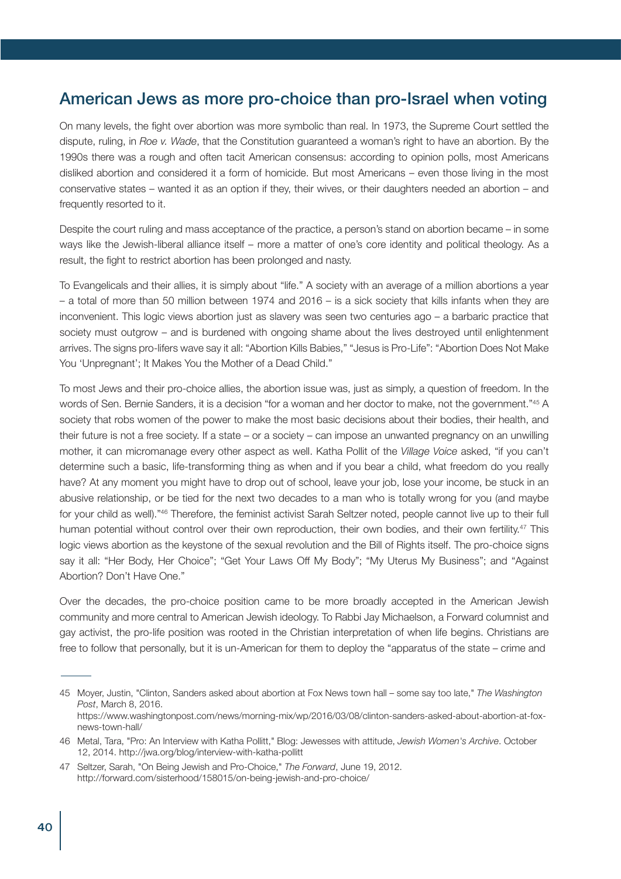## American Jews as more pro-choice than pro-Israel when voting

On many levels, the fight over abortion was more symbolic than real. In 1973, the Supreme Court settled the dispute, ruling, in *Roe v. Wade*, that the Constitution guaranteed a woman's right to have an abortion. By the 1990s there was a rough and often tacit American consensus: according to opinion polls, most Americans disliked abortion and considered it a form of homicide. But most Americans – even those living in the most conservative states – wanted it as an option if they, their wives, or their daughters needed an abortion – and frequently resorted to it.

Despite the court ruling and mass acceptance of the practice, a person's stand on abortion became – in some ways like the Jewish-liberal alliance itself – more a matter of one's core identity and political theology. As a result, the fight to restrict abortion has been prolonged and nasty.

To Evangelicals and their allies, it is simply about "life." A society with an average of a million abortions a year – a total of more than 50 million between 1974 and 2016 – is a sick society that kills infants when they are inconvenient. This logic views abortion just as slavery was seen two centuries ago – a barbaric practice that society must outgrow – and is burdened with ongoing shame about the lives destroyed until enlightenment arrives. The signs pro-lifers wave say it all: "Abortion Kills Babies," "Jesus is Pro-Life": "Abortion Does Not Make You 'Unpregnant'; It Makes You the Mother of a Dead Child."

To most Jews and their pro-choice allies, the abortion issue was, just as simply, a question of freedom. In the words of Sen. Bernie Sanders, it is a decision "for a woman and her doctor to make, not the government."[45] A society that robs women of the power to make the most basic decisions about their bodies, their health, and their future is not a free society. If a state – or a society – can impose an unwanted pregnancy on an unwilling mother, it can micromanage every other aspect as well. Katha Pollit of the *Village Voice* asked, "if you can't determine such a basic, life-transforming thing as when and if you bear a child, what freedom do you really have? At any moment you might have to drop out of school, leave your job, lose your income, be stuck in an abusive relationship, or be tied for the next two decades to a man who is totally wrong for you (and maybe for your child as well)."[46] Therefore, the feminist activist Sarah Seltzer noted, people cannot live up to their full human potential without control over their own reproduction, their own bodies, and their own fertility.[47] This logic views abortion as the keystone of the sexual revolution and the Bill of Rights itself. The pro-choice signs say it all: "Her Body, Her Choice"; "Get Your Laws Off My Body"; "My Uterus My Business"; and "Against Abortion? Don't Have One."

Over the decades, the pro-choice position came to be more broadly accepted in the American Jewish community and more central to American Jewish ideology. To Rabbi Jay Michaelson, a Forward columnist and gay activist, the pro-life position was rooted in the Christian interpretation of when life begins. Christians are free to follow that personally, but it is un-American for them to deploy the "apparatus of the state – crime and

---

45 Moyer, Justin, "Clinton, Sanders asked about abortion at Fox News town hall – some say too late," *The Washington Post*, March 8, 2016. https://www.washingtonpost.com/news/morning-mix/wp/2016/03/08/clinton-sanders-asked-about-abortion-at-fox-news-town-hall/

46 Metal, Tara, "Pro: An Interview with Katha Pollitt," Blog: Jewesses with attitude, *Jewish Women's Archive*. October 12, 2014. http://jwa.org/blog/interview-with-katha-pollitt

47 Seltzer, Sarah, "On Being Jewish and Pro-Choice," *The Forward*, June 19, 2012. http://forward.com/sisterhood/158015/on-being-jewish-and-pro-choice/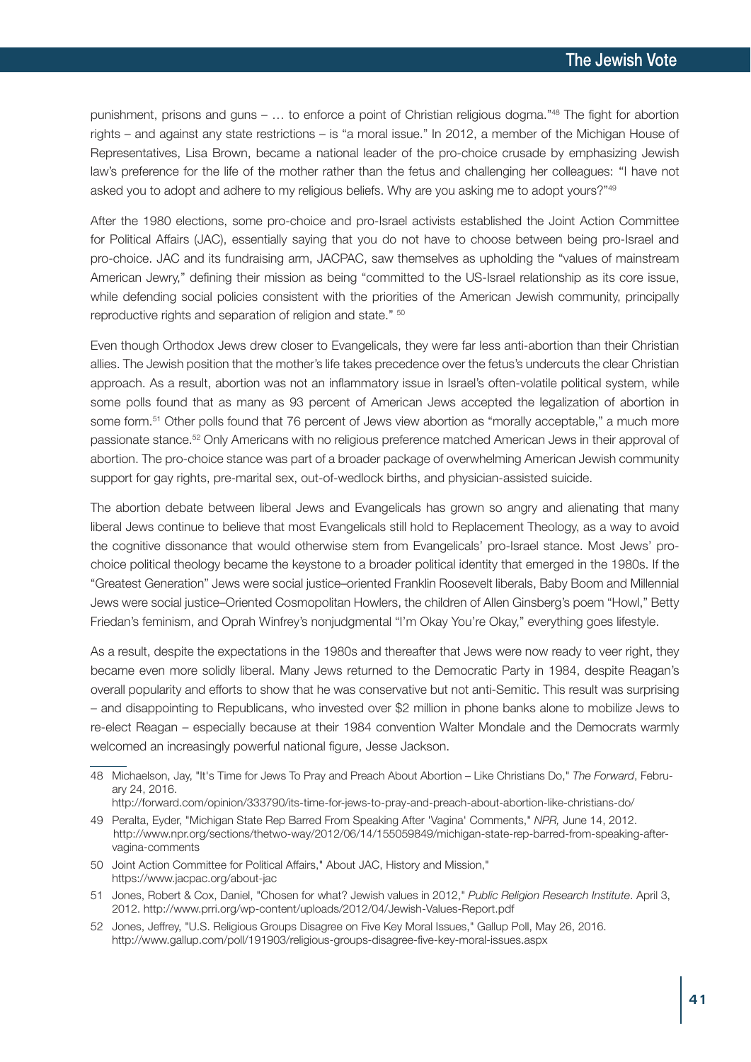punishment, prisons and guns – … to enforce a point of Christian religious dogma."[48] The fight for abortion rights – and against any state restrictions – is "a moral issue." In 2012, a member of the Michigan House of Representatives, Lisa Brown, became a national leader of the pro-choice crusade by emphasizing Jewish law's preference for the life of the mother rather than the fetus and challenging her colleagues: "I have not asked you to adopt and adhere to my religious beliefs. Why are you asking me to adopt yours?"[49]

After the 1980 elections, some pro-choice and pro-Israel activists established the Joint Action Committee for Political Affairs (JAC), essentially saying that you do not have to choose between being pro-Israel and pro-choice. JAC and its fundraising arm, JACPAC, saw themselves as upholding the "values of mainstream American Jewry," defining their mission as being "committed to the US-Israel relationship as its core issue, while defending social policies consistent with the priorities of the American Jewish community, principally reproductive rights and separation of religion and state." [50]

Even though Orthodox Jews drew closer to Evangelicals, they were far less anti-abortion than their Christian allies. The Jewish position that the mother's life takes precedence over the fetus's undercuts the clear Christian approach. As a result, abortion was not an inflammatory issue in Israel's often-volatile political system, while some polls found that as many as 93 percent of American Jews accepted the legalization of abortion in some form.[51] Other polls found that 76 percent of Jews view abortion as "morally acceptable," a much more passionate stance.[52] Only Americans with no religious preference matched American Jews in their approval of abortion. The pro-choice stance was part of a broader package of overwhelming American Jewish community support for gay rights, pre-marital sex, out-of-wedlock births, and physician-assisted suicide.

The abortion debate between liberal Jews and Evangelicals has grown so angry and alienating that many liberal Jews continue to believe that most Evangelicals still hold to Replacement Theology, as a way to avoid the cognitive dissonance that would otherwise stem from Evangelicals' pro-Israel stance. Most Jews' pro-choice political theology became the keystone to a broader political identity that emerged in the 1980s. If the "Greatest Generation" Jews were social justice–oriented Franklin Roosevelt liberals, Baby Boom and Millennial Jews were social justice–Oriented Cosmopolitan Howlers, the children of Allen Ginsberg's poem "Howl," Betty Friedan's feminism, and Oprah Winfrey's nonjudgmental "I'm Okay You're Okay," everything goes lifestyle.

As a result, despite the expectations in the 1980s and thereafter that Jews were now ready to veer right, they became even more solidly liberal. Many Jews returned to the Democratic Party in 1984, despite Reagan's overall popularity and efforts to show that he was conservative but not anti-Semitic. This result was surprising – and disappointing to Republicans, who invested over $2 million in phone banks alone to mobilize Jews to re-elect Reagan – especially because at their 1984 convention Walter Mondale and the Democrats warmly welcomed an increasingly powerful national figure, Jesse Jackson.

---

48 Michaelson, Jay, "It's Time for Jews To Pray and Preach About Abortion – Like Christians Do," *The Forward*, February 24, 2016. http://forward.com/opinion/333790/its-time-for-jews-to-pray-and-preach-about-abortion-like-christians-do/

49 Peralta, Eyder, "Michigan State Rep Barred From Speaking After 'Vagina' Comments," *NPR,* June 14, 2012. http://www.npr.org/sections/thetwo-way/2012/06/14/155059849/michigan-state-rep-barred-from-speaking-after-vagina-comments

50 Joint Action Committee for Political Affairs," About JAC, History and Mission," https://www.jacpac.org/about-jac

51 Jones, Robert & Cox, Daniel, "Chosen for what? Jewish values in 2012," *Public Religion Research Institute*. April 3, 2012. http://www.prri.org/wp-content/uploads/2012/04/Jewish-Values-Report.pdf

52 Jones, Jeffrey, "U.S. Religious Groups Disagree on Five Key Moral Issues," Gallup Poll, May 26, 2016. http://www.gallup.com/poll/191903/religious-groups-disagree-five-key-moral-issues.aspx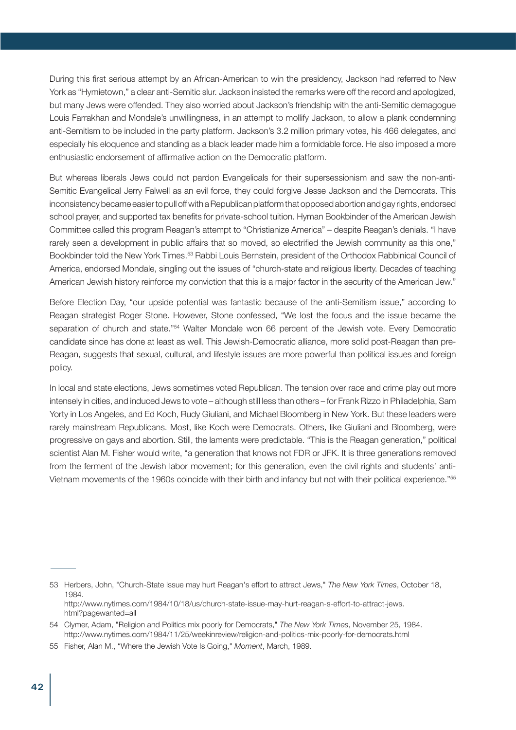During this first serious attempt by an African-American to win the presidency, Jackson had referred to New York as "Hymietown," a clear anti-Semitic slur. Jackson insisted the remarks were off the record and apologized, but many Jews were offended. They also worried about Jackson's friendship with the anti-Semitic demagogue Louis Farrakhan and Mondale's unwillingness, in an attempt to mollify Jackson, to allow a plank condemning anti-Semitism to be included in the party platform. Jackson's 3.2 million primary votes, his 466 delegates, and especially his eloquence and standing as a black leader made him a formidable force. He also imposed a more enthusiastic endorsement of affirmative action on the Democratic platform.

But whereas liberals Jews could not pardon Evangelicals for their supersessionism and saw the non-anti-Semitic Evangelical Jerry Falwell as an evil force, they could forgive Jesse Jackson and the Democrats. This inconsistency became easier to pull off with a Republican platform that opposed abortion and gay rights, endorsed school prayer, and supported tax benefits for private-school tuition. Hyman Bookbinder of the American Jewish Committee called this program Reagan's attempt to "Christianize America" – despite Reagan's denials. "I have rarely seen a development in public affairs that so moved, so electrified the Jewish community as this one," Bookbinder told the New York Times.[53] Rabbi Louis Bernstein, president of the Orthodox Rabbinical Council of America, endorsed Mondale, singling out the issues of "church-state and religious liberty. Decades of teaching American Jewish history reinforce my conviction that this is a major factor in the security of the American Jew."

Before Election Day, "our upside potential was fantastic because of the anti-Semitism issue," according to Reagan strategist Roger Stone. However, Stone confessed, "We lost the focus and the issue became the separation of church and state."[54] Walter Mondale won 66 percent of the Jewish vote. Every Democratic candidate since has done at least as well. This Jewish-Democratic alliance, more solid post-Reagan than pre-Reagan, suggests that sexual, cultural, and lifestyle issues are more powerful than political issues and foreign policy.

In local and state elections, Jews sometimes voted Republican. The tension over race and crime play out more intensely in cities, and induced Jews to vote – although still less than others – for Frank Rizzo in Philadelphia, Sam Yorty in Los Angeles, and Ed Koch, Rudy Giuliani, and Michael Bloomberg in New York. But these leaders were rarely mainstream Republicans. Most, like Koch were Democrats. Others, like Giuliani and Bloomberg, were progressive on gays and abortion. Still, the laments were predictable. "This is the Reagan generation," political scientist Alan M. Fisher would write, "a generation that knows not FDR or JFK. It is three generations removed from the ferment of the Jewish labor movement; for this generation, even the civil rights and students' anti-Vietnam movements of the 1960s coincide with their birth and infancy but not with their political experience."[55]

---

53 Herbers, John, "Church-State Issue may hurt Reagan's effort to attract Jews," *The New York Times*, October 18, 1984. http://www.nytimes.com/1984/10/18/us/church-state-issue-may-hurt-reagan-s-effort-to-attract-jews.html?pagewanted=all

54 Clymer, Adam, "Religion and Politics mix poorly for Democrats," *The New York Times*, November 25, 1984. http://www.nytimes.com/1984/11/25/weekinreview/religion-and-politics-mix-poorly-for-democrats.html

55 Fisher, Alan M., "Where the Jewish Vote Is Going," *Moment*, March, 1989.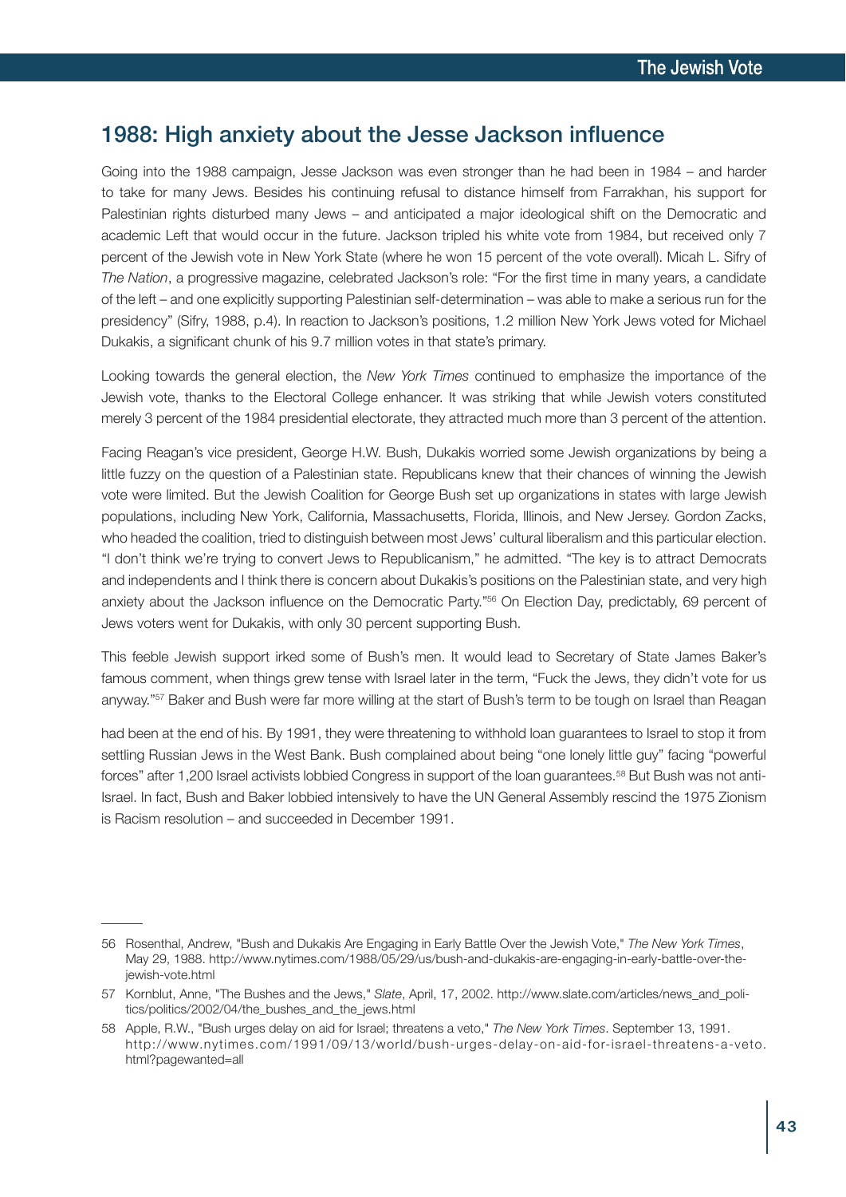## 1988: High anxiety about the Jesse Jackson influence

Going into the 1988 campaign, Jesse Jackson was even stronger than he had been in 1984 – and harder to take for many Jews. Besides his continuing refusal to distance himself from Farrakhan, his support for Palestinian rights disturbed many Jews – and anticipated a major ideological shift on the Democratic and academic Left that would occur in the future. Jackson tripled his white vote from 1984, but received only 7 percent of the Jewish vote in New York State (where he won 15 percent of the vote overall). Micah L. Sifry of *The Nation*, a progressive magazine, celebrated Jackson's role: "For the first time in many years, a candidate of the left – and one explicitly supporting Palestinian self-determination – was able to make a serious run for the presidency" (Sifry, 1988, p.4). In reaction to Jackson's positions, 1.2 million New York Jews voted for Michael Dukakis, a significant chunk of his 9.7 million votes in that state's primary.

Looking towards the general election, the *New York Times* continued to emphasize the importance of the Jewish vote, thanks to the Electoral College enhancer. It was striking that while Jewish voters constituted merely 3 percent of the 1984 presidential electorate, they attracted much more than 3 percent of the attention.

Facing Reagan's vice president, George H.W. Bush, Dukakis worried some Jewish organizations by being a little fuzzy on the question of a Palestinian state. Republicans knew that their chances of winning the Jewish vote were limited. But the Jewish Coalition for George Bush set up organizations in states with large Jewish populations, including New York, California, Massachusetts, Florida, Illinois, and New Jersey. Gordon Zacks, who headed the coalition, tried to distinguish between most Jews' cultural liberalism and this particular election. "I don't think we're trying to convert Jews to Republicanism," he admitted. "The key is to attract Democrats and independents and I think there is concern about Dukakis's positions on the Palestinian state, and very high anxiety about the Jackson influence on the Democratic Party."[56] On Election Day, predictably, 69 percent of Jews voters went for Dukakis, with only 30 percent supporting Bush.

This feeble Jewish support irked some of Bush's men. It would lead to Secretary of State James Baker's famous comment, when things grew tense with Israel later in the term, "Fuck the Jews, they didn't vote for us anyway."[57] Baker and Bush were far more willing at the start of Bush's term to be tough on Israel than Reagan had been at the end of his. By 1991, they were threatening to withhold loan guarantees to Israel to stop it from settling Russian Jews in the West Bank. Bush complained about being "one lonely little guy" facing "powerful forces" after 1,200 Israel activists lobbied Congress in support of the loan guarantees.[58] But Bush was not anti-Israel. In fact, Bush and Baker lobbied intensively to have the UN General Assembly rescind the 1975 Zionism is Racism resolution – and succeeded in December 1991.

---

56 Rosenthal, Andrew, "Bush and Dukakis Are Engaging in Early Battle Over the Jewish Vote," *The New York Times*, May 29, 1988. http://www.nytimes.com/1988/05/29/us/bush-and-dukakis-are-engaging-in-early-battle-over-the-jewish-vote.html

57 Kornblut, Anne, "The Bushes and the Jews," *Slate*, April, 17, 2002. http://www.slate.com/articles/news_and_politics/politics/2002/04/the_bushes_and_the_jews.html

58 Apple, R.W., "Bush urges delay on aid for Israel; threatens a veto," *The New York Times*. September 13, 1991. http://www.nytimes.com/1991/09/13/world/bush-urges-delay-on-aid-for-israel-threatens-a-veto.html?pagewanted=all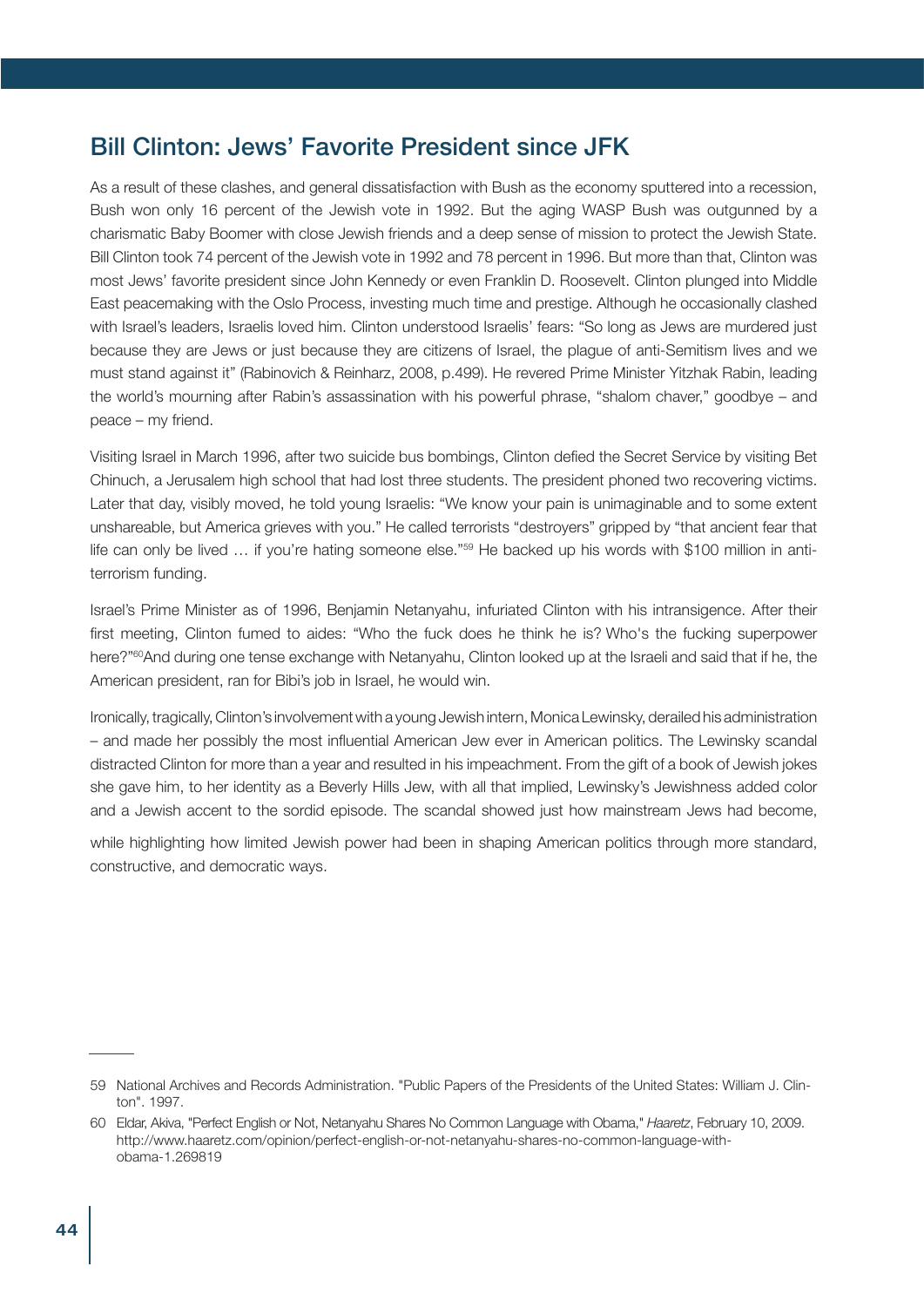## Bill Clinton: Jews' Favorite President since JFK

As a result of these clashes, and general dissatisfaction with Bush as the economy sputtered into a recession, Bush won only 16 percent of the Jewish vote in 1992. But the aging WASP Bush was outgunned by a charismatic Baby Boomer with close Jewish friends and a deep sense of mission to protect the Jewish State. Bill Clinton took 74 percent of the Jewish vote in 1992 and 78 percent in 1996. But more than that, Clinton was most Jews' favorite president since John Kennedy or even Franklin D. Roosevelt. Clinton plunged into Middle East peacemaking with the Oslo Process, investing much time and prestige. Although he occasionally clashed with Israel's leaders, Israelis loved him. Clinton understood Israelis' fears: "So long as Jews are murdered just because they are Jews or just because they are citizens of Israel, the plague of anti-Semitism lives and we must stand against it" (Rabinovich & Reinharz, 2008, p.499). He revered Prime Minister Yitzhak Rabin, leading the world's mourning after Rabin's assassination with his powerful phrase, "shalom chaver," goodbye – and peace – my friend.

Visiting Israel in March 1996, after two suicide bus bombings, Clinton defied the Secret Service by visiting Bet Chinuch, a Jerusalem high school that had lost three students. The president phoned two recovering victims. Later that day, visibly moved, he told young Israelis: "We know your pain is unimaginable and to some extent unshareable, but America grieves with you." He called terrorists "destroyers" gripped by "that ancient fear that life can only be lived … if you're hating someone else."[59] He backed up his words with $100 million in anti-terrorism funding.

Israel's Prime Minister as of 1996, Benjamin Netanyahu, infuriated Clinton with his intransigence. After their first meeting, Clinton fumed to aides: "Who the fuck does he think he is? Who's the fucking superpower here?"[60] And during one tense exchange with Netanyahu, Clinton looked up at the Israeli and said that if he, the American president, ran for Bibi's job in Israel, he would win.

Ironically, tragically, Clinton's involvement with a young Jewish intern, Monica Lewinsky, derailed his administration – and made her possibly the most influential American Jew ever in American politics. The Lewinsky scandal distracted Clinton for more than a year and resulted in his impeachment. From the gift of a book of Jewish jokes she gave him, to her identity as a Beverly Hills Jew, with all that implied, Lewinsky's Jewishness added color and a Jewish accent to the sordid episode. The scandal showed just how mainstream Jews had become, while highlighting how limited Jewish power had been in shaping American politics through more standard, constructive, and democratic ways.

---

59 National Archives and Records Administration. "Public Papers of the Presidents of the United States: William J. Clinton". 1997.

60 Eldar, Akiva, "Perfect English or Not, Netanyahu Shares No Common Language with Obama," *Haaretz*, February 10, 2009. http://www.haaretz.com/opinion/perfect-english-or-not-netanyahu-shares-no-common-language-with-obama-1.269819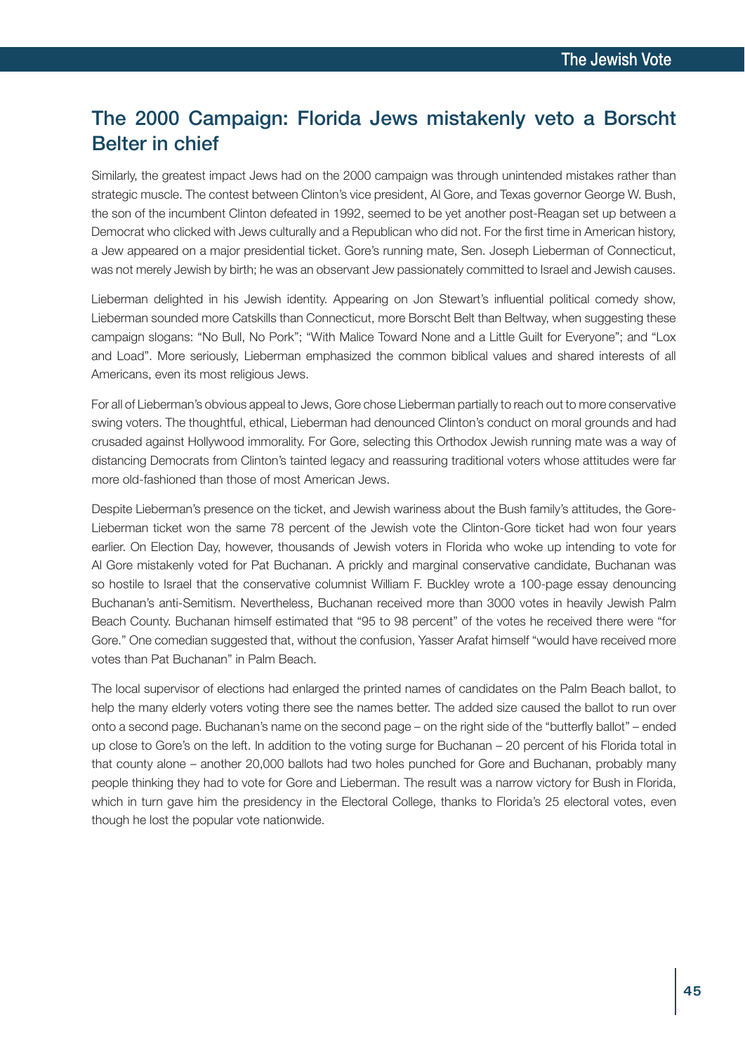## The 2000 Campaign: Florida Jews mistakenly veto a Borscht Belter in chief

Similarly, the greatest impact Jews had on the 2000 campaign was through unintended mistakes rather than strategic muscle. The contest between Clinton's vice president, Al Gore, and Texas governor George W. Bush, the son of the incumbent Clinton defeated in 1992, seemed to be yet another post-Reagan set up between a Democrat who clicked with Jews culturally and a Republican who did not. For the first time in American history, a Jew appeared on a major presidential ticket. Gore's running mate, Sen. Joseph Lieberman of Connecticut, was not merely Jewish by birth; he was an observant Jew passionately committed to Israel and Jewish causes.

Lieberman delighted in his Jewish identity. Appearing on Jon Stewart's influential political comedy show, Lieberman sounded more Catskills than Connecticut, more Borscht Belt than Beltway, when suggesting these campaign slogans: "No Bull, No Pork"; "With Malice Toward None and a Little Guilt for Everyone"; and "Lox and Load". More seriously, Lieberman emphasized the common biblical values and shared interests of all Americans, even its most religious Jews.

For all of Lieberman's obvious appeal to Jews, Gore chose Lieberman partially to reach out to more conservative swing voters. The thoughtful, ethical, Lieberman had denounced Clinton's conduct on moral grounds and had crusaded against Hollywood immorality. For Gore, selecting this Orthodox Jewish running mate was a way of distancing Democrats from Clinton's tainted legacy and reassuring traditional voters whose attitudes were far more old-fashioned than those of most American Jews.

Despite Lieberman's presence on the ticket, and Jewish wariness about the Bush family's attitudes, the Gore-Lieberman ticket won the same 78 percent of the Jewish vote the Clinton-Gore ticket had won four years earlier. On Election Day, however, thousands of Jewish voters in Florida who woke up intending to vote for Al Gore mistakenly voted for Pat Buchanan. A prickly and marginal conservative candidate, Buchanan was so hostile to Israel that the conservative columnist William F. Buckley wrote a 100-page essay denouncing Buchanan's anti-Semitism. Nevertheless, Buchanan received more than 3000 votes in heavily Jewish Palm Beach County. Buchanan himself estimated that "95 to 98 percent" of the votes he received there were "for Gore." One comedian suggested that, without the confusion, Yasser Arafat himself "would have received more votes than Pat Buchanan" in Palm Beach.

The local supervisor of elections had enlarged the printed names of candidates on the Palm Beach ballot, to help the many elderly voters voting there see the names better. The added size caused the ballot to run over onto a second page. Buchanan's name on the second page – on the right side of the "butterfly ballot" – ended up close to Gore's on the left. In addition to the voting surge for Buchanan – 20 percent of his Florida total in that county alone – another 20,000 ballots had two holes punched for Gore and Buchanan, probably many people thinking they had to vote for Gore and Lieberman. The result was a narrow victory for Bush in Florida, which in turn gave him the presidency in the Electoral College, thanks to Florida's 25 electoral votes, even though he lost the popular vote nationwide.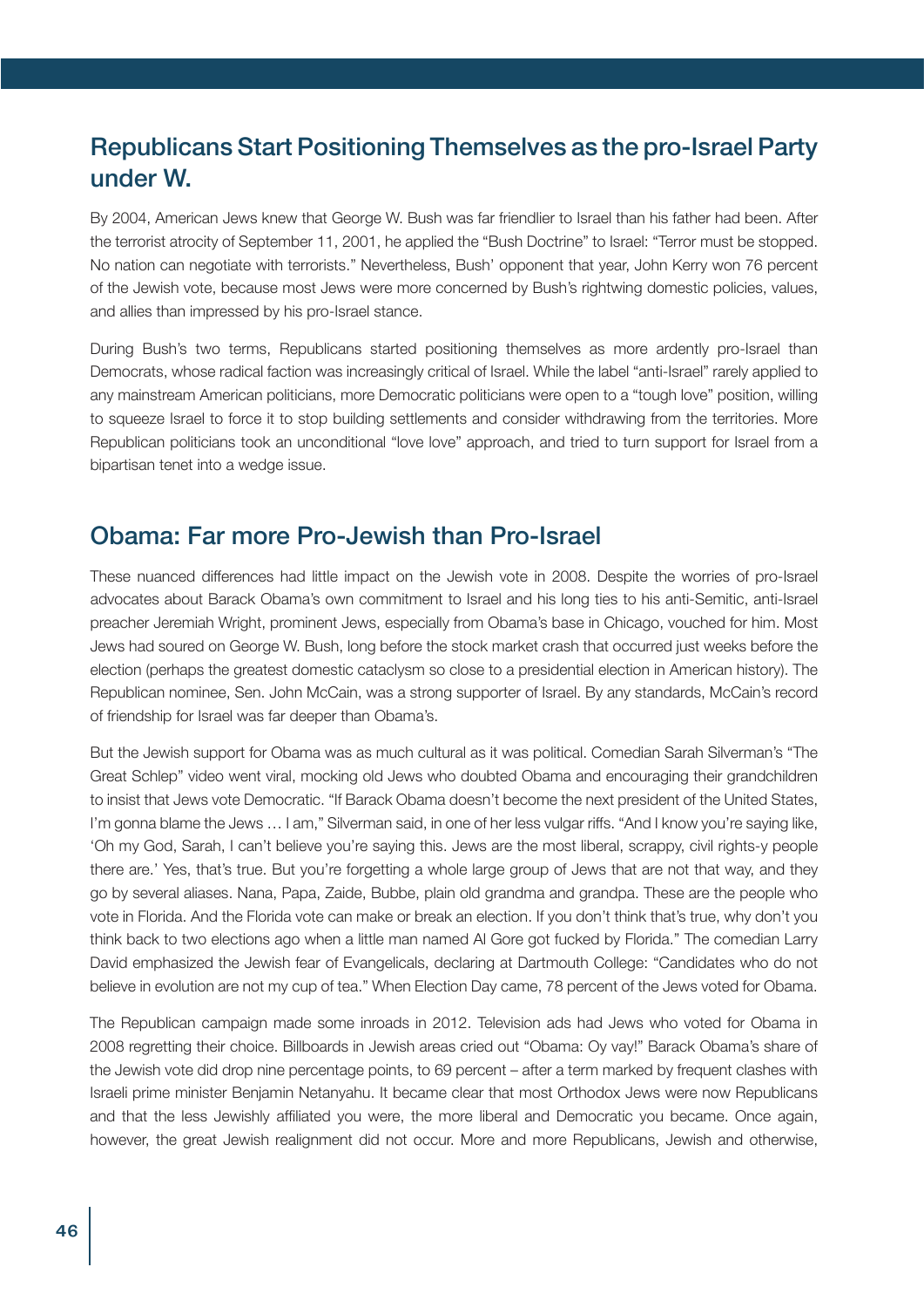## Republicans Start Positioning Themselves as the pro-Israel Party under W.

By 2004, American Jews knew that George W. Bush was far friendlier to Israel than his father had been. After the terrorist atrocity of September 11, 2001, he applied the "Bush Doctrine" to Israel: "Terror must be stopped. No nation can negotiate with terrorists." Nevertheless, Bush' opponent that year, John Kerry won 76 percent of the Jewish vote, because most Jews were more concerned by Bush's rightwing domestic policies, values, and allies than impressed by his pro-Israel stance.

During Bush's two terms, Republicans started positioning themselves as more ardently pro-Israel than Democrats, whose radical faction was increasingly critical of Israel. While the label "anti-Israel" rarely applied to any mainstream American politicians, more Democratic politicians were open to a "tough love" position, willing to squeeze Israel to force it to stop building settlements and consider withdrawing from the territories. More Republican politicians took an unconditional "love love" approach, and tried to turn support for Israel from a bipartisan tenet into a wedge issue.

## Obama: Far more Pro-Jewish than Pro-Israel

These nuanced differences had little impact on the Jewish vote in 2008. Despite the worries of pro-Israel advocates about Barack Obama's own commitment to Israel and his long ties to his anti-Semitic, anti-Israel preacher Jeremiah Wright, prominent Jews, especially from Obama's base in Chicago, vouched for him. Most Jews had soured on George W. Bush, long before the stock market crash that occurred just weeks before the election (perhaps the greatest domestic cataclysm so close to a presidential election in American history). The Republican nominee, Sen. John McCain, was a strong supporter of Israel. By any standards, McCain's record of friendship for Israel was far deeper than Obama's.

But the Jewish support for Obama was as much cultural as it was political. Comedian Sarah Silverman's "The Great Schlep" video went viral, mocking old Jews who doubted Obama and encouraging their grandchildren to insist that Jews vote Democratic. "If Barack Obama doesn't become the next president of the United States, I'm gonna blame the Jews … I am," Silverman said, in one of her less vulgar riffs. "And I know you're saying like, 'Oh my God, Sarah, I can't believe you're saying this. Jews are the most liberal, scrappy, civil rights-y people there are.' Yes, that's true. But you're forgetting a whole large group of Jews that are not that way, and they go by several aliases. Nana, Papa, Zaide, Bubbe, plain old grandma and grandpa. These are the people who vote in Florida. And the Florida vote can make or break an election. If you don't think that's true, why don't you think back to two elections ago when a little man named Al Gore got fucked by Florida." The comedian Larry David emphasized the Jewish fear of Evangelicals, declaring at Dartmouth College: "Candidates who do not believe in evolution are not my cup of tea." When Election Day came, 78 percent of the Jews voted for Obama.

The Republican campaign made some inroads in 2012. Television ads had Jews who voted for Obama in 2008 regretting their choice. Billboards in Jewish areas cried out "Obama: Oy vay!" Barack Obama's share of the Jewish vote did drop nine percentage points, to 69 percent – after a term marked by frequent clashes with Israeli prime minister Benjamin Netanyahu. It became clear that most Orthodox Jews were now Republicans and that the less Jewishly affiliated you were, the more liberal and Democratic you became. Once again, however, the great Jewish realignment did not occur. More and more Republicans, Jewish and otherwise,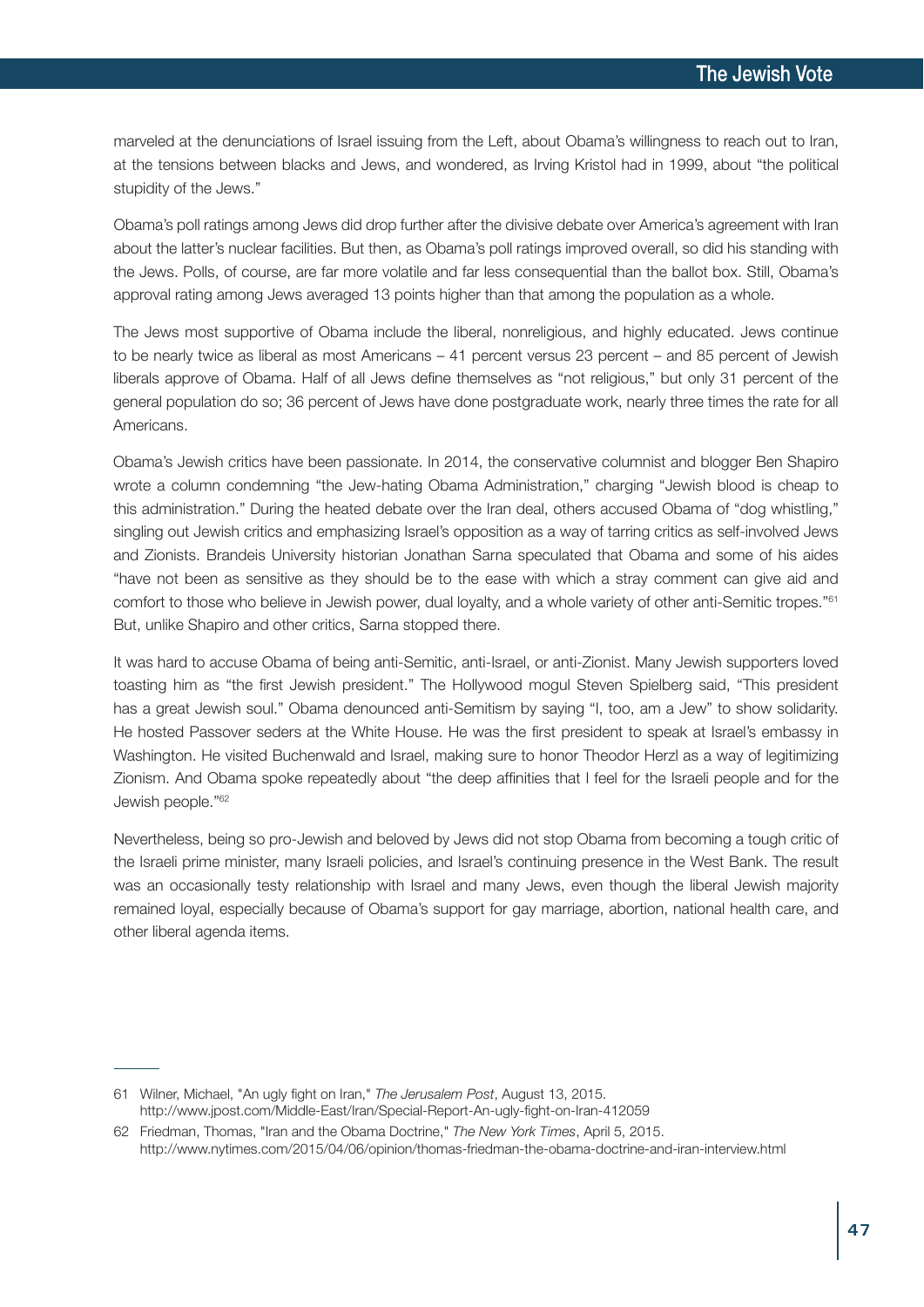marveled at the denunciations of Israel issuing from the Left, about Obama's willingness to reach out to Iran, at the tensions between blacks and Jews, and wondered, as Irving Kristol had in 1999, about "the political stupidity of the Jews."

Obama's poll ratings among Jews did drop further after the divisive debate over America's agreement with Iran about the latter's nuclear facilities. But then, as Obama's poll ratings improved overall, so did his standing with the Jews. Polls, of course, are far more volatile and far less consequential than the ballot box. Still, Obama's approval rating among Jews averaged 13 points higher than that among the population as a whole.

The Jews most supportive of Obama include the liberal, nonreligious, and highly educated. Jews continue to be nearly twice as liberal as most Americans – 41 percent versus 23 percent – and 85 percent of Jewish liberals approve of Obama. Half of all Jews define themselves as "not religious," but only 31 percent of the general population do so; 36 percent of Jews have done postgraduate work, nearly three times the rate for all Americans.

Obama's Jewish critics have been passionate. In 2014, the conservative columnist and blogger Ben Shapiro wrote a column condemning "the Jew-hating Obama Administration," charging "Jewish blood is cheap to this administration." During the heated debate over the Iran deal, others accused Obama of "dog whistling," singling out Jewish critics and emphasizing Israel's opposition as a way of tarring critics as self-involved Jews and Zionists. Brandeis University historian Jonathan Sarna speculated that Obama and some of his aides "have not been as sensitive as they should be to the ease with which a stray comment can give aid and comfort to those who believe in Jewish power, dual loyalty, and a whole variety of other anti-Semitic tropes."[61] But, unlike Shapiro and other critics, Sarna stopped there.

It was hard to accuse Obama of being anti-Semitic, anti-Israel, or anti-Zionist. Many Jewish supporters loved toasting him as "the first Jewish president." The Hollywood mogul Steven Spielberg said, "This president has a great Jewish soul." Obama denounced anti-Semitism by saying "I, too, am a Jew" to show solidarity. He hosted Passover seders at the White House. He was the first president to speak at Israel's embassy in Washington. He visited Buchenwald and Israel, making sure to honor Theodor Herzl as a way of legitimizing Zionism. And Obama spoke repeatedly about "the deep affinities that I feel for the Israeli people and for the Jewish people."[62]

Nevertheless, being so pro-Jewish and beloved by Jews did not stop Obama from becoming a tough critic of the Israeli prime minister, many Israeli policies, and Israel's continuing presence in the West Bank. The result was an occasionally testy relationship with Israel and many Jews, even though the liberal Jewish majority remained loyal, especially because of Obama's support for gay marriage, abortion, national health care, and other liberal agenda items.

---

61 Wilner, Michael, "An ugly fight on Iran," *The Jerusalem Post*, August 13, 2015. http://www.jpost.com/Middle-East/Iran/Special-Report-An-ugly-fight-on-Iran-412059

62 Friedman, Thomas, "Iran and the Obama Doctrine," *The New York Times*, April 5, 2015. http://www.nytimes.com/2015/04/06/opinion/thomas-friedman-the-obama-doctrine-and-iran-interview.html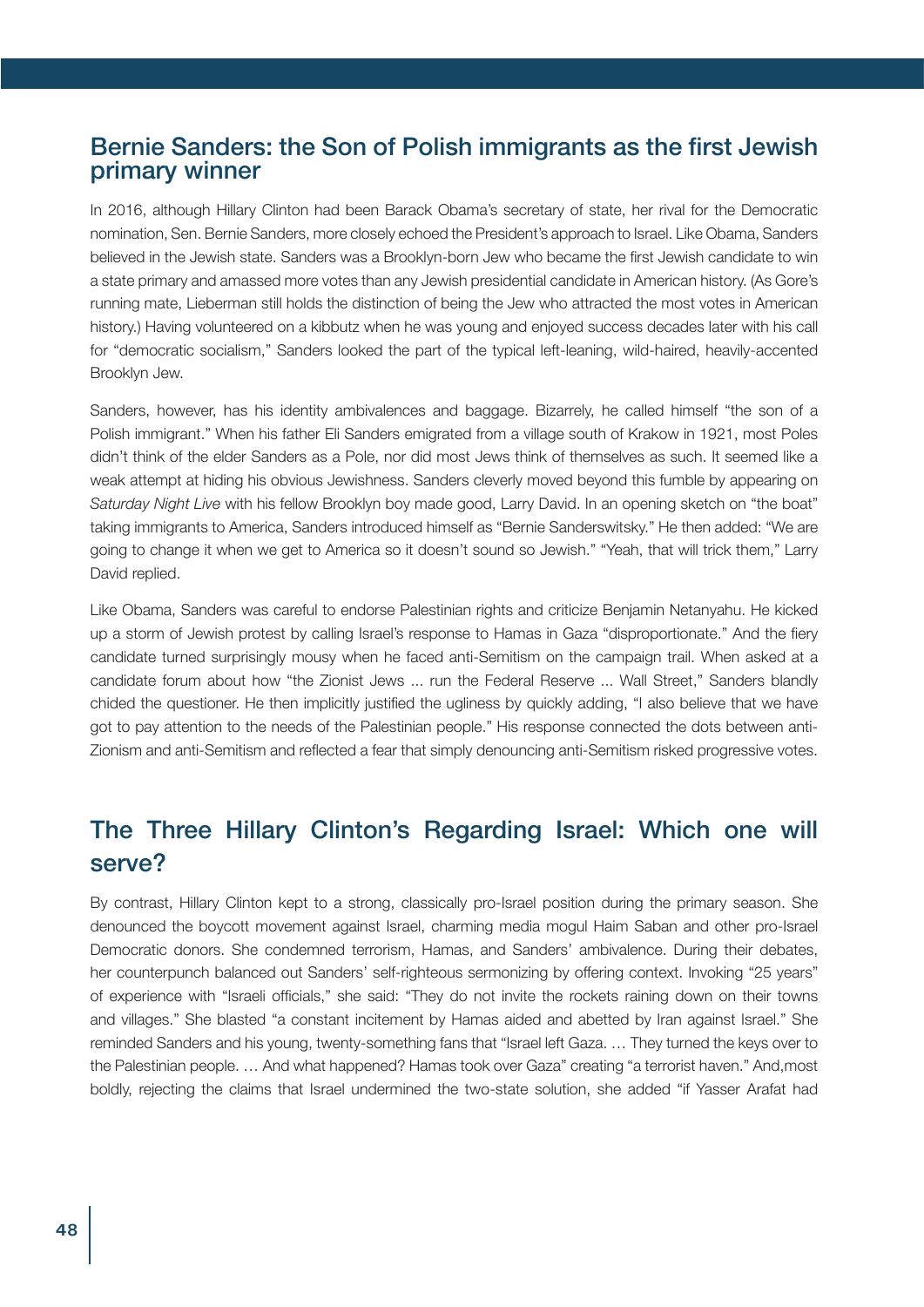## Bernie Sanders: the Son of Polish immigrants as the first Jewish primary winner

In 2016, although Hillary Clinton had been Barack Obama's secretary of state, her rival for the Democratic nomination, Sen. Bernie Sanders, more closely echoed the President's approach to Israel. Like Obama, Sanders believed in the Jewish state. Sanders was a Brooklyn-born Jew who became the first Jewish candidate to win a state primary and amassed more votes than any Jewish presidential candidate in American history. (As Gore's running mate, Lieberman still holds the distinction of being the Jew who attracted the most votes in American history.) Having volunteered on a kibbutz when he was young and enjoyed success decades later with his call for "democratic socialism," Sanders looked the part of the typical left-leaning, wild-haired, heavily-accented Brooklyn Jew.

Sanders, however, has his identity ambivalences and baggage. Bizarrely, he called himself "the son of a Polish immigrant." When his father Eli Sanders emigrated from a village south of Krakow in 1921, most Poles didn't think of the elder Sanders as a Pole, nor did most Jews think of themselves as such. It seemed like a weak attempt at hiding his obvious Jewishness. Sanders cleverly moved beyond this fumble by appearing on *Saturday Night Live* with his fellow Brooklyn boy made good, Larry David. In an opening sketch on "the boat" taking immigrants to America, Sanders introduced himself as "Bernie Sanderswitsky." He then added: "We are going to change it when we get to America so it doesn't sound so Jewish." "Yeah, that will trick them," Larry David replied.

Like Obama, Sanders was careful to endorse Palestinian rights and criticize Benjamin Netanyahu. He kicked up a storm of Jewish protest by calling Israel's response to Hamas in Gaza "disproportionate." And the fiery candidate turned surprisingly mousy when he faced anti-Semitism on the campaign trail. When asked at a candidate forum about how "the Zionist Jews ... run the Federal Reserve ... Wall Street," Sanders blandly chided the questioner. He then implicitly justified the ugliness by quickly adding, "I also believe that we have got to pay attention to the needs of the Palestinian people." His response connected the dots between anti-Zionism and anti-Semitism and reflected a fear that simply denouncing anti-Semitism risked progressive votes.

## The Three Hillary Clinton's Regarding Israel: Which one will serve?

By contrast, Hillary Clinton kept to a strong, classically pro-Israel position during the primary season. She denounced the boycott movement against Israel, charming media mogul Haim Saban and other pro-Israel Democratic donors. She condemned terrorism, Hamas, and Sanders' ambivalence. During their debates, her counterpunch balanced out Sanders' self-righteous sermonizing by offering context. Invoking "25 years" of experience with "Israeli officials," she said: "They do not invite the rockets raining down on their towns and villages." She blasted "a constant incitement by Hamas aided and abetted by Iran against Israel." She reminded Sanders and his young, twenty-something fans that "Israel left Gaza. … They turned the keys over to the Palestinian people. … And what happened? Hamas took over Gaza" creating "a terrorist haven." And,most boldly, rejecting the claims that Israel undermined the two-state solution, she added "if Yasser Arafat had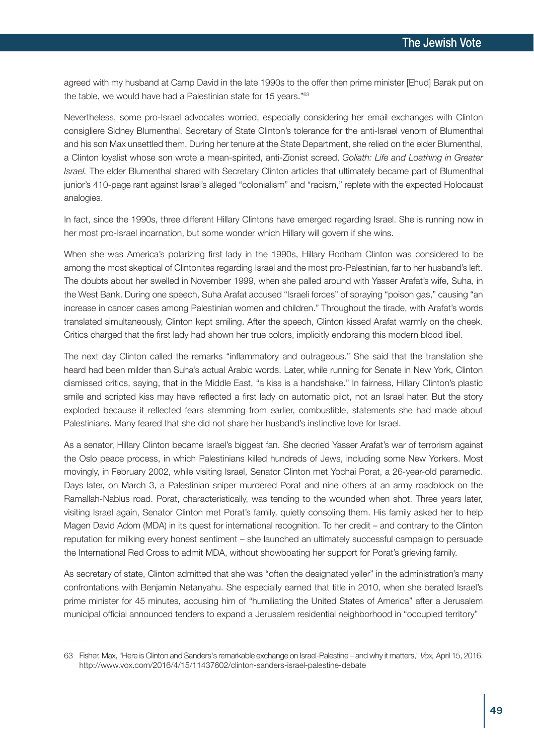agreed with my husband at Camp David in the late 1990s to the offer then prime minister [Ehud] Barak put on the table, we would have had a Palestinian state for 15 years."[63]

Nevertheless, some pro-Israel advocates worried, especially considering her email exchanges with Clinton consigliere Sidney Blumenthal. Secretary of State Clinton's tolerance for the anti-Israel venom of Blumenthal and his son Max unsettled them. During her tenure at the State Department, she relied on the elder Blumenthal, a Clinton loyalist whose son wrote a mean-spirited, anti-Zionist screed, *Goliath: Life and Loathing in Greater Israel.* The elder Blumenthal shared with Secretary Clinton articles that ultimately became part of Blumenthal junior's 410-page rant against Israel's alleged "colonialism" and "racism," replete with the expected Holocaust analogies.

In fact, since the 1990s, three different Hillary Clintons have emerged regarding Israel. She is running now in her most pro-Israel incarnation, but some wonder which Hillary will govern if she wins.

When she was America's polarizing first lady in the 1990s, Hillary Rodham Clinton was considered to be among the most skeptical of Clintonites regarding Israel and the most pro-Palestinian, far to her husband's left. The doubts about her swelled in November 1999, when she palled around with Yasser Arafat's wife, Suha, in the West Bank. During one speech, Suha Arafat accused "Israeli forces" of spraying "poison gas," causing "an increase in cancer cases among Palestinian women and children." Throughout the tirade, with Arafat's words translated simultaneously, Clinton kept smiling. After the speech, Clinton kissed Arafat warmly on the cheek. Critics charged that the first lady had shown her true colors, implicitly endorsing this modern blood libel.

The next day Clinton called the remarks "inflammatory and outrageous." She said that the translation she heard had been milder than Suha's actual Arabic words. Later, while running for Senate in New York, Clinton dismissed critics, saying, that in the Middle East, "a kiss is a handshake." In fairness, Hillary Clinton's plastic smile and scripted kiss may have reflected a first lady on automatic pilot, not an Israel hater. But the story exploded because it reflected fears stemming from earlier, combustible, statements she had made about Palestinians. Many feared that she did not share her husband's instinctive love for Israel.

As a senator, Hillary Clinton became Israel's biggest fan. She decried Yasser Arafat's war of terrorism against the Oslo peace process, in which Palestinians killed hundreds of Jews, including some New Yorkers. Most movingly, in February 2002, while visiting Israel, Senator Clinton met Yochai Porat, a 26-year-old paramedic. Days later, on March 3, a Palestinian sniper murdered Porat and nine others at an army roadblock on the Ramallah-Nablus road. Porat, characteristically, was tending to the wounded when shot. Three years later, visiting Israel again, Senator Clinton met Porat's family, quietly consoling them. His family asked her to help Magen David Adom (MDA) in its quest for international recognition. To her credit – and contrary to the Clinton reputation for milking every honest sentiment – she launched an ultimately successful campaign to persuade the International Red Cross to admit MDA, without showboating her support for Porat's grieving family.

As secretary of state, Clinton admitted that she was "often the designated yeller" in the administration's many confrontations with Benjamin Netanyahu. She especially earned that title in 2010, when she berated Israel's prime minister for 45 minutes, accusing him of "humiliating the United States of America" after a Jerusalem municipal official announced tenders to expand a Jerusalem residential neighborhood in "occupied territory"

---

63 Fisher, Max, "Here is Clinton and Sanders's remarkable exchange on Israel-Palestine – and why it matters," *Vox,* April 15, 2016. http://www.vox.com/2016/4/15/11437602/clinton-sanders-israel-palestine-debate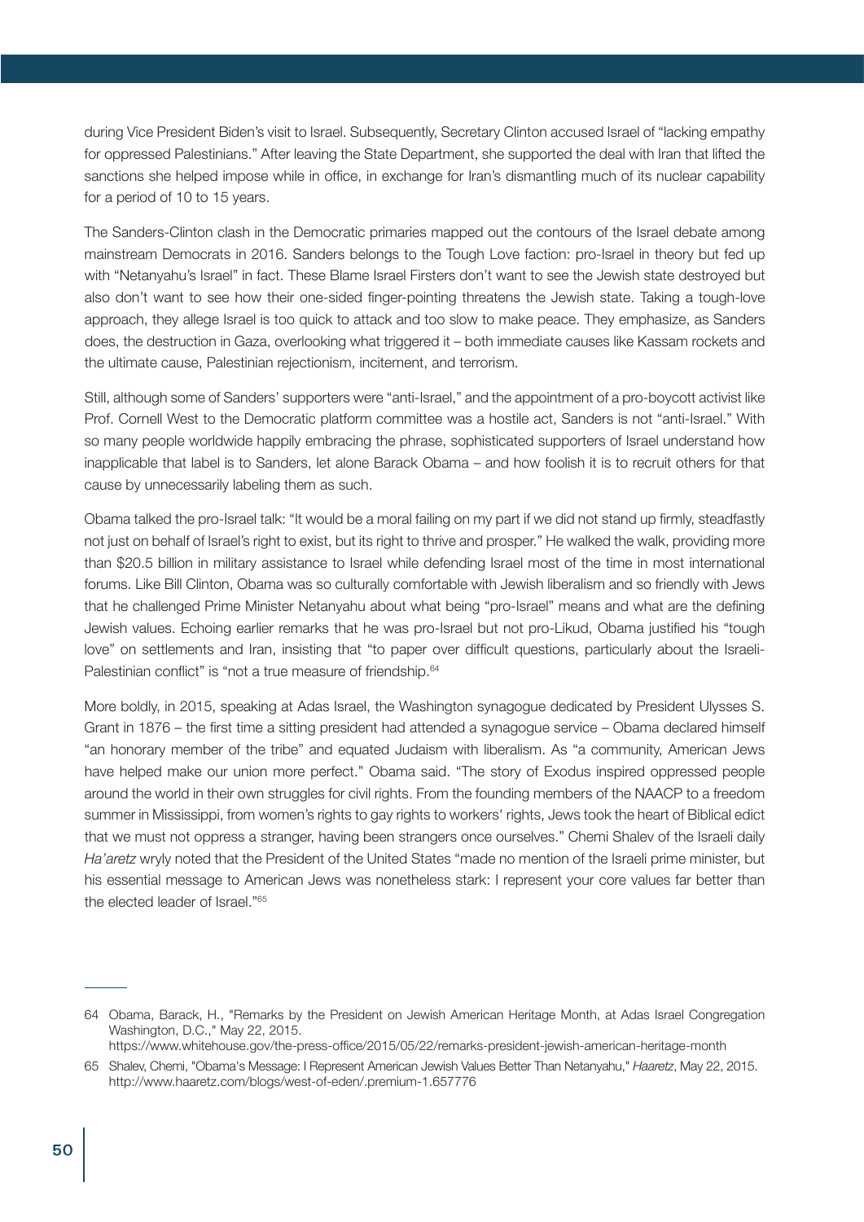during Vice President Biden's visit to Israel. Subsequently, Secretary Clinton accused Israel of "lacking empathy for oppressed Palestinians." After leaving the State Department, she supported the deal with Iran that lifted the sanctions she helped impose while in office, in exchange for Iran's dismantling much of its nuclear capability for a period of 10 to 15 years.

The Sanders-Clinton clash in the Democratic primaries mapped out the contours of the Israel debate among mainstream Democrats in 2016. Sanders belongs to the Tough Love faction: pro-Israel in theory but fed up with "Netanyahu's Israel" in fact. These Blame Israel Firsters don't want to see the Jewish state destroyed but also don't want to see how their one-sided finger-pointing threatens the Jewish state. Taking a tough-love approach, they allege Israel is too quick to attack and too slow to make peace. They emphasize, as Sanders does, the destruction in Gaza, overlooking what triggered it – both immediate causes like Kassam rockets and the ultimate cause, Palestinian rejectionism, incitement, and terrorism.

Still, although some of Sanders' supporters were "anti-Israel," and the appointment of a pro-boycott activist like Prof. Cornell West to the Democratic platform committee was a hostile act, Sanders is not "anti-Israel." With so many people worldwide happily embracing the phrase, sophisticated supporters of Israel understand how inapplicable that label is to Sanders, let alone Barack Obama – and how foolish it is to recruit others for that cause by unnecessarily labeling them as such.

Obama talked the pro-Israel talk: "It would be a moral failing on my part if we did not stand up firmly, steadfastly not just on behalf of Israel's right to exist, but its right to thrive and prosper." He walked the walk, providing more than $20.5 billion in military assistance to Israel while defending Israel most of the time in most international forums. Like Bill Clinton, Obama was so culturally comfortable with Jewish liberalism and so friendly with Jews that he challenged Prime Minister Netanyahu about what being "pro-Israel" means and what are the defining Jewish values. Echoing earlier remarks that he was pro-Israel but not pro-Likud, Obama justified his "tough love" on settlements and Iran, insisting that "to paper over difficult questions, particularly about the Israeli-Palestinian conflict" is "not a true measure of friendship.[64]

More boldly, in 2015, speaking at Adas Israel, the Washington synagogue dedicated by President Ulysses S. Grant in 1876 – the first time a sitting president had attended a synagogue service – Obama declared himself "an honorary member of the tribe" and equated Judaism with liberalism. As "a community, American Jews have helped make our union more perfect." Obama said. "The story of Exodus inspired oppressed people around the world in their own struggles for civil rights. From the founding members of the NAACP to a freedom summer in Mississippi, from women's rights to gay rights to workers' rights, Jews took the heart of Biblical edict that we must not oppress a stranger, having been strangers once ourselves." Chemi Shalev of the Israeli daily *Ha'aretz* wryly noted that the President of the United States "made no mention of the Israeli prime minister, but his essential message to American Jews was nonetheless stark: I represent your core values far better than the elected leader of Israel."[65]

---

64 Obama, Barack, H., "Remarks by the President on Jewish American Heritage Month, at Adas Israel Congregation Washington, D.C.," May 22, 2015. https://www.whitehouse.gov/the-press-office/2015/05/22/remarks-president-jewish-american-heritage-month

65 Shalev, Chemi, "Obama's Message: I Represent American Jewish Values Better Than Netanyahu," *Haaretz*, May 22, 2015. http://www.haaretz.com/blogs/west-of-eden/.premium-1.657776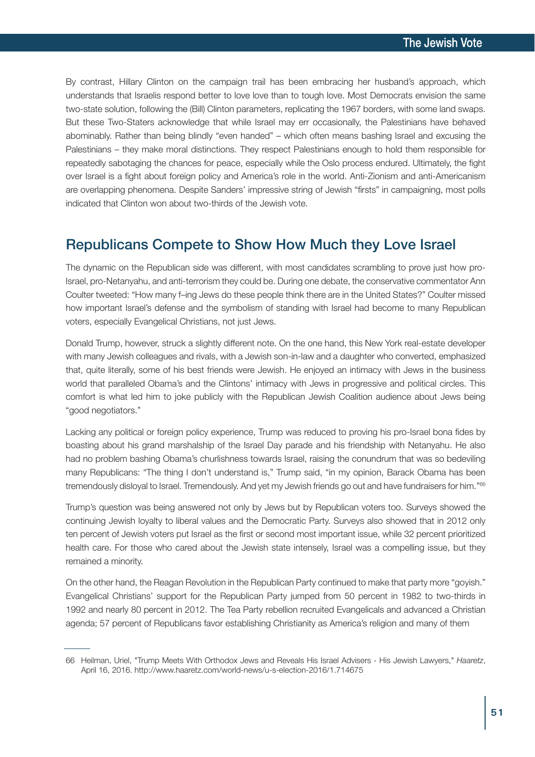By contrast, Hillary Clinton on the campaign trail has been embracing her husband's approach, which understands that Israelis respond better to love love than to tough love. Most Democrats envision the same two-state solution, following the (Bill) Clinton parameters, replicating the 1967 borders, with some land swaps. But these Two-Staters acknowledge that while Israel may err occasionally, the Palestinians have behaved abominably. Rather than being blindly "even handed" – which often means bashing Israel and excusing the Palestinians – they make moral distinctions. They respect Palestinians enough to hold them responsible for repeatedly sabotaging the chances for peace, especially while the Oslo process endured. Ultimately, the fight over Israel is a fight about foreign policy and America's role in the world. Anti-Zionism and anti-Americanism are overlapping phenomena. Despite Sanders' impressive string of Jewish "firsts" in campaigning, most polls indicated that Clinton won about two-thirds of the Jewish vote.

## Republicans Compete to Show How Much they Love Israel

The dynamic on the Republican side was different, with most candidates scrambling to prove just how pro-Israel, pro-Netanyahu, and anti-terrorism they could be. During one debate, the conservative commentator Ann Coulter tweeted: "How many f–ing Jews do these people think there are in the United States?" Coulter missed how important Israel's defense and the symbolism of standing with Israel had become to many Republican voters, especially Evangelical Christians, not just Jews.

Donald Trump, however, struck a slightly different note. On the one hand, this New York real-estate developer with many Jewish colleagues and rivals, with a Jewish son-in-law and a daughter who converted, emphasized that, quite literally, some of his best friends were Jewish. He enjoyed an intimacy with Jews in the business world that paralleled Obama's and the Clintons' intimacy with Jews in progressive and political circles. This comfort is what led him to joke publicly with the Republican Jewish Coalition audience about Jews being "good negotiators."

Lacking any political or foreign policy experience, Trump was reduced to proving his pro-Israel bona fides by boasting about his grand marshalship of the Israel Day parade and his friendship with Netanyahu. He also had no problem bashing Obama's churlishness towards Israel, raising the conundrum that was so bedeviling many Republicans: "The thing I don't understand is," Trump said, "in my opinion, Barack Obama has been tremendously disloyal to Israel. Tremendously. And yet my Jewish friends go out and have fundraisers for him."[66]

Trump's question was being answered not only by Jews but by Republican voters too. Surveys showed the continuing Jewish loyalty to liberal values and the Democratic Party. Surveys also showed that in 2012 only ten percent of Jewish voters put Israel as the first or second most important issue, while 32 percent prioritized health care. For those who cared about the Jewish state intensely, Israel was a compelling issue, but they remained a minority.

On the other hand, the Reagan Revolution in the Republican Party continued to make that party more "goyish." Evangelical Christians' support for the Republican Party jumped from 50 percent in 1982 to two-thirds in 1992 and nearly 80 percent in 2012. The Tea Party rebellion recruited Evangelicals and advanced a Christian agenda; 57 percent of Republicans favor establishing Christianity as America's religion and many of them

---

66 Heilman, Uriel, "Trump Meets With Orthodox Jews and Reveals His Israel Advisers - His Jewish Lawyers," *Haaretz*, April 16, 2016. http://www.haaretz.com/world-news/u-s-election-2016/1.714675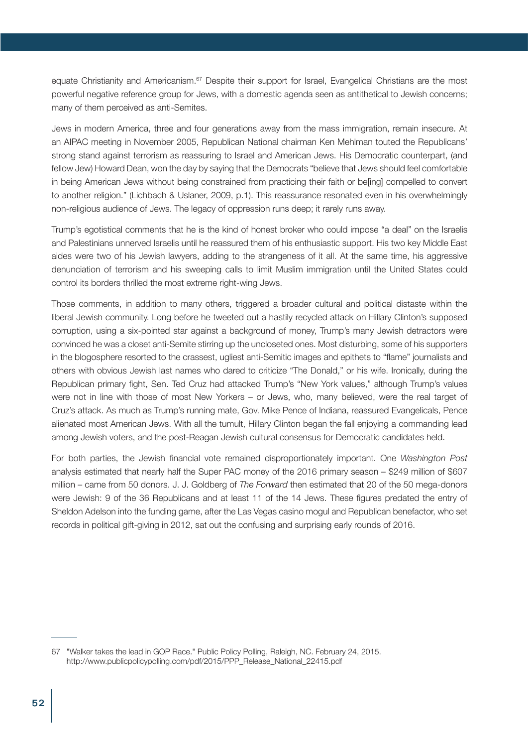equate Christianity and Americanism.[67] Despite their support for Israel, Evangelical Christians are the most powerful negative reference group for Jews, with a domestic agenda seen as antithetical to Jewish concerns; many of them perceived as anti-Semites.

Jews in modern America, three and four generations away from the mass immigration, remain insecure. At an AIPAC meeting in November 2005, Republican National chairman Ken Mehlman touted the Republicans' strong stand against terrorism as reassuring to Israel and American Jews. His Democratic counterpart, (and fellow Jew) Howard Dean, won the day by saying that the Democrats "believe that Jews should feel comfortable in being American Jews without being constrained from practicing their faith or be[ing] compelled to convert to another religion." (Lichbach & Uslaner, 2009, p.1). This reassurance resonated even in his overwhelmingly non-religious audience of Jews. The legacy of oppression runs deep; it rarely runs away.

Trump's egotistical comments that he is the kind of honest broker who could impose "a deal" on the Israelis and Palestinians unnerved Israelis until he reassured them of his enthusiastic support. His two key Middle East aides were two of his Jewish lawyers, adding to the strangeness of it all. At the same time, his aggressive denunciation of terrorism and his sweeping calls to limit Muslim immigration until the United States could control its borders thrilled the most extreme right-wing Jews.

Those comments, in addition to many others, triggered a broader cultural and political distaste within the liberal Jewish community. Long before he tweeted out a hastily recycled attack on Hillary Clinton's supposed corruption, using a six-pointed star against a background of money, Trump's many Jewish detractors were convinced he was a closet anti-Semite stirring up the uncloseted ones. Most disturbing, some of his supporters in the blogosphere resorted to the crassest, ugliest anti-Semitic images and epithets to "flame" journalists and others with obvious Jewish last names who dared to criticize "The Donald," or his wife. Ironically, during the Republican primary fight, Sen. Ted Cruz had attacked Trump's "New York values," although Trump's values were not in line with those of most New Yorkers – or Jews, who, many believed, were the real target of Cruz's attack. As much as Trump's running mate, Gov. Mike Pence of Indiana, reassured Evangelicals, Pence alienated most American Jews. With all the tumult, Hillary Clinton began the fall enjoying a commanding lead among Jewish voters, and the post-Reagan Jewish cultural consensus for Democratic candidates held.

For both parties, the Jewish financial vote remained disproportionately important. One *Washington Post* analysis estimated that nearly half the Super PAC money of the 2016 primary season – $249 million of $607 million – came from 50 donors. J. J. Goldberg of *The Forward* then estimated that 20 of the 50 mega-donors were Jewish: 9 of the 36 Republicans and at least 11 of the 14 Jews. These figures predated the entry of Sheldon Adelson into the funding game, after the Las Vegas casino mogul and Republican benefactor, who set records in political gift-giving in 2012, sat out the confusing and surprising early rounds of 2016.

---

67 "Walker takes the lead in GOP Race." Public Policy Polling, Raleigh, NC. February 24, 2015. http://www.publicpolicypolling.com/pdf/2015/PPP_Release_National_22415.pdf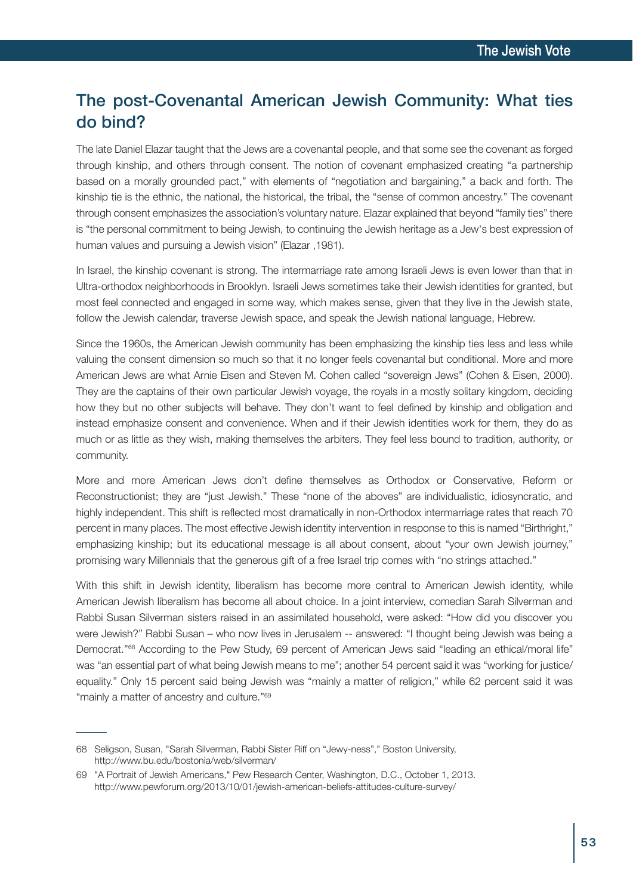## The post-Covenantal American Jewish Community: What ties do bind?

The late Daniel Elazar taught that the Jews are a covenantal people, and that some see the covenant as forged through kinship, and others through consent. The notion of covenant emphasized creating "a partnership based on a morally grounded pact," with elements of "negotiation and bargaining," a back and forth. The kinship tie is the ethnic, the national, the historical, the tribal, the "sense of common ancestry." The covenant through consent emphasizes the association's voluntary nature. Elazar explained that beyond "family ties" there is "the personal commitment to being Jewish, to continuing the Jewish heritage as a Jew's best expression of human values and pursuing a Jewish vision" (Elazar ,1981).

In Israel, the kinship covenant is strong. The intermarriage rate among Israeli Jews is even lower than that in Ultra-orthodox neighborhoods in Brooklyn. Israeli Jews sometimes take their Jewish identities for granted, but most feel connected and engaged in some way, which makes sense, given that they live in the Jewish state, follow the Jewish calendar, traverse Jewish space, and speak the Jewish national language, Hebrew.

Since the 1960s, the American Jewish community has been emphasizing the kinship ties less and less while valuing the consent dimension so much so that it no longer feels covenantal but conditional. More and more American Jews are what Arnie Eisen and Steven M. Cohen called "sovereign Jews" (Cohen & Eisen, 2000). They are the captains of their own particular Jewish voyage, the royals in a mostly solitary kingdom, deciding how they but no other subjects will behave. They don't want to feel defined by kinship and obligation and instead emphasize consent and convenience. When and if their Jewish identities work for them, they do as much or as little as they wish, making themselves the arbiters. They feel less bound to tradition, authority, or community.

More and more American Jews don't define themselves as Orthodox or Conservative, Reform or Reconstructionist; they are "just Jewish." These "none of the aboves" are individualistic, idiosyncratic, and highly independent. This shift is reflected most dramatically in non-Orthodox intermarriage rates that reach 70 percent in many places. The most effective Jewish identity intervention in response to this is named "Birthright," emphasizing kinship; but its educational message is all about consent, about "your own Jewish journey," promising wary Millennials that the generous gift of a free Israel trip comes with "no strings attached."

With this shift in Jewish identity, liberalism has become more central to American Jewish identity, while American Jewish liberalism has become all about choice. In a joint interview, comedian Sarah Silverman and Rabbi Susan Silverman sisters raised in an assimilated household, were asked: "How did you discover you were Jewish?" Rabbi Susan – who now lives in Jerusalem -- answered: "I thought being Jewish was being a Democrat."[68] According to the Pew Study, 69 percent of American Jews said "leading an ethical/moral life" was "an essential part of what being Jewish means to me"; another 54 percent said it was "working for justice/equality." Only 15 percent said being Jewish was "mainly a matter of religion," while 62 percent said it was "mainly a matter of ancestry and culture."[69]

---

68 Seligson, Susan, "Sarah Silverman, Rabbi Sister Riff on "Jewy-ness"," Boston University, http://www.bu.edu/bostonia/web/silverman/

69 "A Portrait of Jewish Americans," Pew Research Center, Washington, D.C., October 1, 2013. http://www.pewforum.org/2013/10/01/jewish-american-beliefs-attitudes-culture-survey/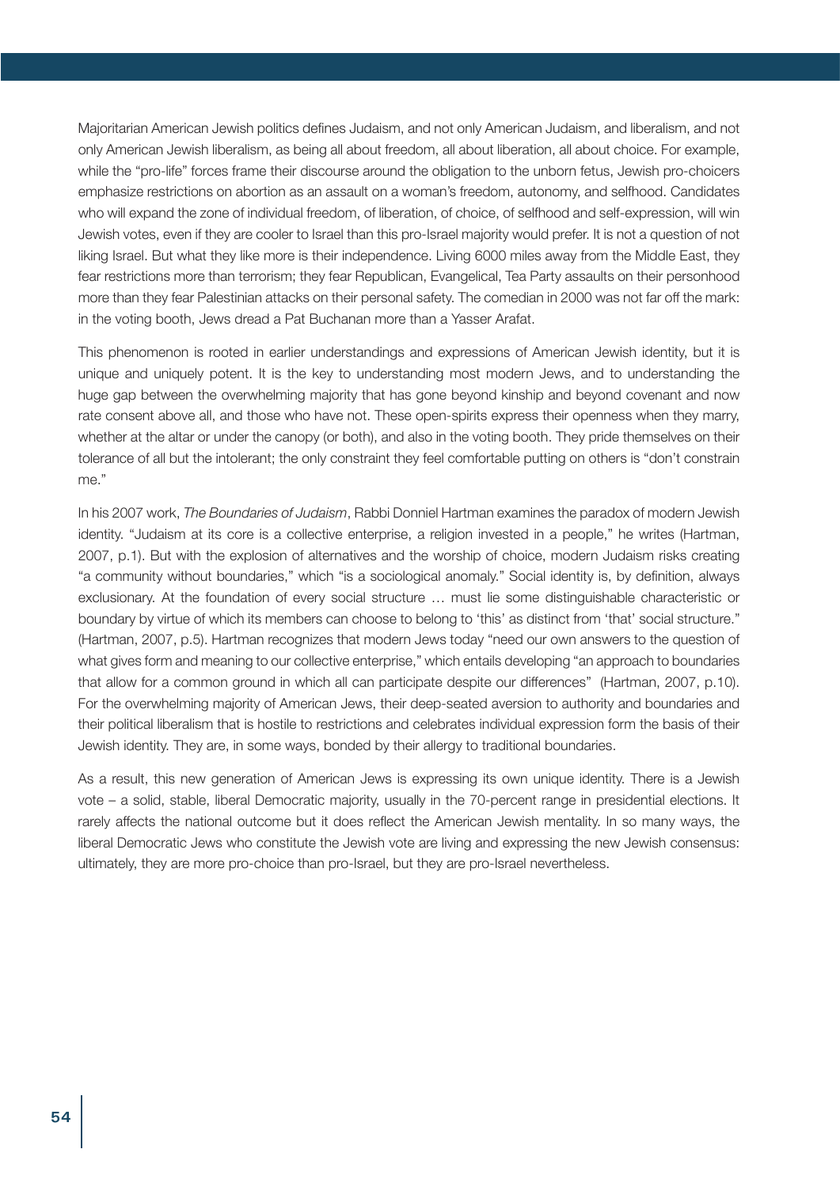Majoritarian American Jewish politics defines Judaism, and not only American Judaism, and liberalism, and not only American Jewish liberalism, as being all about freedom, all about liberation, all about choice. For example, while the "pro-life" forces frame their discourse around the obligation to the unborn fetus, Jewish pro-choicers emphasize restrictions on abortion as an assault on a woman's freedom, autonomy, and selfhood. Candidates who will expand the zone of individual freedom, of liberation, of choice, of selfhood and self-expression, will win Jewish votes, even if they are cooler to Israel than this pro-Israel majority would prefer. It is not a question of not liking Israel. But what they like more is their independence. Living 6000 miles away from the Middle East, they fear restrictions more than terrorism; they fear Republican, Evangelical, Tea Party assaults on their personhood more than they fear Palestinian attacks on their personal safety. The comedian in 2000 was not far off the mark: in the voting booth, Jews dread a Pat Buchanan more than a Yasser Arafat.

This phenomenon is rooted in earlier understandings and expressions of American Jewish identity, but it is unique and uniquely potent. It is the key to understanding most modern Jews, and to understanding the huge gap between the overwhelming majority that has gone beyond kinship and beyond covenant and now rate consent above all, and those who have not. These open-spirits express their openness when they marry, whether at the altar or under the canopy (or both), and also in the voting booth. They pride themselves on their tolerance of all but the intolerant; the only constraint they feel comfortable putting on others is "don't constrain me."

In his 2007 work, *The Boundaries of Judaism*, Rabbi Donniel Hartman examines the paradox of modern Jewish identity. "Judaism at its core is a collective enterprise, a religion invested in a people," he writes (Hartman, 2007, p.1). But with the explosion of alternatives and the worship of choice, modern Judaism risks creating "a community without boundaries," which "is a sociological anomaly." Social identity is, by definition, always exclusionary. At the foundation of every social structure … must lie some distinguishable characteristic or boundary by virtue of which its members can choose to belong to 'this' as distinct from 'that' social structure." (Hartman, 2007, p.5). Hartman recognizes that modern Jews today "need our own answers to the question of what gives form and meaning to our collective enterprise," which entails developing "an approach to boundaries that allow for a common ground in which all can participate despite our differences" (Hartman, 2007, p.10). For the overwhelming majority of American Jews, their deep-seated aversion to authority and boundaries and their political liberalism that is hostile to restrictions and celebrates individual expression form the basis of their Jewish identity. They are, in some ways, bonded by their allergy to traditional boundaries.

As a result, this new generation of American Jews is expressing its own unique identity. There is a Jewish vote – a solid, stable, liberal Democratic majority, usually in the 70-percent range in presidential elections. It rarely affects the national outcome but it does reflect the American Jewish mentality. In so many ways, the liberal Democratic Jews who constitute the Jewish vote are living and expressing the new Jewish consensus: ultimately, they are more pro-choice than pro-Israel, but they are pro-Israel nevertheless.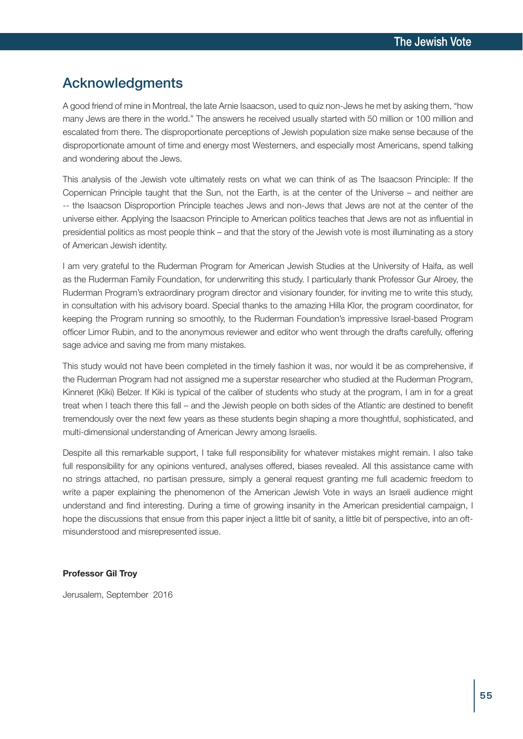## Acknowledgments

A good friend of mine in Montreal, the late Arnie Isaacson, used to quiz non-Jews he met by asking them, "how many Jews are there in the world." The answers he received usually started with 50 million or 100 million and escalated from there. The disproportionate perceptions of Jewish population size make sense because of the disproportionate amount of time and energy most Westerners, and especially most Americans, spend talking and wondering about the Jews.

This analysis of the Jewish vote ultimately rests on what we can think of as The Isaacson Principle: If the Copernican Principle taught that the Sun, not the Earth, is at the center of the Universe – and neither are -- the Isaacson Disproportion Principle teaches Jews and non-Jews that Jews are not at the center of the universe either. Applying the Isaacson Principle to American politics teaches that Jews are not as influential in presidential politics as most people think – and that the story of the Jewish vote is most illuminating as a story of American Jewish identity.

I am very grateful to the Ruderman Program for American Jewish Studies at the University of Haifa, as well as the Ruderman Family Foundation, for underwriting this study. I particularly thank Professor Gur Alroey, the Ruderman Program's extraordinary program director and visionary founder, for inviting me to write this study, in consultation with his advisory board. Special thanks to the amazing Hilla Klor, the program coordinator, for keeping the Program running so smoothly, to the Ruderman Foundation's impressive Israel-based Program officer Limor Rubin, and to the anonymous reviewer and editor who went through the drafts carefully, offering sage advice and saving me from many mistakes.

This study would not have been completed in the timely fashion it was, nor would it be as comprehensive, if the Ruderman Program had not assigned me a superstar researcher who studied at the Ruderman Program, Kinneret (Kiki) Belzer. If Kiki is typical of the caliber of students who study at the program, I am in for a great treat when I teach there this fall – and the Jewish people on both sides of the Atlantic are destined to benefit tremendously over the next few years as these students begin shaping a more thoughtful, sophisticated, and multi-dimensional understanding of American Jewry among Israelis.

Despite all this remarkable support, I take full responsibility for whatever mistakes might remain. I also take full responsibility for any opinions ventured, analyses offered, biases revealed. All this assistance came with no strings attached, no partisan pressure, simply a general request granting me full academic freedom to write a paper explaining the phenomenon of the American Jewish Vote in ways an Israeli audience might understand and find interesting. During a time of growing insanity in the American presidential campaign, I hope the discussions that ensue from this paper inject a little bit of sanity, a little bit of perspective, into an oft-misunderstood and misrepresented issue.

**Professor Gil Troy**

Jerusalem, September 2016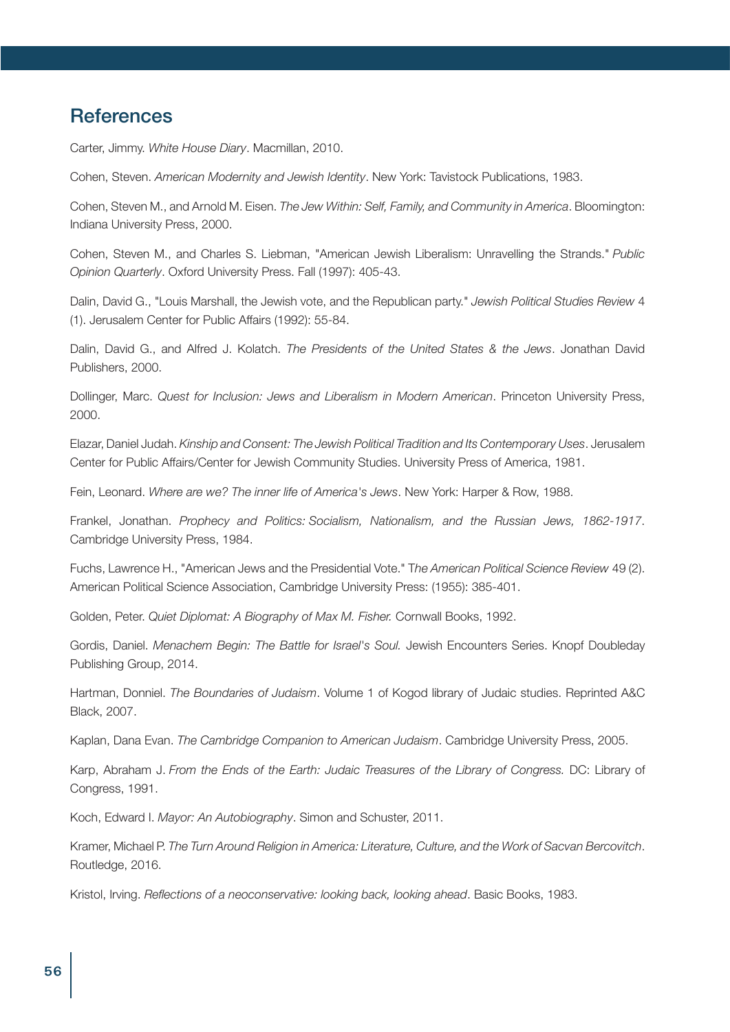## References

Carter, Jimmy. *White House Diary*. Macmillan, 2010.

Cohen, Steven. *American Modernity and Jewish Identity*. New York: Tavistock Publications, 1983.

Cohen, Steven M., and Arnold M. Eisen. *The Jew Within: Self, Family, and Community in America*. Bloomington: Indiana University Press, 2000.

Cohen, Steven M., and Charles S. Liebman, "American Jewish Liberalism: Unravelling the Strands." *Public Opinion Quarterly*. Oxford University Press. Fall (1997): 405-43.

Dalin, David G., "Louis Marshall, the Jewish vote, and the Republican party." *Jewish Political Studies Review* 4 (1). Jerusalem Center for Public Affairs (1992): 55-84.

Dalin, David G., and Alfred J. Kolatch. *The Presidents of the United States & the Jews*. Jonathan David Publishers, 2000.

Dollinger, Marc. *Quest for Inclusion: Jews and Liberalism in Modern American*. Princeton University Press, 2000.

Elazar, Daniel Judah. *Kinship and Consent: The Jewish Political Tradition and Its Contemporary Uses*. Jerusalem Center for Public Affairs/Center for Jewish Community Studies. University Press of America, 1981.

Fein, Leonard. *Where are we? The inner life of America's Jews*. New York: Harper & Row, 1988.

Frankel, Jonathan. *Prophecy and Politics: Socialism, Nationalism, and the Russian Jews, 1862-1917*. Cambridge University Press, 1984.

Fuchs, Lawrence H., "American Jews and the Presidential Vote." T*he American Political Science Review* 49 (2). American Political Science Association, Cambridge University Press: (1955): 385-401.

Golden, Peter. *Quiet Diplomat: A Biography of Max M. Fisher.* Cornwall Books, 1992.

Gordis, Daniel. *Menachem Begin: The Battle for Israel's Soul.* Jewish Encounters Series. Knopf Doubleday Publishing Group, 2014.

Hartman, Donniel. *The Boundaries of Judaism*. Volume 1 of Kogod library of Judaic studies. Reprinted A&C Black, 2007.

Kaplan, Dana Evan. *The Cambridge Companion to American Judaism*. Cambridge University Press, 2005.

Karp, Abraham J. *From the Ends of the Earth: Judaic Treasures of the Library of Congress.* DC: Library of Congress, 1991.

Koch, Edward I. *Mayor: An Autobiography*. Simon and Schuster, 2011.

Kramer, Michael P. *The Turn Around Religion in America: Literature, Culture, and the Work of Sacvan Bercovitch*. Routledge, 2016.

Kristol, Irving. *Reflections of a neoconservative: looking back, looking ahead*. Basic Books, 1983.